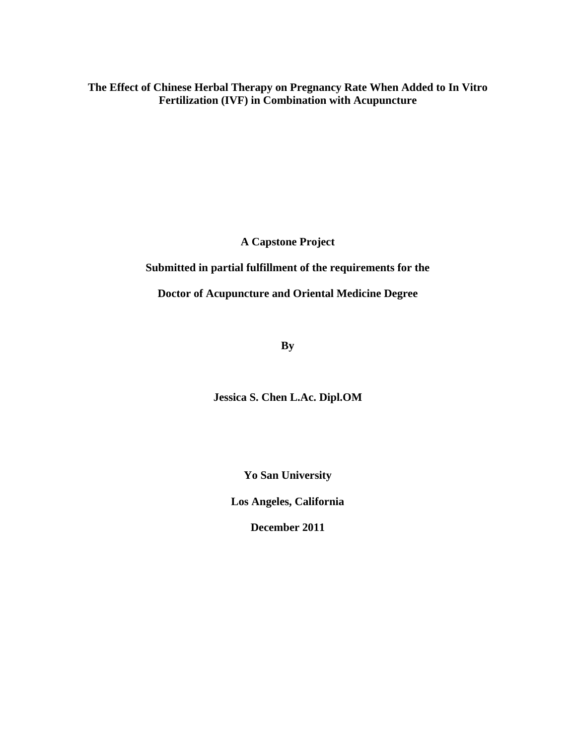# The Effect of Chinese Herbal Therapy on Pregnancy Rate When Added to In Vitro Fertilization (IVF) in Combination with Acupuncture

**A Capstone Project**

**Submitted in partial fulfillment of the requirements for the**

**Doctor of Acupuncture and Oriental Medicine Degree**

**By**

**Jessica S. Chen L.Ac. Dipl.OM**

**Yo San University**

**Los Angeles, California**

**December 2011**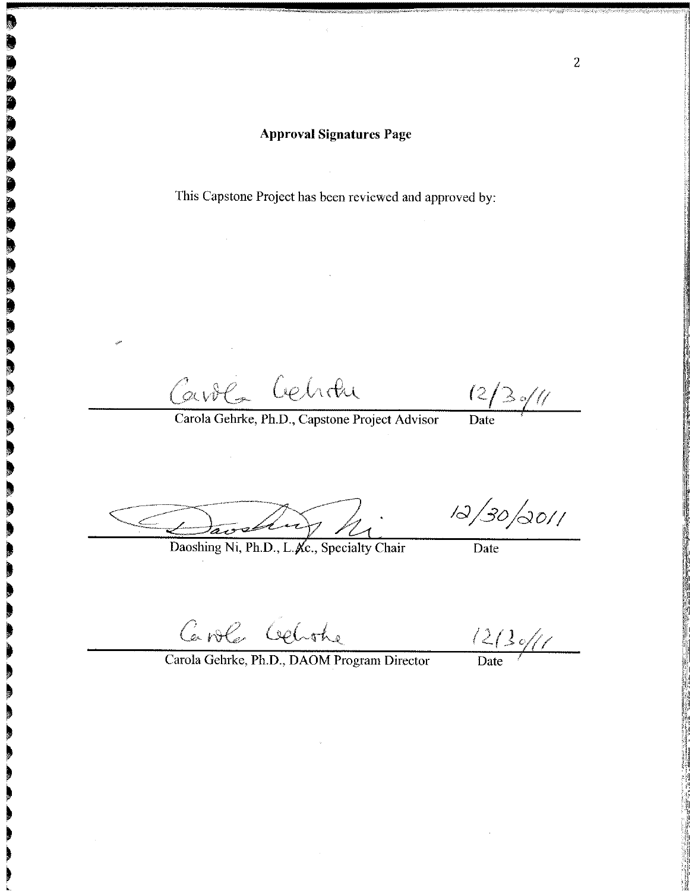# Approval Signatures Page

This Capstone Project has been reviewed and approved by:

Carola Gehrke 12/30/11

Carola Gehrke, Ph.D., Capstone Project Advisor — Date

Daoshing Ni 12/30/2011

Daoshing Ni, Ph.D., L.Ac., Specialty Chair — Date

Carola Gehrke 12/30/11

Carola Gehrke, Ph.D., DAOM Program Director — Date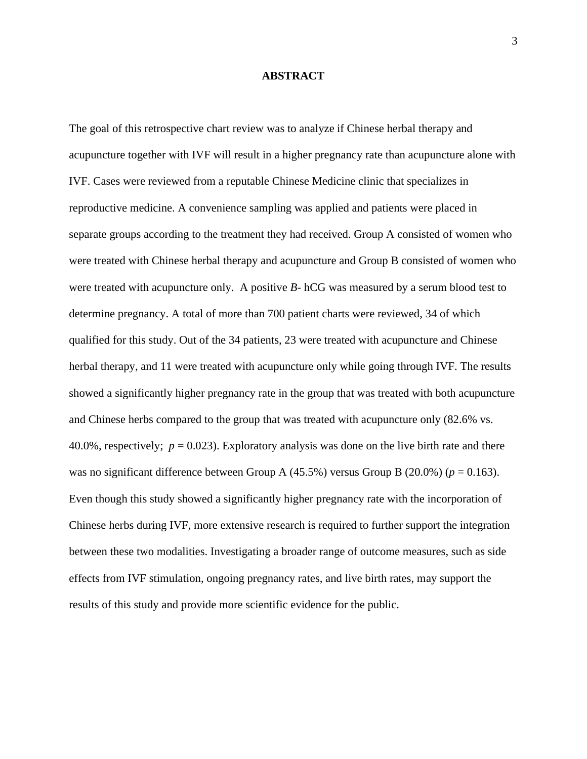# ABSTRACT

The goal of this retrospective chart review was to analyze if Chinese herbal therapy and acupuncture together with IVF will result in a higher pregnancy rate than acupuncture alone with IVF. Cases were reviewed from a reputable Chinese Medicine clinic that specializes in reproductive medicine. A convenience sampling was applied and patients were placed in separate groups according to the treatment they had received. Group A consisted of women who were treated with Chinese herbal therapy and acupuncture and Group B consisted of women who were treated with acupuncture only. A positive *B*- hCG was measured by a serum blood test to determine pregnancy. A total of more than 700 patient charts were reviewed, 34 of which qualified for this study. Out of the 34 patients, 23 were treated with acupuncture and Chinese herbal therapy, and 11 were treated with acupuncture only while going through IVF. The results showed a significantly higher pregnancy rate in the group that was treated with both acupuncture and Chinese herbs compared to the group that was treated with acupuncture only (82.6% vs. 40.0%, respectively; $p = 0.023$). Exploratory analysis was done on the live birth rate and there was no significant difference between Group A (45.5%) versus Group B (20.0%) ($p = 0.163$). Even though this study showed a significantly higher pregnancy rate with the incorporation of Chinese herbs during IVF, more extensive research is required to further support the integration between these two modalities. Investigating a broader range of outcome measures, such as side effects from IVF stimulation, ongoing pregnancy rates, and live birth rates, may support the results of this study and provide more scientific evidence for the public.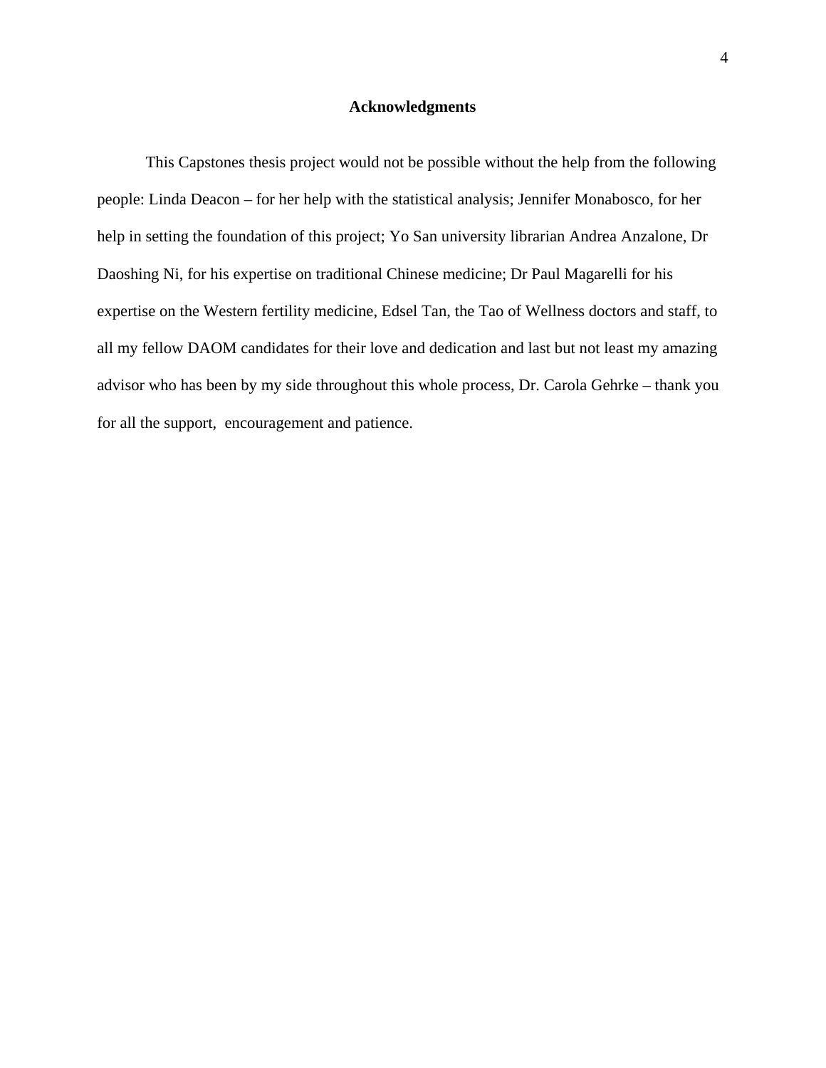## Acknowledgments

This Capstones thesis project would not be possible without the help from the following people: Linda Deacon – for her help with the statistical analysis; Jennifer Monabosco, for her help in setting the foundation of this project; Yo San university librarian Andrea Anzalone, Dr Daoshing Ni, for his expertise on traditional Chinese medicine; Dr Paul Magarelli for his expertise on the Western fertility medicine, Edsel Tan, the Tao of Wellness doctors and staff, to all my fellow DAOM candidates for their love and dedication and last but not least my amazing advisor who has been by my side throughout this whole process, Dr. Carola Gehrke – thank you for all the support, encouragement and patience.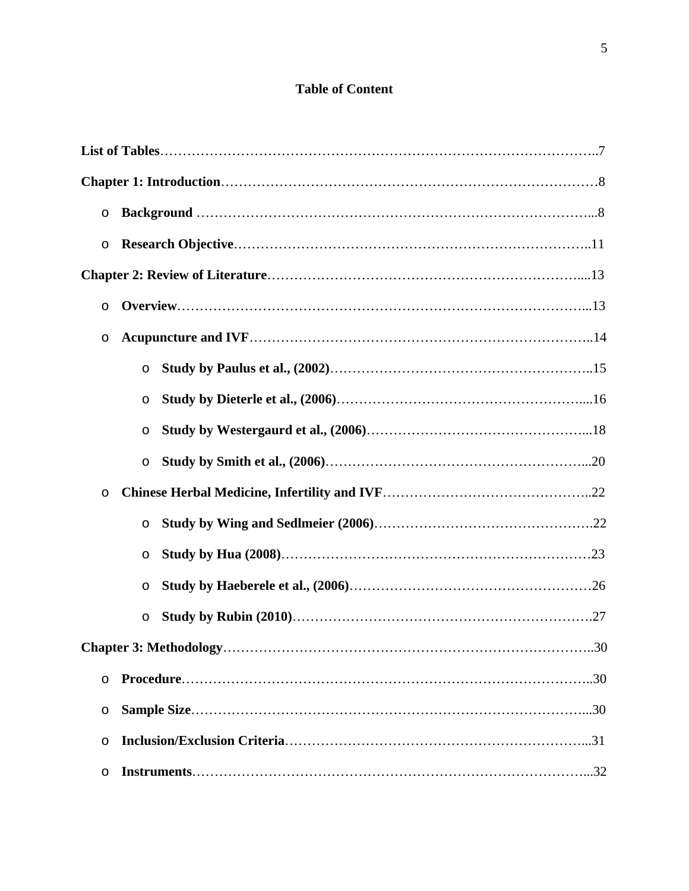# Table of Content

**List of Tables**……………………………………………………………………………………..7

**Chapter 1: Introduction**……………………………………………………………………………8

- **Background** ……………………………………………………………………………...8
- **Research Objective**……………………………………………………………………..11

**Chapter 2: Review of Literature**……………………………………………………………....13

- **Overview**………………………………………………………………………………...13
- **Acupuncture and IVF**…………………………………………………………………..14
  - **Study by Paulus et al., (2002)**…………………………………………………..15
  - **Study by Dieterle et al., (2006)**………………………………………………....16
  - **Study by Westergaurd et al., (2006)**…………………………………………...18
  - **Study by Smith et al., (2006)**…………………………………………………...20
- **Chinese Herbal Medicine, Infertility and IVF**………………………………………..22
  - **Study by Wing and Sedlmeier (2006)**………………………………………….22
  - **Study by Hua (2008)**……………………………………………………………23
  - **Study by Haeberele et al., (2006)**………………………………………………26
  - **Study by Rubin (2010)**………………………………………………………….27

**Chapter 3: Methodology**……………………………………………………………………..30

- **Procedure**……………………………………………………………………………..30
- **Sample Size**…………………………………………………………………………...30
- **Inclusion/Exclusion Criteria**…………………………………………………………...31
- **Instruments**…………………………………………………………………………...32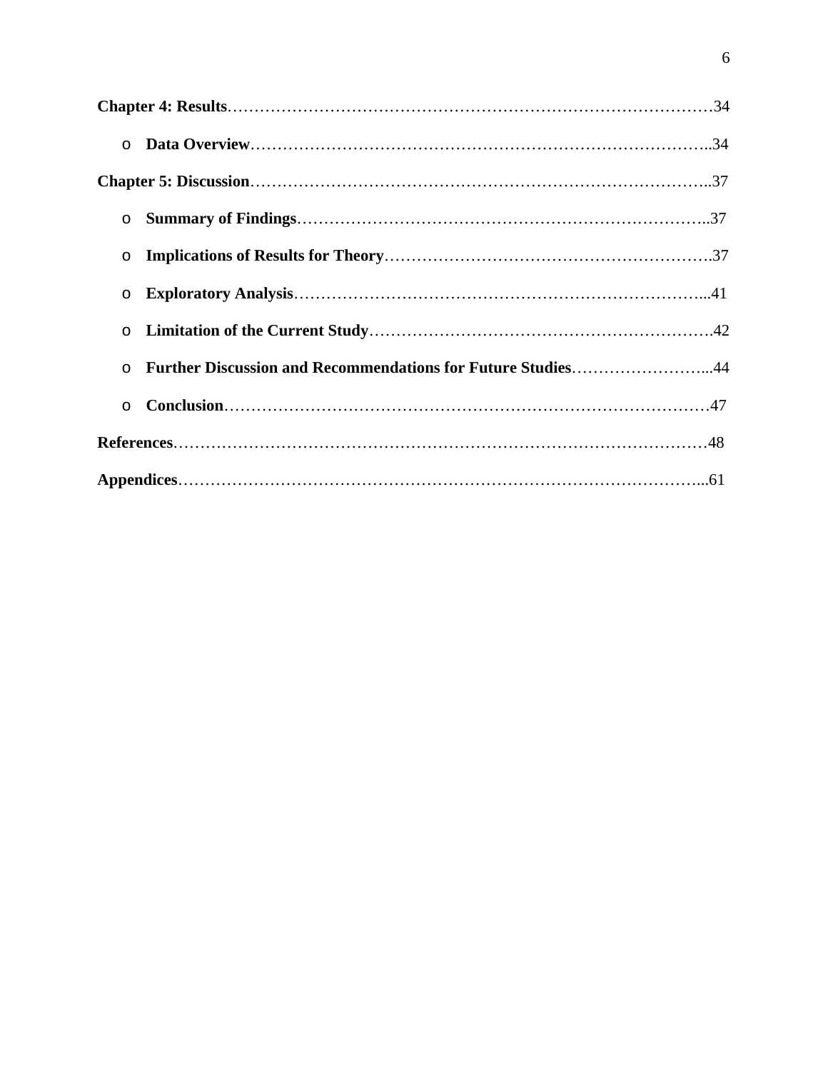**Chapter 4: Results**……………………………………………………………………………34

- **Data Overview**…………………………………………………………………………..34

**Chapter 5: Discussion**…………………………………………………………………………..37

- **Summary of Findings**…………………………………………………………………..37
- **Implications of Results for Theory**…………………………………………………….37
- **Exploratory Analysis**…………………………………………………………………...41
- **Limitation of the Current Study**……………………………………………………….42
- **Further Discussion and Recommendations for Future Studies**……………………...44
- **Conclusion**………………………………………………………………………………47

**References**………………………………………………………………………………………48

**Appendices**……………………………………………………………………………………...61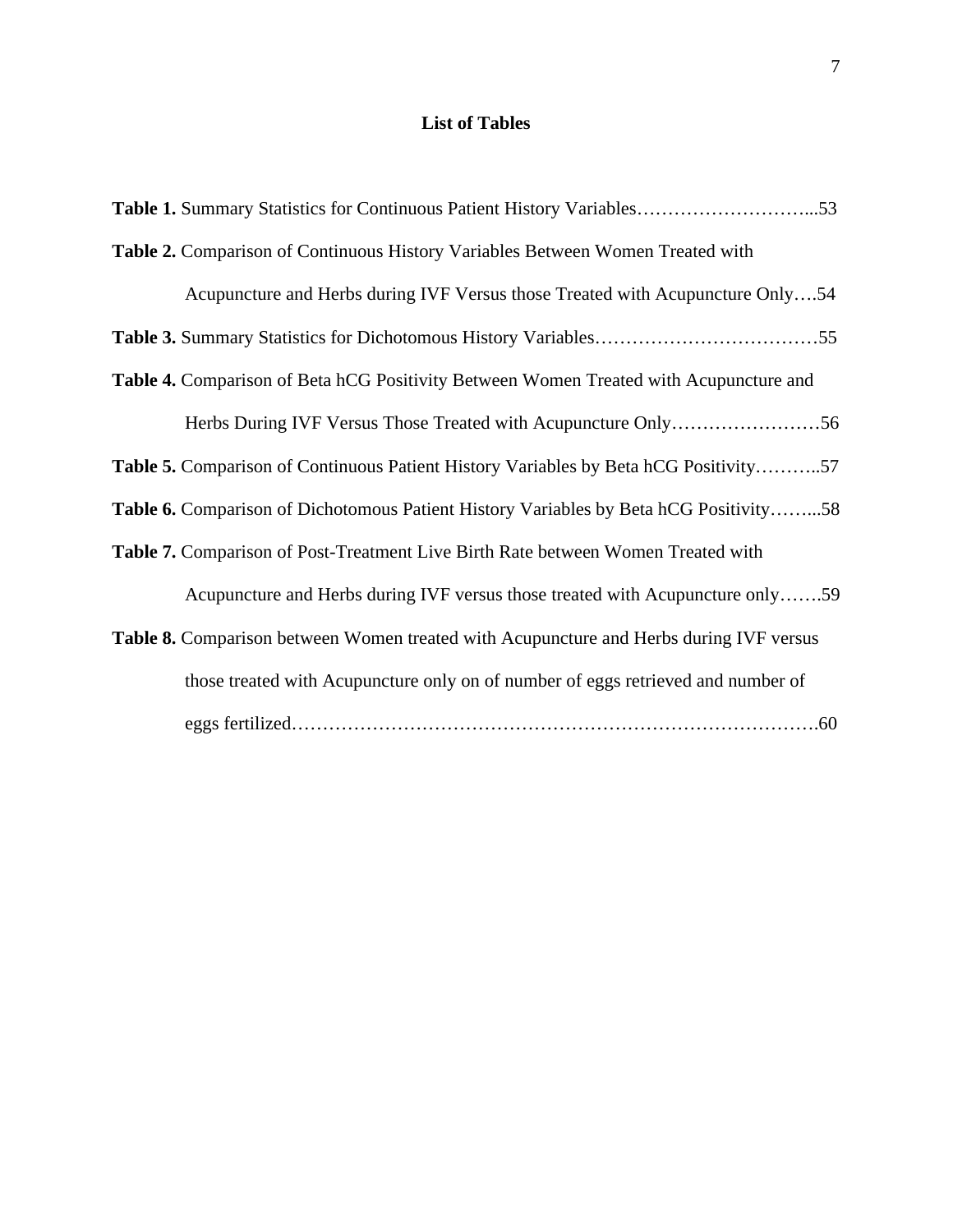## List of Tables

**Table 1.** Summary Statistics for Continuous Patient History Variables………………………...53

**Table 2.** Comparison of Continuous History Variables Between Women Treated with Acupuncture and Herbs during IVF Versus those Treated with Acupuncture Only….54

**Table 3.** Summary Statistics for Dichotomous History Variables………………………………55

**Table 4.** Comparison of Beta hCG Positivity Between Women Treated with Acupuncture and Herbs During IVF Versus Those Treated with Acupuncture Only……………………56

**Table 5.** Comparison of Continuous Patient History Variables by Beta hCG Positivity………..57

**Table 6.** Comparison of Dichotomous Patient History Variables by Beta hCG Positivity……...58

**Table 7.** Comparison of Post-Treatment Live Birth Rate between Women Treated with Acupuncture and Herbs during IVF versus those treated with Acupuncture only…….59

**Table 8.** Comparison between Women treated with Acupuncture and Herbs during IVF versus those treated with Acupuncture only on of number of eggs retrieved and number of eggs fertilized……………………………………………………………………….60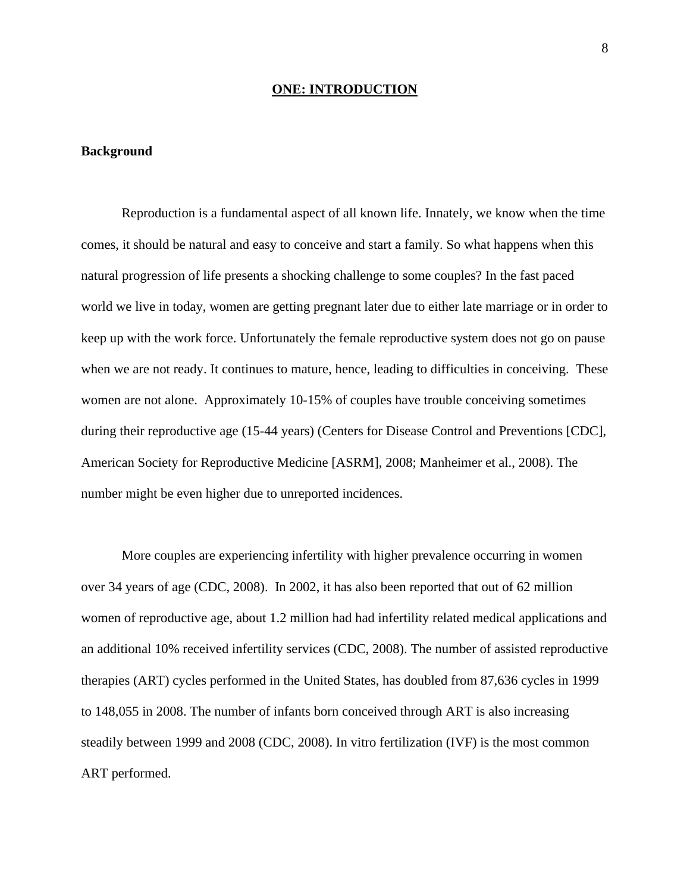# ONE: INTRODUCTION

## Background

Reproduction is a fundamental aspect of all known life. Innately, we know when the time comes, it should be natural and easy to conceive and start a family. So what happens when this natural progression of life presents a shocking challenge to some couples? In the fast paced world we live in today, women are getting pregnant later due to either late marriage or in order to keep up with the work force. Unfortunately the female reproductive system does not go on pause when we are not ready. It continues to mature, hence, leading to difficulties in conceiving. These women are not alone. Approximately 10-15% of couples have trouble conceiving sometimes during their reproductive age (15-44 years) (Centers for Disease Control and Preventions [CDC], American Society for Reproductive Medicine [ASRM], 2008; Manheimer et al., 2008). The number might be even higher due to unreported incidences.

More couples are experiencing infertility with higher prevalence occurring in women over 34 years of age (CDC, 2008). In 2002, it has also been reported that out of 62 million women of reproductive age, about 1.2 million had had infertility related medical applications and an additional 10% received infertility services (CDC, 2008). The number of assisted reproductive therapies (ART) cycles performed in the United States, has doubled from 87,636 cycles in 1999 to 148,055 in 2008. The number of infants born conceived through ART is also increasing steadily between 1999 and 2008 (CDC, 2008). In vitro fertilization (IVF) is the most common ART performed.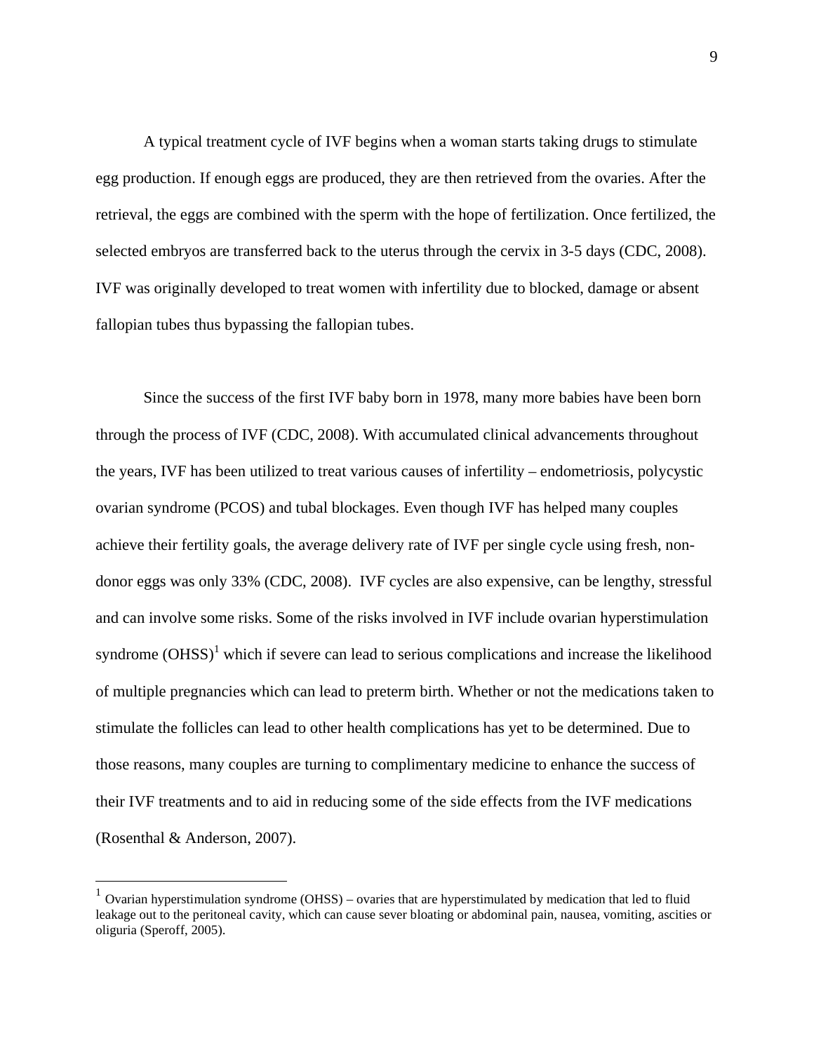A typical treatment cycle of IVF begins when a woman starts taking drugs to stimulate egg production. If enough eggs are produced, they are then retrieved from the ovaries. After the retrieval, the eggs are combined with the sperm with the hope of fertilization. Once fertilized, the selected embryos are transferred back to the uterus through the cervix in 3-5 days (CDC, 2008). IVF was originally developed to treat women with infertility due to blocked, damage or absent fallopian tubes thus bypassing the fallopian tubes.

Since the success of the first IVF baby born in 1978, many more babies have been born through the process of IVF (CDC, 2008). With accumulated clinical advancements throughout the years, IVF has been utilized to treat various causes of infertility – endometriosis, polycystic ovarian syndrome (PCOS) and tubal blockages. Even though IVF has helped many couples achieve their fertility goals, the average delivery rate of IVF per single cycle using fresh, non-donor eggs was only 33% (CDC, 2008). IVF cycles are also expensive, can be lengthy, stressful and can involve some risks. Some of the risks involved in IVF include ovarian hyperstimulation syndrome (OHSS)[1] which if severe can lead to serious complications and increase the likelihood of multiple pregnancies which can lead to preterm birth. Whether or not the medications taken to stimulate the follicles can lead to other health complications has yet to be determined. Due to those reasons, many couples are turning to complimentary medicine to enhance the success of their IVF treatments and to aid in reducing some of the side effects from the IVF medications (Rosenthal & Anderson, 2007).

---

[1] Ovarian hyperstimulation syndrome (OHSS) – ovaries that are hyperstimulated by medication that led to fluid leakage out to the peritoneal cavity, which can cause sever bloating or abdominal pain, nausea, vomiting, ascities or oliguria (Speroff, 2005).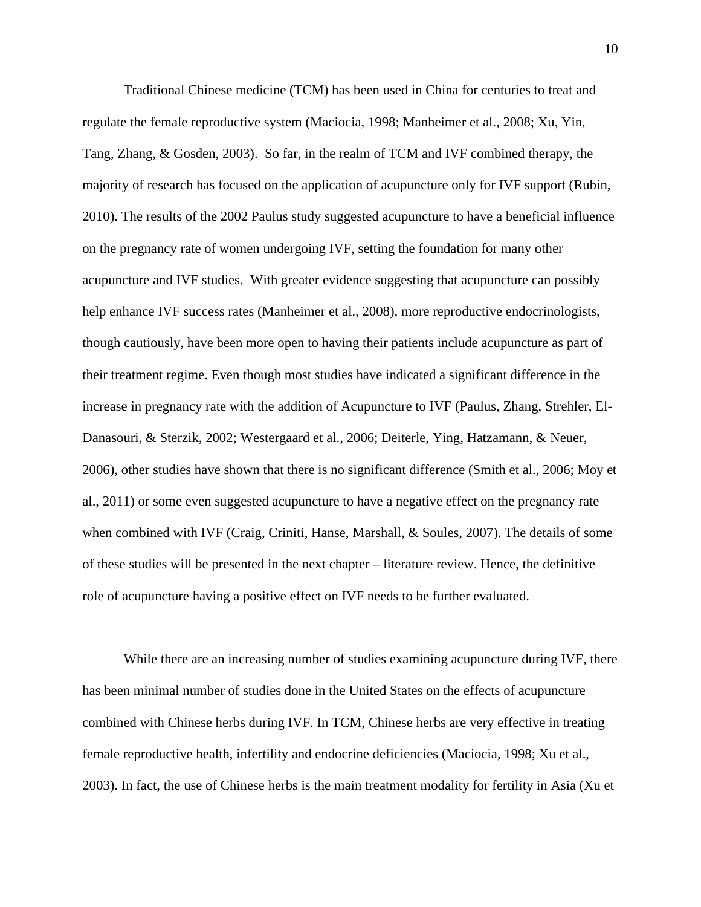Traditional Chinese medicine (TCM) has been used in China for centuries to treat and regulate the female reproductive system (Maciocia, 1998; Manheimer et al., 2008; Xu, Yin, Tang, Zhang, & Gosden, 2003). So far, in the realm of TCM and IVF combined therapy, the majority of research has focused on the application of acupuncture only for IVF support (Rubin, 2010). The results of the 2002 Paulus study suggested acupuncture to have a beneficial influence on the pregnancy rate of women undergoing IVF, setting the foundation for many other acupuncture and IVF studies. With greater evidence suggesting that acupuncture can possibly help enhance IVF success rates (Manheimer et al., 2008), more reproductive endocrinologists, though cautiously, have been more open to having their patients include acupuncture as part of their treatment regime. Even though most studies have indicated a significant difference in the increase in pregnancy rate with the addition of Acupuncture to IVF (Paulus, Zhang, Strehler, El-Danasouri, & Sterzik, 2002; Westergaard et al., 2006; Deiterle, Ying, Hatzamann, & Neuer, 2006), other studies have shown that there is no significant difference (Smith et al., 2006; Moy et al., 2011) or some even suggested acupuncture to have a negative effect on the pregnancy rate when combined with IVF (Craig, Criniti, Hanse, Marshall, & Soules, 2007). The details of some of these studies will be presented in the next chapter – literature review. Hence, the definitive role of acupuncture having a positive effect on IVF needs to be further evaluated.

While there are an increasing number of studies examining acupuncture during IVF, there has been minimal number of studies done in the United States on the effects of acupuncture combined with Chinese herbs during IVF. In TCM, Chinese herbs are very effective in treating female reproductive health, infertility and endocrine deficiencies (Maciocia, 1998; Xu et al., 2003). In fact, the use of Chinese herbs is the main treatment modality for fertility in Asia (Xu et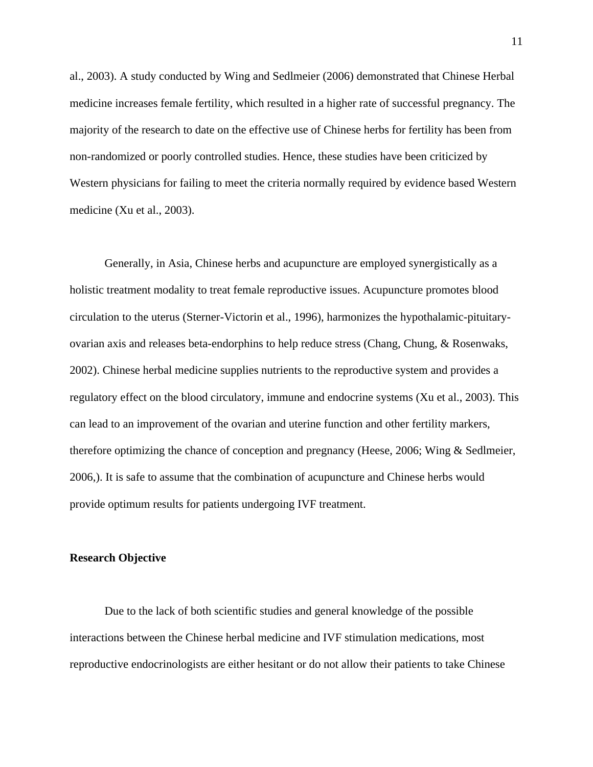al., 2003). A study conducted by Wing and Sedlmeier (2006) demonstrated that Chinese Herbal medicine increases female fertility, which resulted in a higher rate of successful pregnancy. The majority of the research to date on the effective use of Chinese herbs for fertility has been from non-randomized or poorly controlled studies. Hence, these studies have been criticized by Western physicians for failing to meet the criteria normally required by evidence based Western medicine (Xu et al., 2003).

Generally, in Asia, Chinese herbs and acupuncture are employed synergistically as a holistic treatment modality to treat female reproductive issues. Acupuncture promotes blood circulation to the uterus (Sterner-Victorin et al., 1996), harmonizes the hypothalamic-pituitary-ovarian axis and releases beta-endorphins to help reduce stress (Chang, Chung, & Rosenwaks, 2002). Chinese herbal medicine supplies nutrients to the reproductive system and provides a regulatory effect on the blood circulatory, immune and endocrine systems (Xu et al., 2003). This can lead to an improvement of the ovarian and uterine function and other fertility markers, therefore optimizing the chance of conception and pregnancy (Heese, 2006; Wing & Sedlmeier, 2006,). It is safe to assume that the combination of acupuncture and Chinese herbs would provide optimum results for patients undergoing IVF treatment.

**Research Objective**

Due to the lack of both scientific studies and general knowledge of the possible interactions between the Chinese herbal medicine and IVF stimulation medications, most reproductive endocrinologists are either hesitant or do not allow their patients to take Chinese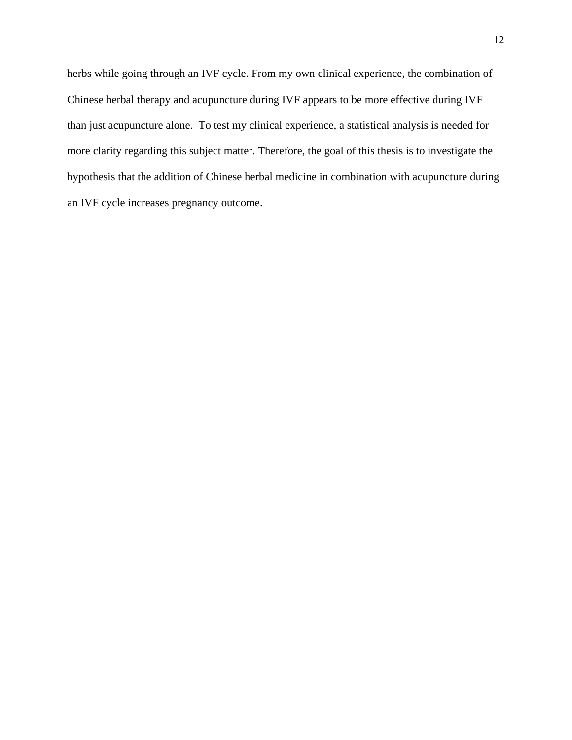herbs while going through an IVF cycle. From my own clinical experience, the combination of Chinese herbal therapy and acupuncture during IVF appears to be more effective during IVF than just acupuncture alone. To test my clinical experience, a statistical analysis is needed for more clarity regarding this subject matter. Therefore, the goal of this thesis is to investigate the hypothesis that the addition of Chinese herbal medicine in combination with acupuncture during an IVF cycle increases pregnancy outcome.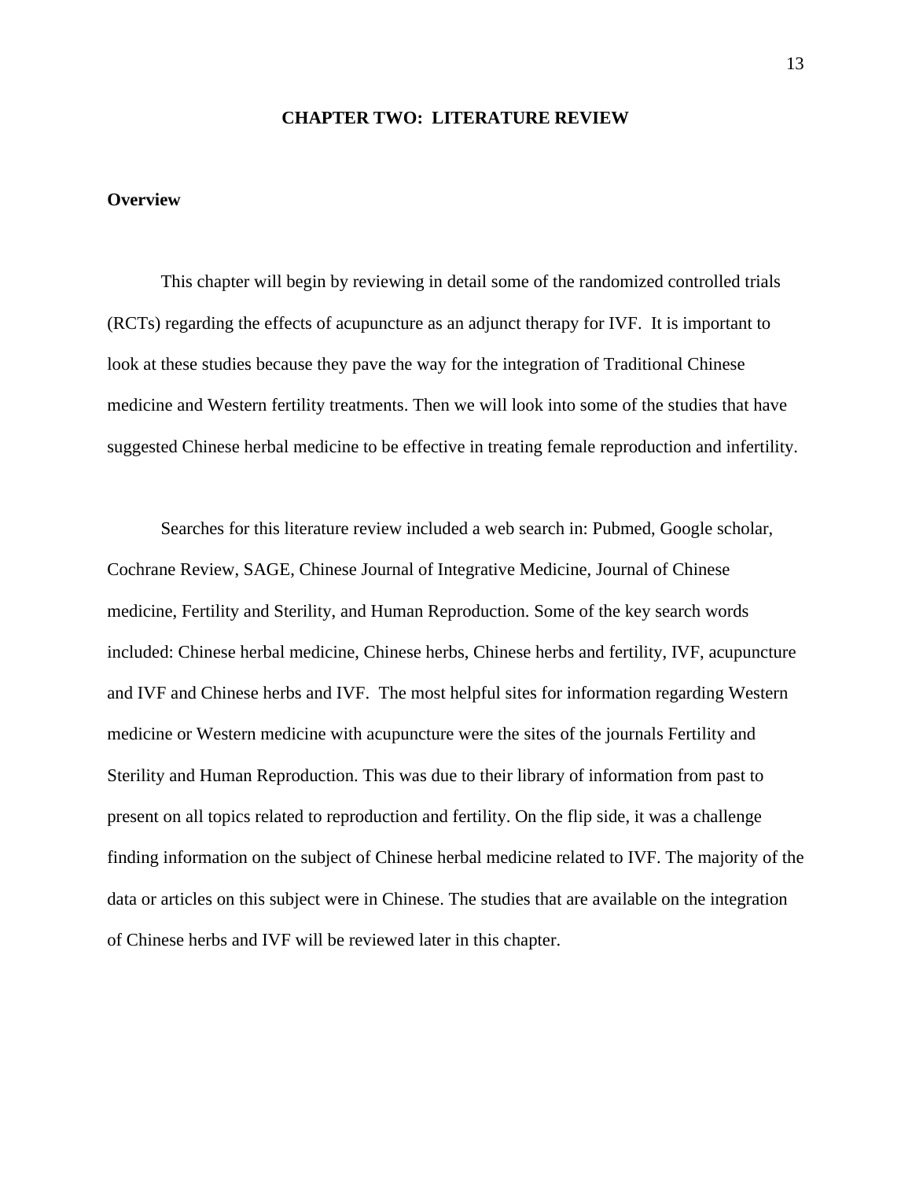# CHAPTER TWO: LITERATURE REVIEW

## Overview

This chapter will begin by reviewing in detail some of the randomized controlled trials (RCTs) regarding the effects of acupuncture as an adjunct therapy for IVF. It is important to look at these studies because they pave the way for the integration of Traditional Chinese medicine and Western fertility treatments. Then we will look into some of the studies that have suggested Chinese herbal medicine to be effective in treating female reproduction and infertility.

Searches for this literature review included a web search in: Pubmed, Google scholar, Cochrane Review, SAGE, Chinese Journal of Integrative Medicine, Journal of Chinese medicine, Fertility and Sterility, and Human Reproduction. Some of the key search words included: Chinese herbal medicine, Chinese herbs, Chinese herbs and fertility, IVF, acupuncture and IVF and Chinese herbs and IVF. The most helpful sites for information regarding Western medicine or Western medicine with acupuncture were the sites of the journals Fertility and Sterility and Human Reproduction. This was due to their library of information from past to present on all topics related to reproduction and fertility. On the flip side, it was a challenge finding information on the subject of Chinese herbal medicine related to IVF. The majority of the data or articles on this subject were in Chinese. The studies that are available on the integration of Chinese herbs and IVF will be reviewed later in this chapter.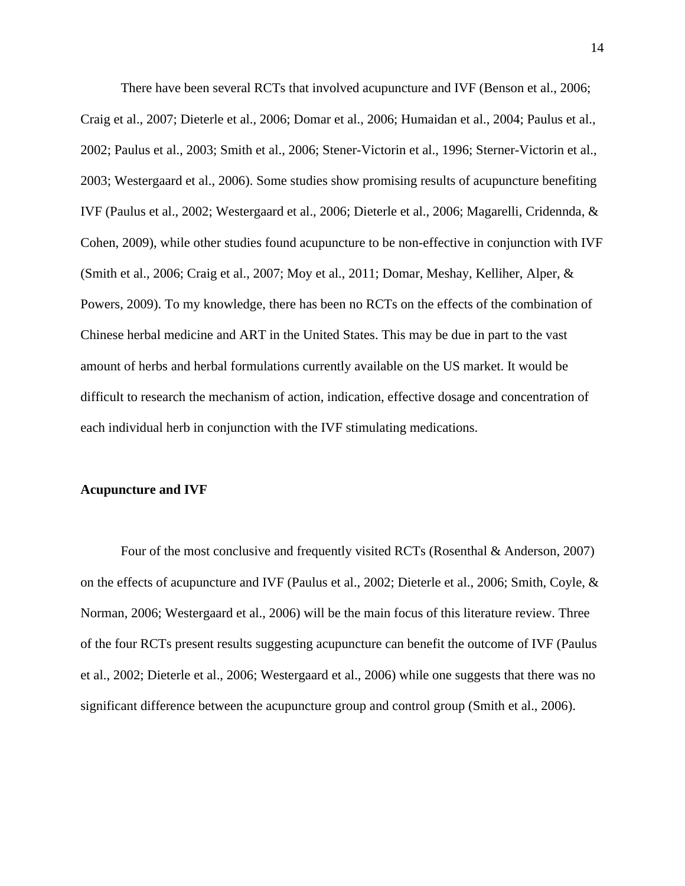There have been several RCTs that involved acupuncture and IVF (Benson et al., 2006; Craig et al., 2007; Dieterle et al., 2006; Domar et al., 2006; Humaidan et al., 2004; Paulus et al., 2002; Paulus et al., 2003; Smith et al., 2006; Stener-Victorin et al., 1996; Sterner-Victorin et al., 2003; Westergaard et al., 2006). Some studies show promising results of acupuncture benefiting IVF (Paulus et al., 2002; Westergaard et al., 2006; Dieterle et al., 2006; Magarelli, Cridennda, & Cohen, 2009), while other studies found acupuncture to be non-effective in conjunction with IVF (Smith et al., 2006; Craig et al., 2007; Moy et al., 2011; Domar, Meshay, Kelliher, Alper, & Powers, 2009). To my knowledge, there has been no RCTs on the effects of the combination of Chinese herbal medicine and ART in the United States. This may be due in part to the vast amount of herbs and herbal formulations currently available on the US market. It would be difficult to research the mechanism of action, indication, effective dosage and concentration of each individual herb in conjunction with the IVF stimulating medications.

**Acupuncture and IVF**

Four of the most conclusive and frequently visited RCTs (Rosenthal & Anderson, 2007) on the effects of acupuncture and IVF (Paulus et al., 2002; Dieterle et al., 2006; Smith, Coyle, & Norman, 2006; Westergaard et al., 2006) will be the main focus of this literature review. Three of the four RCTs present results suggesting acupuncture can benefit the outcome of IVF (Paulus et al., 2002; Dieterle et al., 2006; Westergaard et al., 2006) while one suggests that there was no significant difference between the acupuncture group and control group (Smith et al., 2006).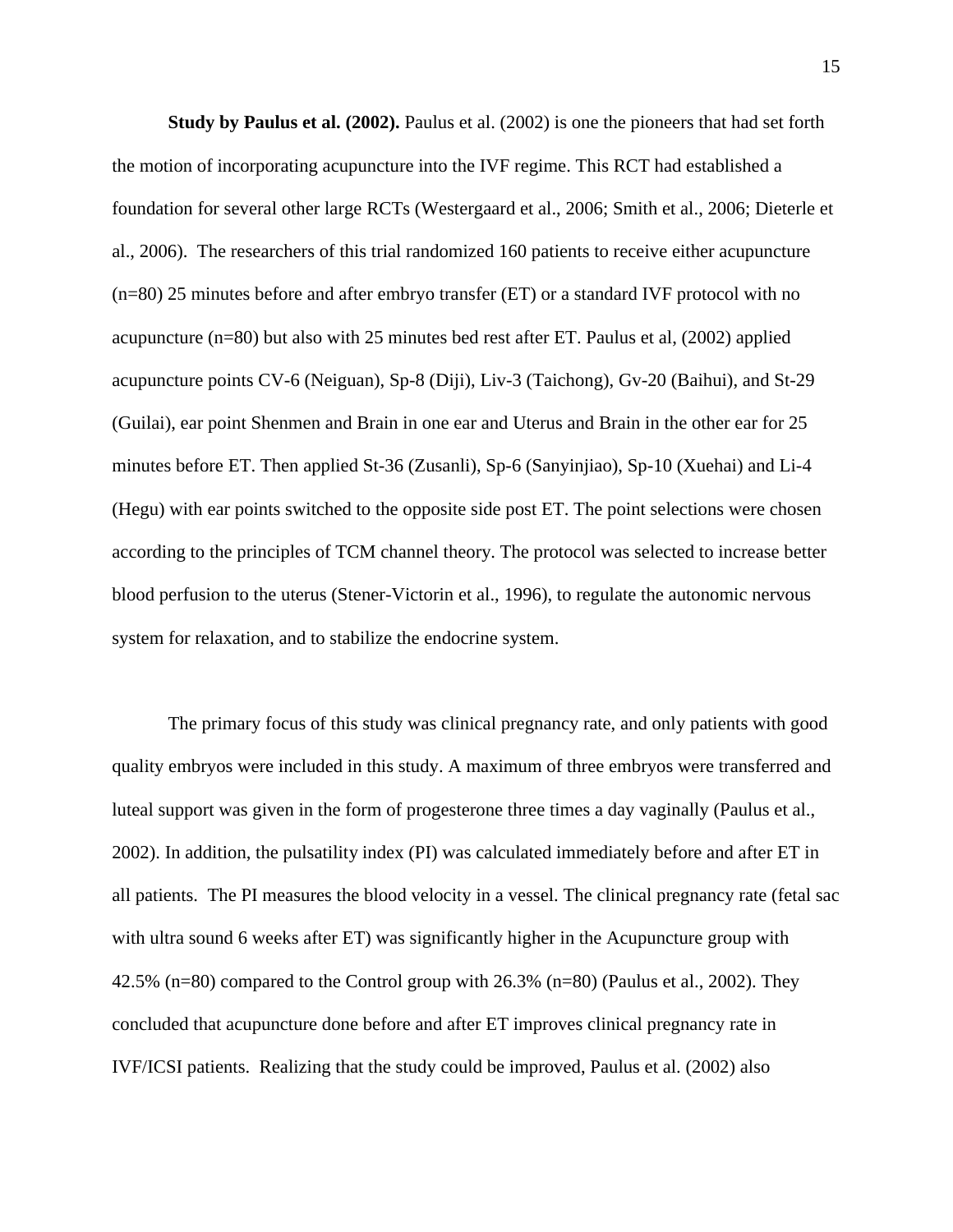**Study by Paulus et al. (2002).** Paulus et al. (2002) is one the pioneers that had set forth the motion of incorporating acupuncture into the IVF regime. This RCT had established a foundation for several other large RCTs (Westergaard et al., 2006; Smith et al., 2006; Dieterle et al., 2006). The researchers of this trial randomized 160 patients to receive either acupuncture (n=80) 25 minutes before and after embryo transfer (ET) or a standard IVF protocol with no acupuncture (n=80) but also with 25 minutes bed rest after ET. Paulus et al, (2002) applied acupuncture points CV-6 (Neiguan), Sp-8 (Diji), Liv-3 (Taichong), Gv-20 (Baihui), and St-29 (Guilai), ear point Shenmen and Brain in one ear and Uterus and Brain in the other ear for 25 minutes before ET. Then applied St-36 (Zusanli), Sp-6 (Sanyinjiao), Sp-10 (Xuehai) and Li-4 (Hegu) with ear points switched to the opposite side post ET. The point selections were chosen according to the principles of TCM channel theory. The protocol was selected to increase better blood perfusion to the uterus (Stener-Victorin et al., 1996), to regulate the autonomic nervous system for relaxation, and to stabilize the endocrine system.

The primary focus of this study was clinical pregnancy rate, and only patients with good quality embryos were included in this study. A maximum of three embryos were transferred and luteal support was given in the form of progesterone three times a day vaginally (Paulus et al., 2002). In addition, the pulsatility index (PI) was calculated immediately before and after ET in all patients. The PI measures the blood velocity in a vessel. The clinical pregnancy rate (fetal sac with ultra sound 6 weeks after ET) was significantly higher in the Acupuncture group with 42.5% (n=80) compared to the Control group with 26.3% (n=80) (Paulus et al., 2002). They concluded that acupuncture done before and after ET improves clinical pregnancy rate in IVF/ICSI patients. Realizing that the study could be improved, Paulus et al. (2002) also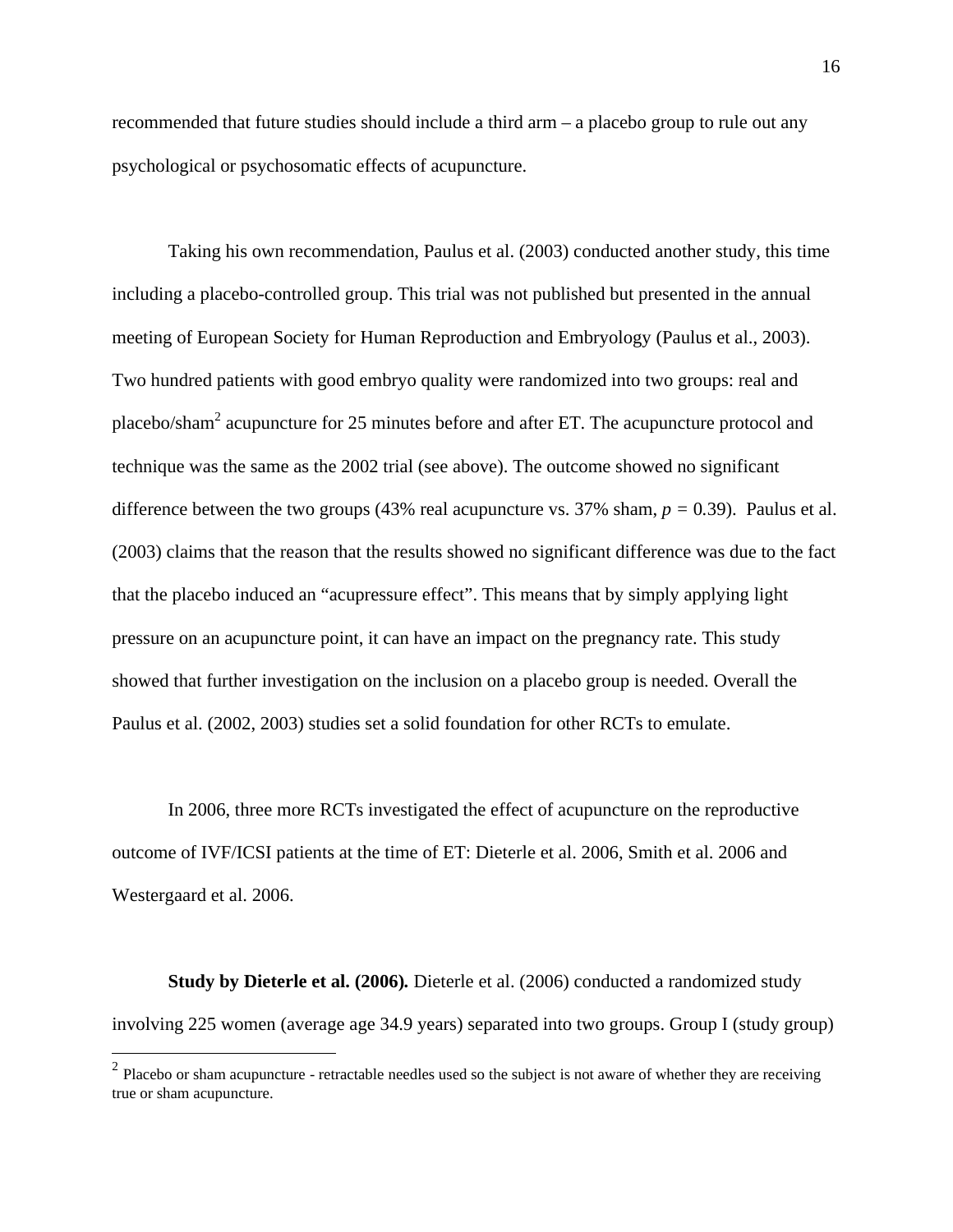recommended that future studies should include a third arm – a placebo group to rule out any psychological or psychosomatic effects of acupuncture.

Taking his own recommendation, Paulus et al. (2003) conducted another study, this time including a placebo-controlled group. This trial was not published but presented in the annual meeting of European Society for Human Reproduction and Embryology (Paulus et al., 2003). Two hundred patients with good embryo quality were randomized into two groups: real and placebo/sham[2] acupuncture for 25 minutes before and after ET. The acupuncture protocol and technique was the same as the 2002 trial (see above). The outcome showed no significant difference between the two groups (43% real acupuncture vs. 37% sham, $p$ = 0.39). Paulus et al. (2003) claims that the reason that the results showed no significant difference was due to the fact that the placebo induced an "acupressure effect". This means that by simply applying light pressure on an acupuncture point, it can have an impact on the pregnancy rate. This study showed that further investigation on the inclusion on a placebo group is needed. Overall the Paulus et al. (2002, 2003) studies set a solid foundation for other RCTs to emulate.

In 2006, three more RCTs investigated the effect of acupuncture on the reproductive outcome of IVF/ICSI patients at the time of ET: Dieterle et al. 2006, Smith et al. 2006 and Westergaard et al. 2006.

**Study by Dieterle et al. (2006).** Dieterle et al. (2006) conducted a randomized study involving 225 women (average age 34.9 years) separated into two groups. Group I (study group)

[2] Placebo or sham acupuncture - retractable needles used so the subject is not aware of whether they are receiving true or sham acupuncture.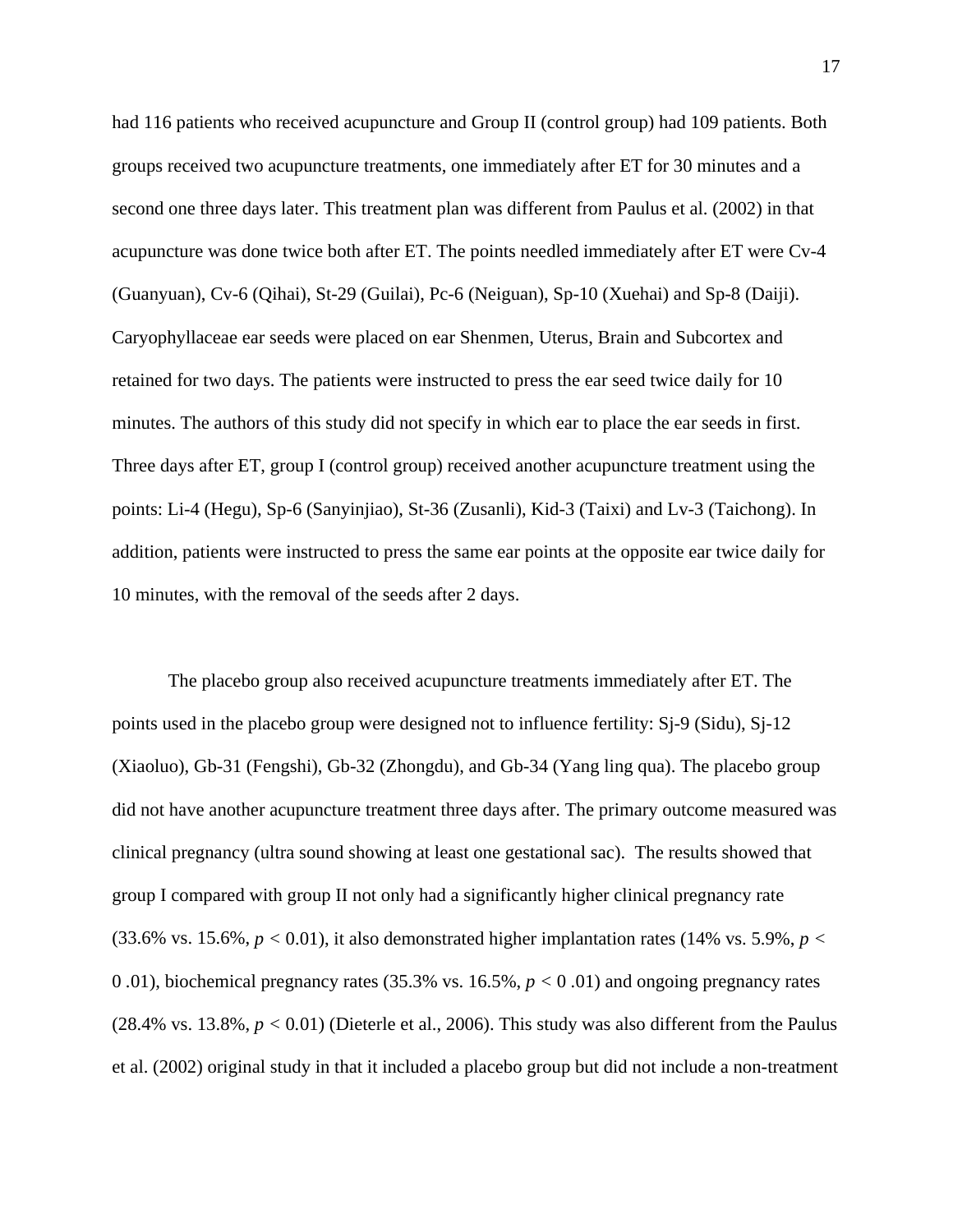had 116 patients who received acupuncture and Group II (control group) had 109 patients. Both groups received two acupuncture treatments, one immediately after ET for 30 minutes and a second one three days later. This treatment plan was different from Paulus et al. (2002) in that acupuncture was done twice both after ET. The points needled immediately after ET were Cv-4 (Guanyuan), Cv-6 (Qihai), St-29 (Guilai), Pc-6 (Neiguan), Sp-10 (Xuehai) and Sp-8 (Daiji). Caryophyllaceae ear seeds were placed on ear Shenmen, Uterus, Brain and Subcortex and retained for two days. The patients were instructed to press the ear seed twice daily for 10 minutes. The authors of this study did not specify in which ear to place the ear seeds in first. Three days after ET, group I (control group) received another acupuncture treatment using the points: Li-4 (Hegu), Sp-6 (Sanyinjiao), St-36 (Zusanli), Kid-3 (Taixi) and Lv-3 (Taichong). In addition, patients were instructed to press the same ear points at the opposite ear twice daily for 10 minutes, with the removal of the seeds after 2 days.

The placebo group also received acupuncture treatments immediately after ET. The points used in the placebo group were designed not to influence fertility: Sj-9 (Sidu), Sj-12 (Xiaoluo), Gb-31 (Fengshi), Gb-32 (Zhongdu), and Gb-34 (Yang ling qua). The placebo group did not have another acupuncture treatment three days after. The primary outcome measured was clinical pregnancy (ultra sound showing at least one gestational sac). The results showed that group I compared with group II not only had a significantly higher clinical pregnancy rate (33.6% vs. 15.6%, $p < 0.01$), it also demonstrated higher implantation rates (14% vs. 5.9%, $p <$ 0 .01), biochemical pregnancy rates (35.3% vs. 16.5%, $p <$ 0 .01) and ongoing pregnancy rates (28.4% vs. 13.8%, $p < 0.01$) (Dieterle et al., 2006). This study was also different from the Paulus et al. (2002) original study in that it included a placebo group but did not include a non-treatment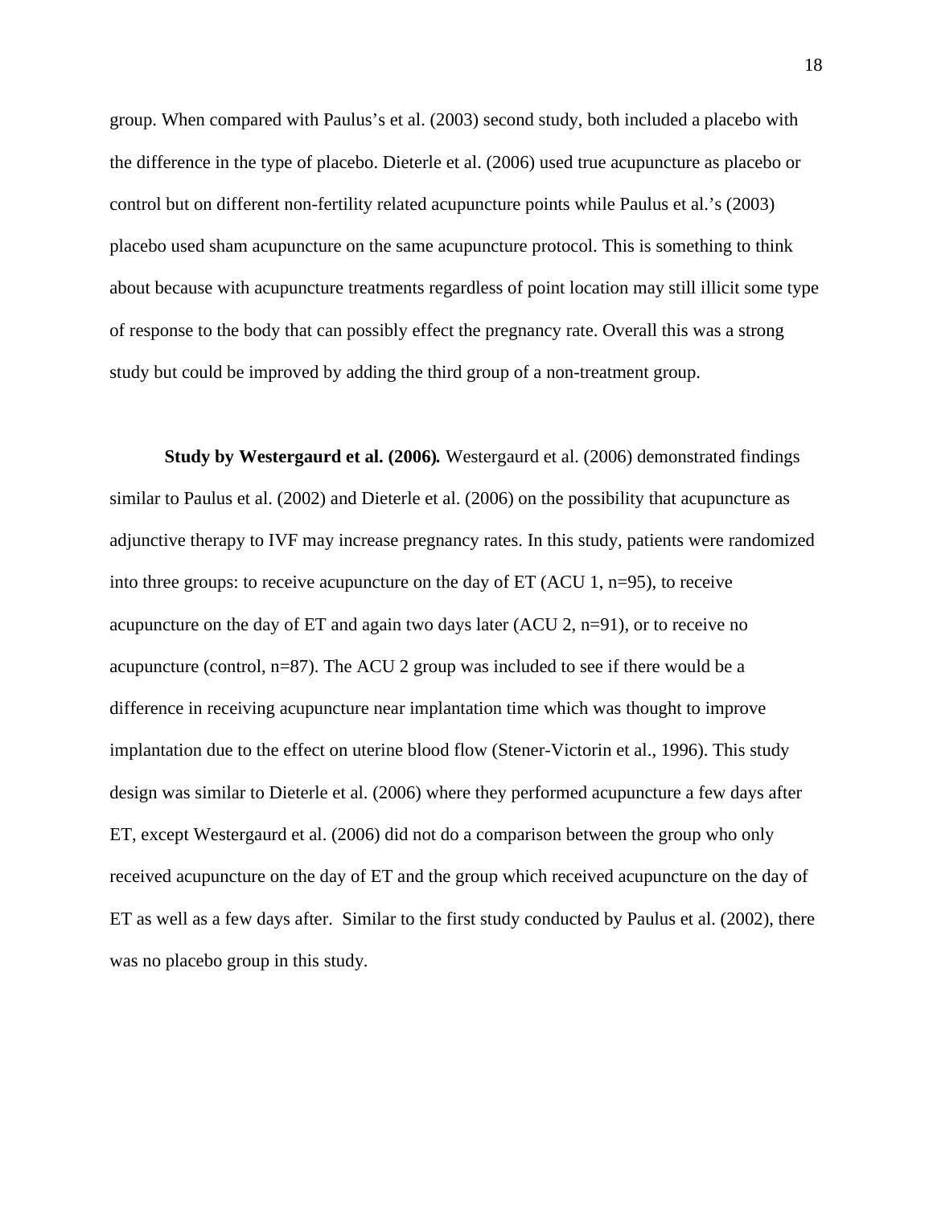group. When compared with Paulus's et al. (2003) second study, both included a placebo with the difference in the type of placebo. Dieterle et al. (2006) used true acupuncture as placebo or control but on different non-fertility related acupuncture points while Paulus et al.'s (2003) placebo used sham acupuncture on the same acupuncture protocol. This is something to think about because with acupuncture treatments regardless of point location may still illicit some type of response to the body that can possibly effect the pregnancy rate. Overall this was a strong study but could be improved by adding the third group of a non-treatment group.

**Study by Westergaurd et al. (2006).** Westergaurd et al. (2006) demonstrated findings similar to Paulus et al. (2002) and Dieterle et al. (2006) on the possibility that acupuncture as adjunctive therapy to IVF may increase pregnancy rates. In this study, patients were randomized into three groups: to receive acupuncture on the day of ET (ACU 1, n=95), to receive acupuncture on the day of ET and again two days later (ACU 2, n=91), or to receive no acupuncture (control, n=87). The ACU 2 group was included to see if there would be a difference in receiving acupuncture near implantation time which was thought to improve implantation due to the effect on uterine blood flow (Stener-Victorin et al., 1996). This study design was similar to Dieterle et al. (2006) where they performed acupuncture a few days after ET, except Westergaurd et al. (2006) did not do a comparison between the group who only received acupuncture on the day of ET and the group which received acupuncture on the day of ET as well as a few days after. Similar to the first study conducted by Paulus et al. (2002), there was no placebo group in this study.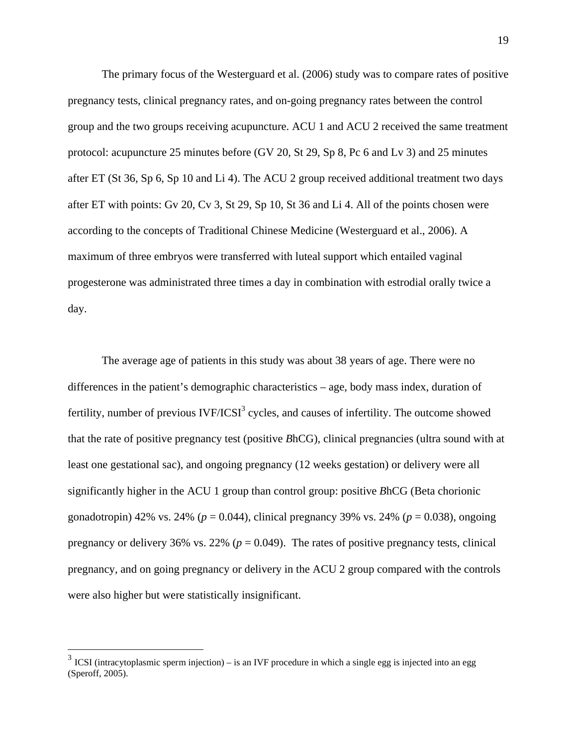The primary focus of the Westerguard et al. (2006) study was to compare rates of positive pregnancy tests, clinical pregnancy rates, and on-going pregnancy rates between the control group and the two groups receiving acupuncture. ACU 1 and ACU 2 received the same treatment protocol: acupuncture 25 minutes before (GV 20, St 29, Sp 8, Pc 6 and Lv 3) and 25 minutes after ET (St 36, Sp 6, Sp 10 and Li 4). The ACU 2 group received additional treatment two days after ET with points: Gv 20, Cv 3, St 29, Sp 10, St 36 and Li 4. All of the points chosen were according to the concepts of Traditional Chinese Medicine (Westerguard et al., 2006). A maximum of three embryos were transferred with luteal support which entailed vaginal progesterone was administrated three times a day in combination with estrodial orally twice a day.

The average age of patients in this study was about 38 years of age. There were no differences in the patient's demographic characteristics – age, body mass index, duration of fertility, number of previous IVF/ICSI[3] cycles, and causes of infertility. The outcome showed that the rate of positive pregnancy test (positive *B*hCG), clinical pregnancies (ultra sound with at least one gestational sac), and ongoing pregnancy (12 weeks gestation) or delivery were all significantly higher in the ACU 1 group than control group: positive *B*hCG (Beta chorionic gonadotropin) 42% vs. 24% ($p = 0.044$), clinical pregnancy 39% vs. 24% ($p = 0.038$), ongoing pregnancy or delivery 36% vs. 22% ($p = 0.049$). The rates of positive pregnancy tests, clinical pregnancy, and on going pregnancy or delivery in the ACU 2 group compared with the controls were also higher but were statistically insignificant.

---

[3] ICSI (intracytoplasmic sperm injection) – is an IVF procedure in which a single egg is injected into an egg (Speroff, 2005).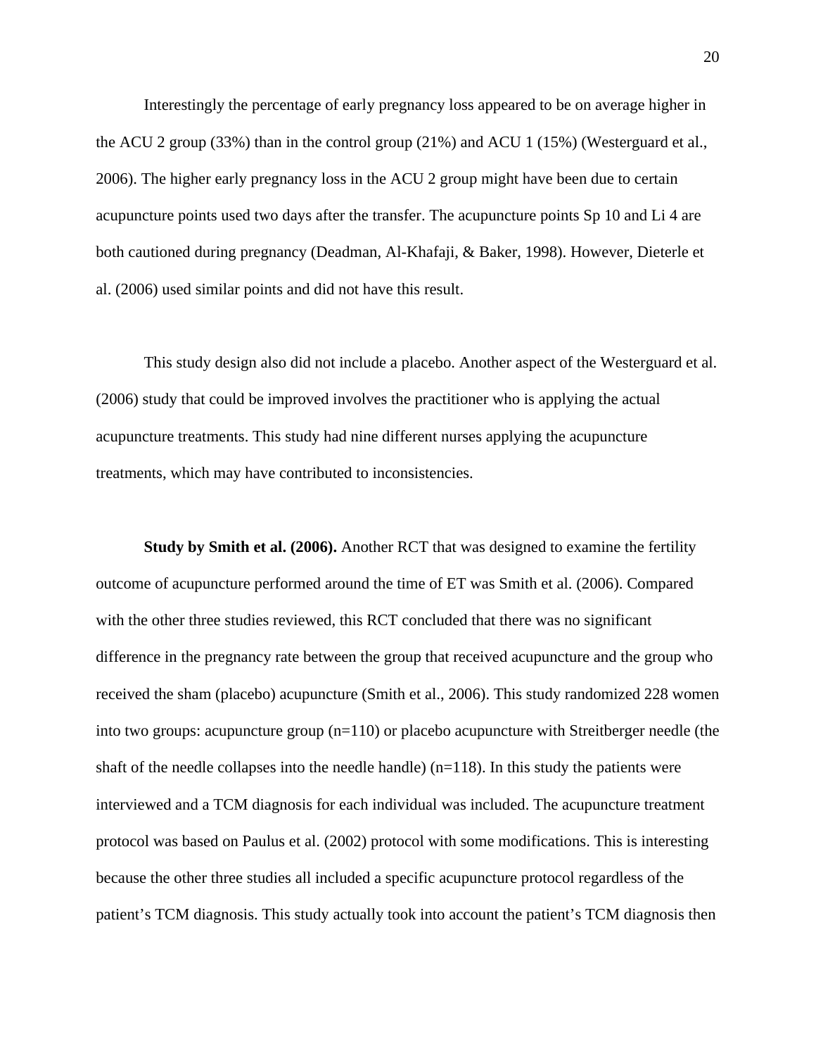Interestingly the percentage of early pregnancy loss appeared to be on average higher in the ACU 2 group (33%) than in the control group (21%) and ACU 1 (15%) (Westerguard et al., 2006). The higher early pregnancy loss in the ACU 2 group might have been due to certain acupuncture points used two days after the transfer. The acupuncture points Sp 10 and Li 4 are both cautioned during pregnancy (Deadman, Al-Khafaji, & Baker, 1998). However, Dieterle et al. (2006) used similar points and did not have this result.

This study design also did not include a placebo. Another aspect of the Westerguard et al. (2006) study that could be improved involves the practitioner who is applying the actual acupuncture treatments. This study had nine different nurses applying the acupuncture treatments, which may have contributed to inconsistencies.

**Study by Smith et al. (2006).** Another RCT that was designed to examine the fertility outcome of acupuncture performed around the time of ET was Smith et al. (2006). Compared with the other three studies reviewed, this RCT concluded that there was no significant difference in the pregnancy rate between the group that received acupuncture and the group who received the sham (placebo) acupuncture (Smith et al., 2006). This study randomized 228 women into two groups: acupuncture group (n=110) or placebo acupuncture with Streitberger needle (the shaft of the needle collapses into the needle handle) (n=118). In this study the patients were interviewed and a TCM diagnosis for each individual was included. The acupuncture treatment protocol was based on Paulus et al. (2002) protocol with some modifications. This is interesting because the other three studies all included a specific acupuncture protocol regardless of the patient's TCM diagnosis. This study actually took into account the patient's TCM diagnosis then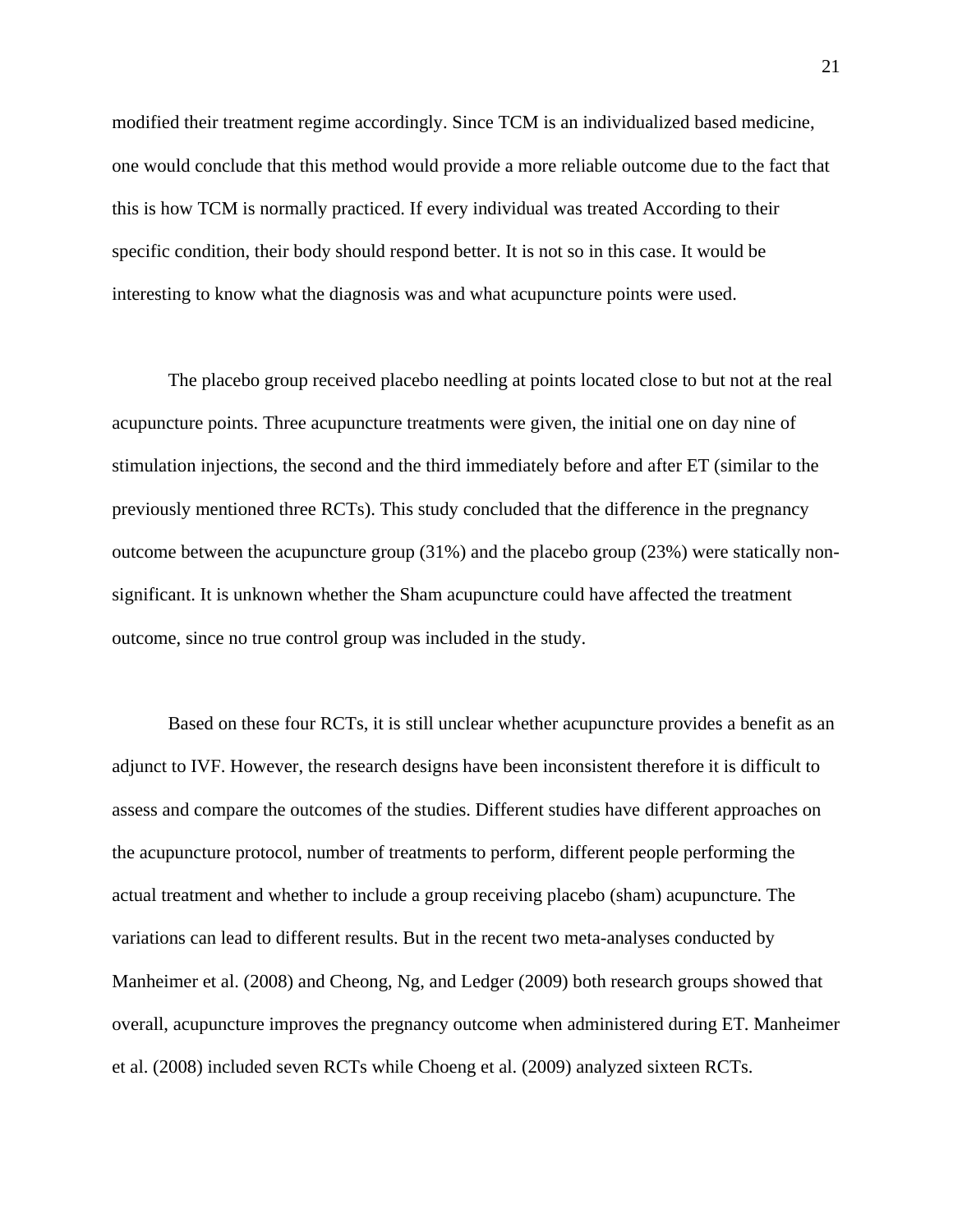modified their treatment regime accordingly. Since TCM is an individualized based medicine, one would conclude that this method would provide a more reliable outcome due to the fact that this is how TCM is normally practiced. If every individual was treated According to their specific condition, their body should respond better. It is not so in this case. It would be interesting to know what the diagnosis was and what acupuncture points were used.

The placebo group received placebo needling at points located close to but not at the real acupuncture points. Three acupuncture treatments were given, the initial one on day nine of stimulation injections, the second and the third immediately before and after ET (similar to the previously mentioned three RCTs). This study concluded that the difference in the pregnancy outcome between the acupuncture group (31%) and the placebo group (23%) were statically non-significant. It is unknown whether the Sham acupuncture could have affected the treatment outcome, since no true control group was included in the study.

Based on these four RCTs, it is still unclear whether acupuncture provides a benefit as an adjunct to IVF. However, the research designs have been inconsistent therefore it is difficult to assess and compare the outcomes of the studies. Different studies have different approaches on the acupuncture protocol, number of treatments to perform, different people performing the actual treatment and whether to include a group receiving placebo (sham) acupuncture. The variations can lead to different results. But in the recent two meta-analyses conducted by Manheimer et al. (2008) and Cheong, Ng, and Ledger (2009) both research groups showed that overall, acupuncture improves the pregnancy outcome when administered during ET. Manheimer et al. (2008) included seven RCTs while Choeng et al. (2009) analyzed sixteen RCTs.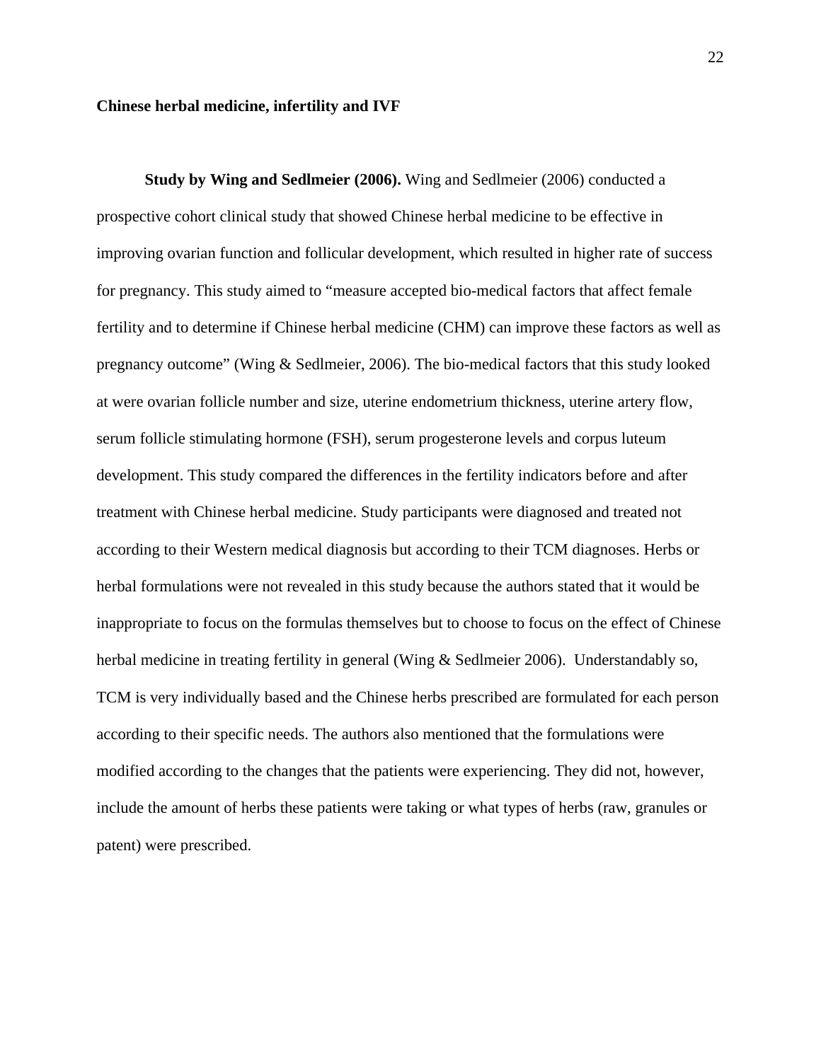**Chinese herbal medicine, infertility and IVF**

**Study by Wing and Sedlmeier (2006).** Wing and Sedlmeier (2006) conducted a prospective cohort clinical study that showed Chinese herbal medicine to be effective in improving ovarian function and follicular development, which resulted in higher rate of success for pregnancy. This study aimed to "measure accepted bio-medical factors that affect female fertility and to determine if Chinese herbal medicine (CHM) can improve these factors as well as pregnancy outcome" (Wing & Sedlmeier, 2006). The bio-medical factors that this study looked at were ovarian follicle number and size, uterine endometrium thickness, uterine artery flow, serum follicle stimulating hormone (FSH), serum progesterone levels and corpus luteum development. This study compared the differences in the fertility indicators before and after treatment with Chinese herbal medicine. Study participants were diagnosed and treated not according to their Western medical diagnosis but according to their TCM diagnoses. Herbs or herbal formulations were not revealed in this study because the authors stated that it would be inappropriate to focus on the formulas themselves but to choose to focus on the effect of Chinese herbal medicine in treating fertility in general (Wing & Sedlmeier 2006). Understandably so, TCM is very individually based and the Chinese herbs prescribed are formulated for each person according to their specific needs. The authors also mentioned that the formulations were modified according to the changes that the patients were experiencing. They did not, however, include the amount of herbs these patients were taking or what types of herbs (raw, granules or patent) were prescribed.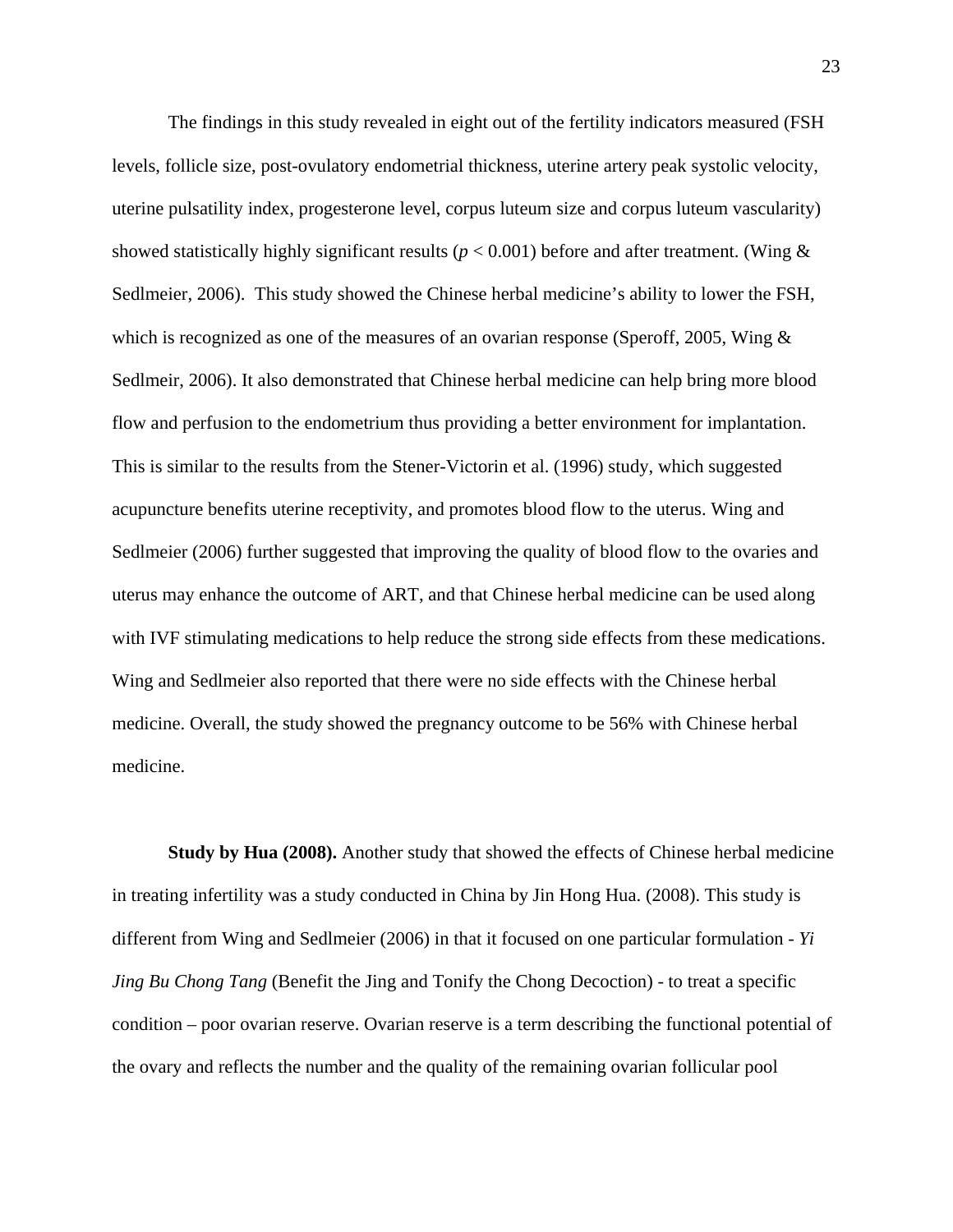The findings in this study revealed in eight out of the fertility indicators measured (FSH levels, follicle size, post-ovulatory endometrial thickness, uterine artery peak systolic velocity, uterine pulsatility index, progesterone level, corpus luteum size and corpus luteum vascularity) showed statistically highly significant results ($p < 0.001$) before and after treatment. (Wing & Sedlmeier, 2006). This study showed the Chinese herbal medicine's ability to lower the FSH, which is recognized as one of the measures of an ovarian response (Speroff, 2005, Wing & Sedlmeir, 2006). It also demonstrated that Chinese herbal medicine can help bring more blood flow and perfusion to the endometrium thus providing a better environment for implantation. This is similar to the results from the Stener-Victorin et al. (1996) study, which suggested acupuncture benefits uterine receptivity, and promotes blood flow to the uterus. Wing and Sedlmeier (2006) further suggested that improving the quality of blood flow to the ovaries and uterus may enhance the outcome of ART, and that Chinese herbal medicine can be used along with IVF stimulating medications to help reduce the strong side effects from these medications. Wing and Sedlmeier also reported that there were no side effects with the Chinese herbal medicine. Overall, the study showed the pregnancy outcome to be 56% with Chinese herbal medicine.

**Study by Hua (2008).** Another study that showed the effects of Chinese herbal medicine in treating infertility was a study conducted in China by Jin Hong Hua. (2008). This study is different from Wing and Sedlmeier (2006) in that it focused on one particular formulation - *Yi Jing Bu Chong Tang* (Benefit the Jing and Tonify the Chong Decoction) - to treat a specific condition – poor ovarian reserve. Ovarian reserve is a term describing the functional potential of the ovary and reflects the number and the quality of the remaining ovarian follicular pool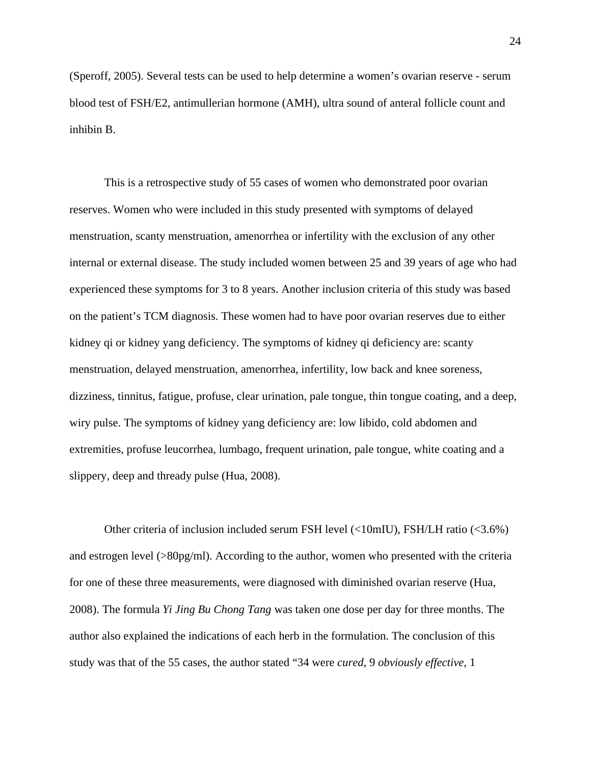(Speroff, 2005). Several tests can be used to help determine a women's ovarian reserve - serum blood test of FSH/E2, antimullerian hormone (AMH), ultra sound of anteral follicle count and inhibin B.

This is a retrospective study of 55 cases of women who demonstrated poor ovarian reserves. Women who were included in this study presented with symptoms of delayed menstruation, scanty menstruation, amenorrhea or infertility with the exclusion of any other internal or external disease. The study included women between 25 and 39 years of age who had experienced these symptoms for 3 to 8 years. Another inclusion criteria of this study was based on the patient's TCM diagnosis. These women had to have poor ovarian reserves due to either kidney qi or kidney yang deficiency. The symptoms of kidney qi deficiency are: scanty menstruation, delayed menstruation, amenorrhea, infertility, low back and knee soreness, dizziness, tinnitus, fatigue, profuse, clear urination, pale tongue, thin tongue coating, and a deep, wiry pulse. The symptoms of kidney yang deficiency are: low libido, cold abdomen and extremities, profuse leucorrhea, lumbago, frequent urination, pale tongue, white coating and a slippery, deep and thready pulse (Hua, 2008).

Other criteria of inclusion included serum FSH level (<10mIU), FSH/LH ratio (<3.6%) and estrogen level (>80pg/ml). According to the author, women who presented with the criteria for one of these three measurements, were diagnosed with diminished ovarian reserve (Hua, 2008). The formula *Yi Jing Bu Chong Tang* was taken one dose per day for three months. The author also explained the indications of each herb in the formulation. The conclusion of this study was that of the 55 cases, the author stated "34 were *cured*, 9 *obviously effective*, 1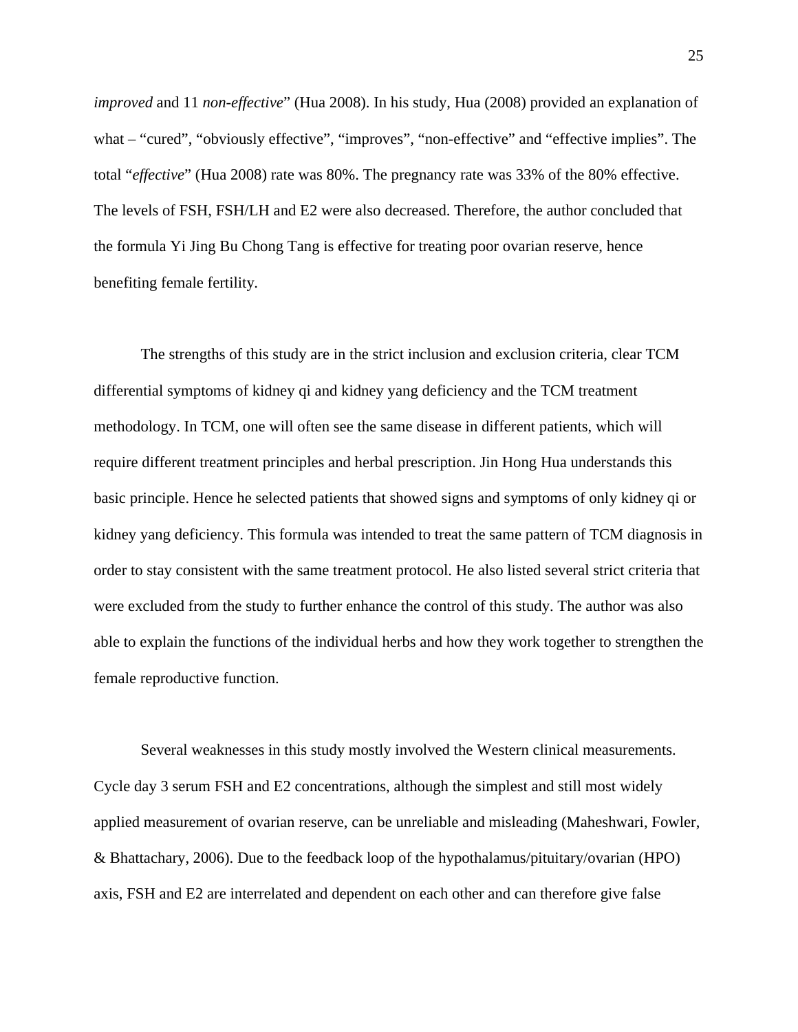*improved* and 11 *non-effective*" (Hua 2008). In his study, Hua (2008) provided an explanation of what – "cured", "obviously effective", "improves", "non-effective" and "effective implies". The total "*effective*" (Hua 2008) rate was 80%. The pregnancy rate was 33% of the 80% effective. The levels of FSH, FSH/LH and E2 were also decreased. Therefore, the author concluded that the formula Yi Jing Bu Chong Tang is effective for treating poor ovarian reserve, hence benefiting female fertility.

The strengths of this study are in the strict inclusion and exclusion criteria, clear TCM differential symptoms of kidney qi and kidney yang deficiency and the TCM treatment methodology. In TCM, one will often see the same disease in different patients, which will require different treatment principles and herbal prescription. Jin Hong Hua understands this basic principle. Hence he selected patients that showed signs and symptoms of only kidney qi or kidney yang deficiency. This formula was intended to treat the same pattern of TCM diagnosis in order to stay consistent with the same treatment protocol. He also listed several strict criteria that were excluded from the study to further enhance the control of this study. The author was also able to explain the functions of the individual herbs and how they work together to strengthen the female reproductive function.

Several weaknesses in this study mostly involved the Western clinical measurements. Cycle day 3 serum FSH and E2 concentrations, although the simplest and still most widely applied measurement of ovarian reserve, can be unreliable and misleading (Maheshwari, Fowler, & Bhattachary, 2006). Due to the feedback loop of the hypothalamus/pituitary/ovarian (HPO) axis, FSH and E2 are interrelated and dependent on each other and can therefore give false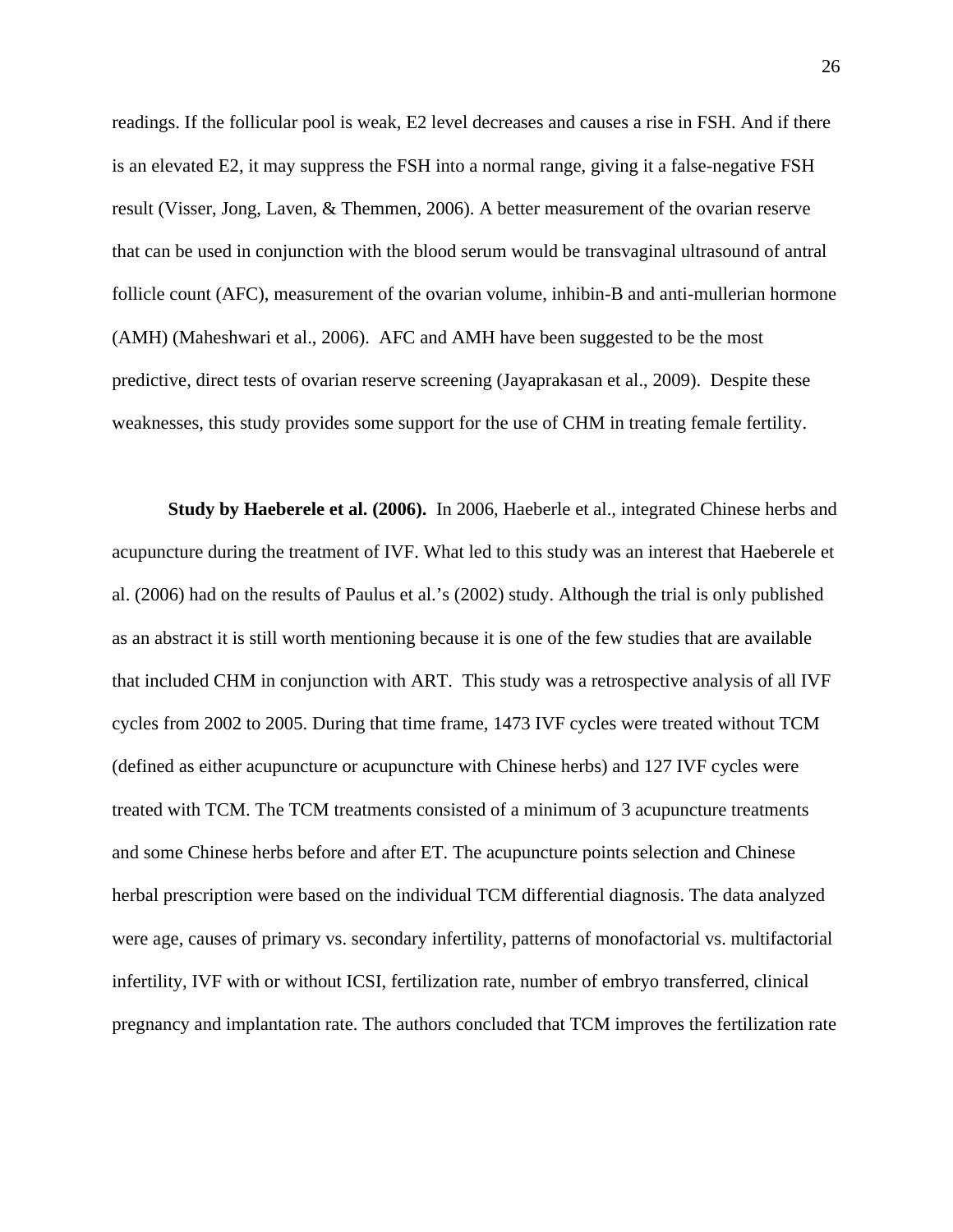readings. If the follicular pool is weak, E2 level decreases and causes a rise in FSH. And if there is an elevated E2, it may suppress the FSH into a normal range, giving it a false-negative FSH result (Visser, Jong, Laven, & Themmen, 2006). A better measurement of the ovarian reserve that can be used in conjunction with the blood serum would be transvaginal ultrasound of antral follicle count (AFC), measurement of the ovarian volume, inhibin-B and anti-mullerian hormone (AMH) (Maheshwari et al., 2006). AFC and AMH have been suggested to be the most predictive, direct tests of ovarian reserve screening (Jayaprakasan et al., 2009). Despite these weaknesses, this study provides some support for the use of CHM in treating female fertility.

**Study by Haeberele et al. (2006).** In 2006, Haeberle et al., integrated Chinese herbs and acupuncture during the treatment of IVF. What led to this study was an interest that Haeberele et al. (2006) had on the results of Paulus et al.'s (2002) study. Although the trial is only published as an abstract it is still worth mentioning because it is one of the few studies that are available that included CHM in conjunction with ART. This study was a retrospective analysis of all IVF cycles from 2002 to 2005. During that time frame, 1473 IVF cycles were treated without TCM (defined as either acupuncture or acupuncture with Chinese herbs) and 127 IVF cycles were treated with TCM. The TCM treatments consisted of a minimum of 3 acupuncture treatments and some Chinese herbs before and after ET. The acupuncture points selection and Chinese herbal prescription were based on the individual TCM differential diagnosis. The data analyzed were age, causes of primary vs. secondary infertility, patterns of monofactorial vs. multifactorial infertility, IVF with or without ICSI, fertilization rate, number of embryo transferred, clinical pregnancy and implantation rate. The authors concluded that TCM improves the fertilization rate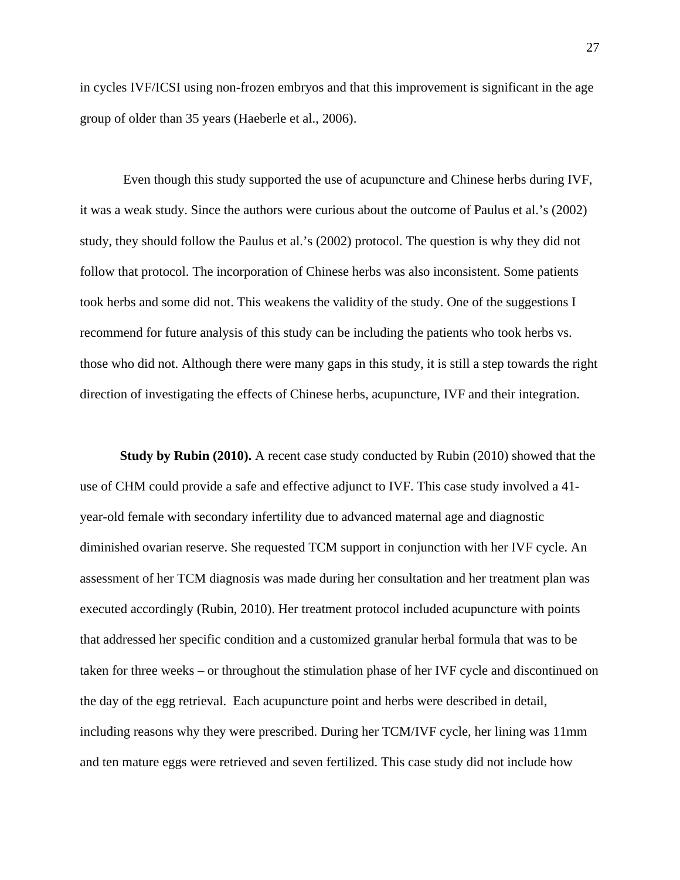in cycles IVF/ICSI using non-frozen embryos and that this improvement is significant in the age group of older than 35 years (Haeberle et al., 2006).

Even though this study supported the use of acupuncture and Chinese herbs during IVF, it was a weak study. Since the authors were curious about the outcome of Paulus et al.'s (2002) study, they should follow the Paulus et al.'s (2002) protocol. The question is why they did not follow that protocol. The incorporation of Chinese herbs was also inconsistent. Some patients took herbs and some did not. This weakens the validity of the study. One of the suggestions I recommend for future analysis of this study can be including the patients who took herbs vs. those who did not. Although there were many gaps in this study, it is still a step towards the right direction of investigating the effects of Chinese herbs, acupuncture, IVF and their integration.

**Study by Rubin (2010).** A recent case study conducted by Rubin (2010) showed that the use of CHM could provide a safe and effective adjunct to IVF. This case study involved a 41-year-old female with secondary infertility due to advanced maternal age and diagnostic diminished ovarian reserve. She requested TCM support in conjunction with her IVF cycle. An assessment of her TCM diagnosis was made during her consultation and her treatment plan was executed accordingly (Rubin, 2010). Her treatment protocol included acupuncture with points that addressed her specific condition and a customized granular herbal formula that was to be taken for three weeks – or throughout the stimulation phase of her IVF cycle and discontinued on the day of the egg retrieval. Each acupuncture point and herbs were described in detail, including reasons why they were prescribed. During her TCM/IVF cycle, her lining was 11mm and ten mature eggs were retrieved and seven fertilized. This case study did not include how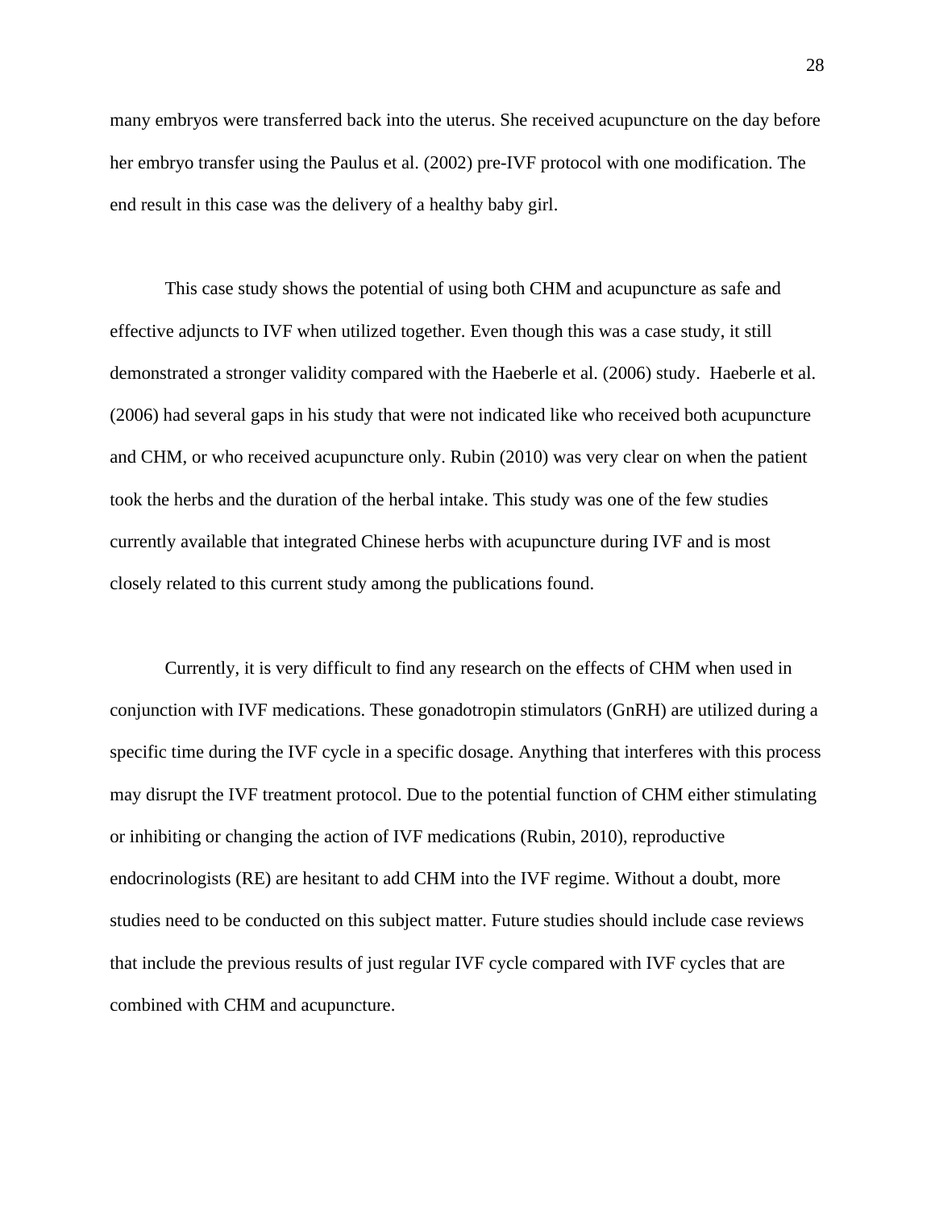many embryos were transferred back into the uterus. She received acupuncture on the day before her embryo transfer using the Paulus et al. (2002) pre-IVF protocol with one modification. The end result in this case was the delivery of a healthy baby girl.

This case study shows the potential of using both CHM and acupuncture as safe and effective adjuncts to IVF when utilized together. Even though this was a case study, it still demonstrated a stronger validity compared with the Haeberle et al. (2006) study.  Haeberle et al. (2006) had several gaps in his study that were not indicated like who received both acupuncture and CHM, or who received acupuncture only. Rubin (2010) was very clear on when the patient took the herbs and the duration of the herbal intake. This study was one of the few studies currently available that integrated Chinese herbs with acupuncture during IVF and is most closely related to this current study among the publications found.

Currently, it is very difficult to find any research on the effects of CHM when used in conjunction with IVF medications. These gonadotropin stimulators (GnRH) are utilized during a specific time during the IVF cycle in a specific dosage. Anything that interferes with this process may disrupt the IVF treatment protocol. Due to the potential function of CHM either stimulating or inhibiting or changing the action of IVF medications (Rubin, 2010), reproductive endocrinologists (RE) are hesitant to add CHM into the IVF regime. Without a doubt, more studies need to be conducted on this subject matter. Future studies should include case reviews that include the previous results of just regular IVF cycle compared with IVF cycles that are combined with CHM and acupuncture.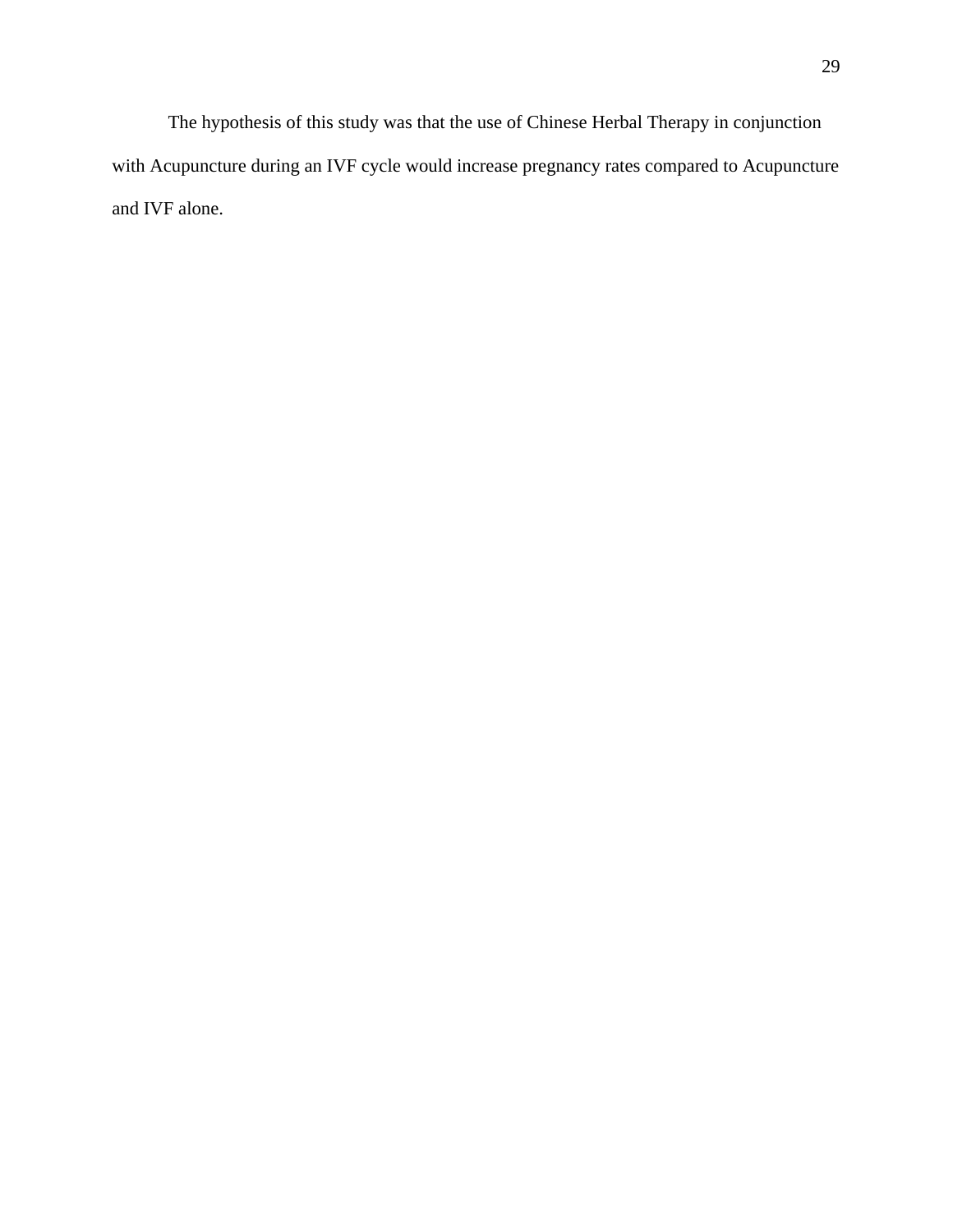The hypothesis of this study was that the use of Chinese Herbal Therapy in conjunction with Acupuncture during an IVF cycle would increase pregnancy rates compared to Acupuncture and IVF alone.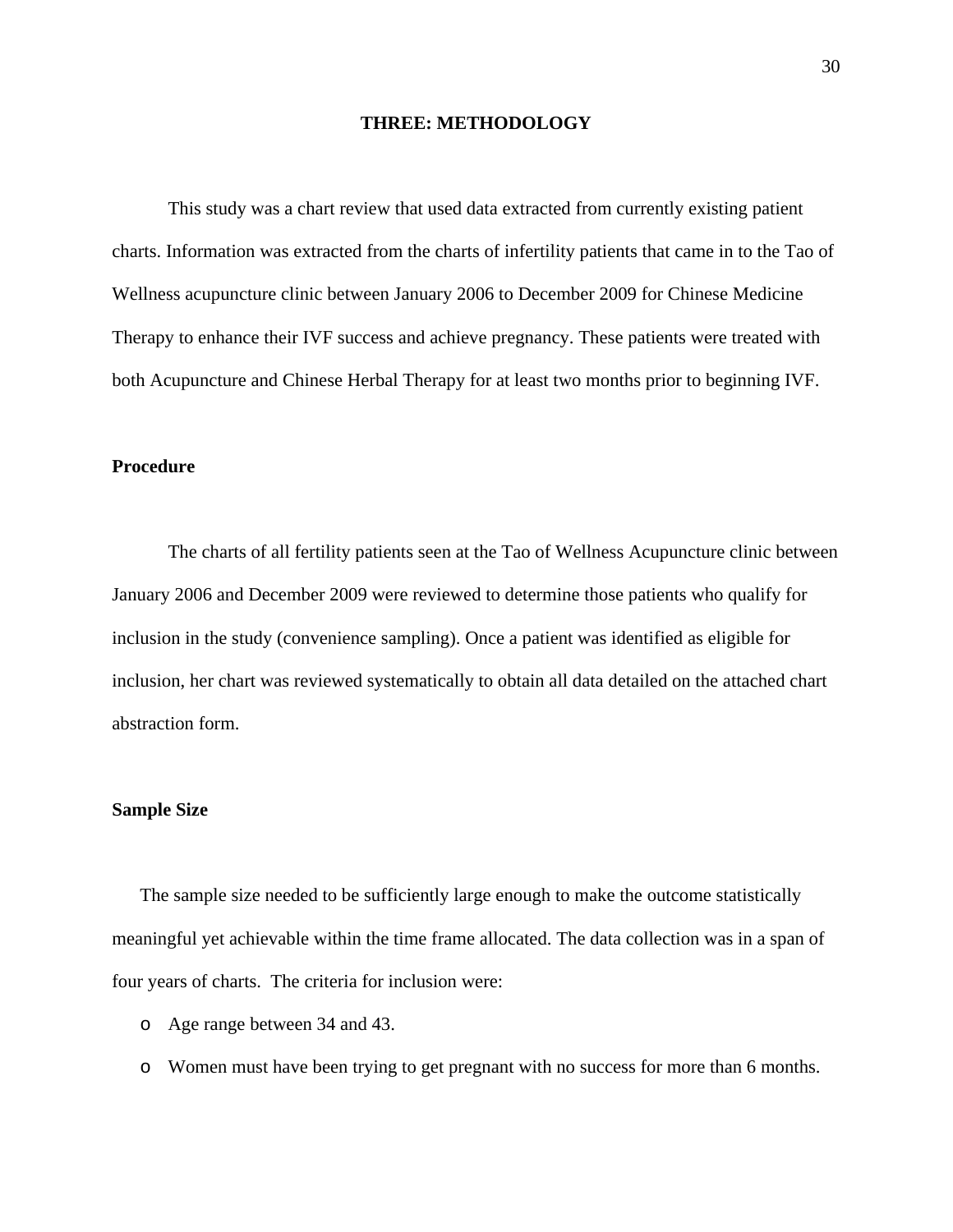# THREE: METHODOLOGY

This study was a chart review that used data extracted from currently existing patient charts. Information was extracted from the charts of infertility patients that came in to the Tao of Wellness acupuncture clinic between January 2006 to December 2009 for Chinese Medicine Therapy to enhance their IVF success and achieve pregnancy. These patients were treated with both Acupuncture and Chinese Herbal Therapy for at least two months prior to beginning IVF.

## Procedure

The charts of all fertility patients seen at the Tao of Wellness Acupuncture clinic between January 2006 and December 2009 were reviewed to determine those patients who qualify for inclusion in the study (convenience sampling). Once a patient was identified as eligible for inclusion, her chart was reviewed systematically to obtain all data detailed on the attached chart abstraction form.

## Sample Size

The sample size needed to be sufficiently large enough to make the outcome statistically meaningful yet achievable within the time frame allocated. The data collection was in a span of four years of charts. The criteria for inclusion were:

- Age range between 34 and 43.
- Women must have been trying to get pregnant with no success for more than 6 months.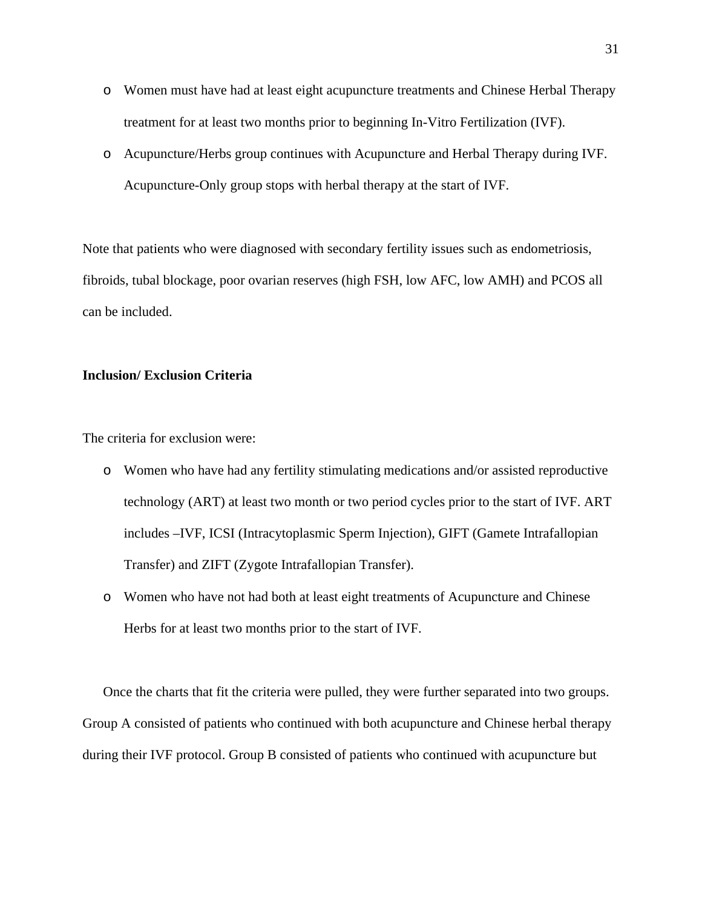- Women must have had at least eight acupuncture treatments and Chinese Herbal Therapy treatment for at least two months prior to beginning In-Vitro Fertilization (IVF).
- Acupuncture/Herbs group continues with Acupuncture and Herbal Therapy during IVF. Acupuncture-Only group stops with herbal therapy at the start of IVF.

Note that patients who were diagnosed with secondary fertility issues such as endometriosis, fibroids, tubal blockage, poor ovarian reserves (high FSH, low AFC, low AMH) and PCOS all can be included.

**Inclusion/ Exclusion Criteria**

The criteria for exclusion were:

- Women who have had any fertility stimulating medications and/or assisted reproductive technology (ART) at least two month or two period cycles prior to the start of IVF. ART includes –IVF, ICSI (Intracytoplasmic Sperm Injection), GIFT (Gamete Intrafallopian Transfer) and ZIFT (Zygote Intrafallopian Transfer).
- Women who have not had both at least eight treatments of Acupuncture and Chinese Herbs for at least two months prior to the start of IVF.

Once the charts that fit the criteria were pulled, they were further separated into two groups. Group A consisted of patients who continued with both acupuncture and Chinese herbal therapy during their IVF protocol. Group B consisted of patients who continued with acupuncture but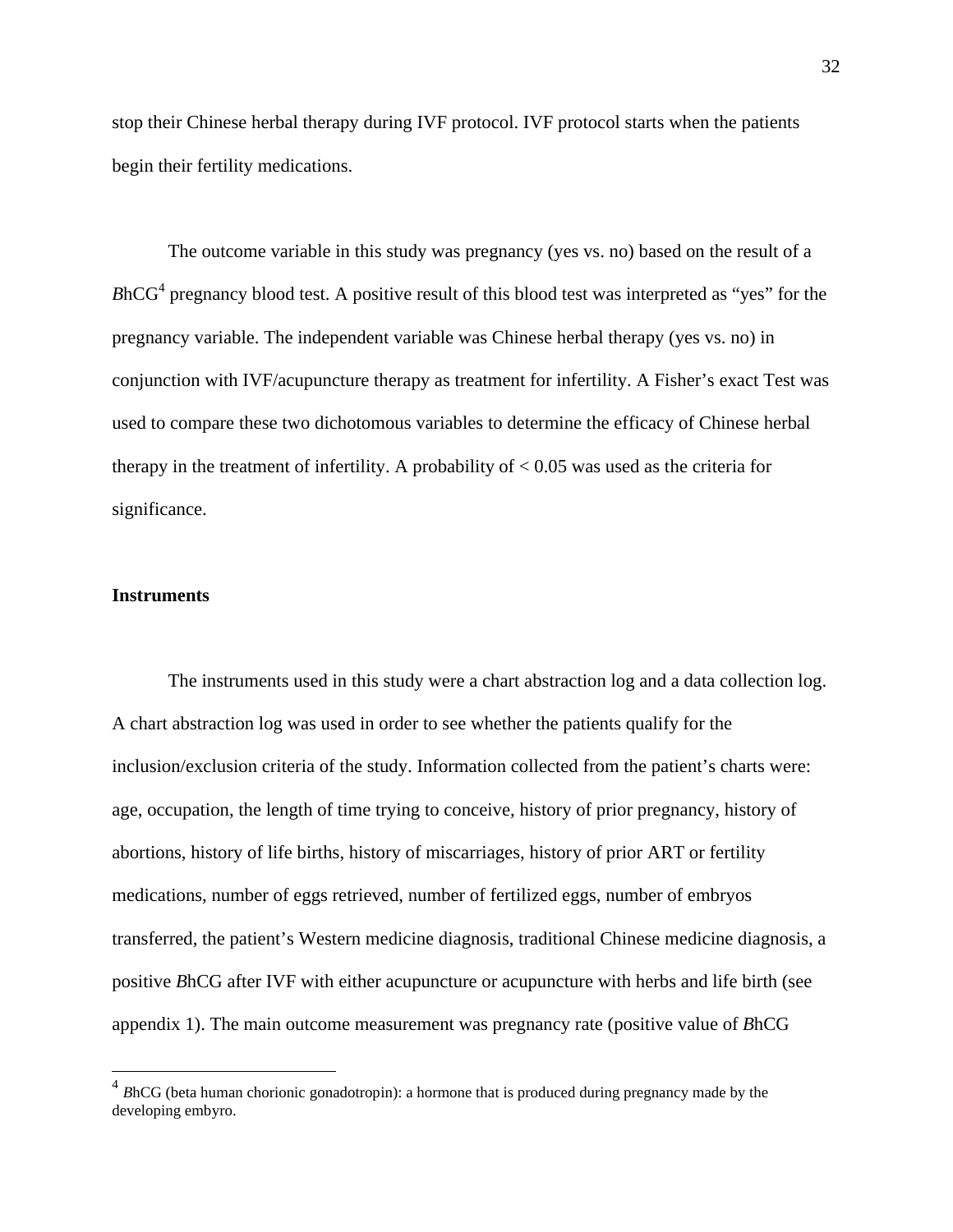stop their Chinese herbal therapy during IVF protocol. IVF protocol starts when the patients begin their fertility medications.

The outcome variable in this study was pregnancy (yes vs. no) based on the result of a *B*hCG[4] pregnancy blood test. A positive result of this blood test was interpreted as "yes" for the pregnancy variable. The independent variable was Chinese herbal therapy (yes vs. no) in conjunction with IVF/acupuncture therapy as treatment for infertility. A Fisher's exact Test was used to compare these two dichotomous variables to determine the efficacy of Chinese herbal therapy in the treatment of infertility. A probability of $< 0.05$ was used as the criteria for significance.

**Instruments**

The instruments used in this study were a chart abstraction log and a data collection log. A chart abstraction log was used in order to see whether the patients qualify for the inclusion/exclusion criteria of the study. Information collected from the patient's charts were: age, occupation, the length of time trying to conceive, history of prior pregnancy, history of abortions, history of life births, history of miscarriages, history of prior ART or fertility medications, number of eggs retrieved, number of fertilized eggs, number of embryos transferred, the patient's Western medicine diagnosis, traditional Chinese medicine diagnosis, a positive *B*hCG after IVF with either acupuncture or acupuncture with herbs and life birth (see appendix 1). The main outcome measurement was pregnancy rate (positive value of *B*hCG

---

[4] *B*hCG (beta human chorionic gonadotropin): a hormone that is produced during pregnancy made by the developing embyro.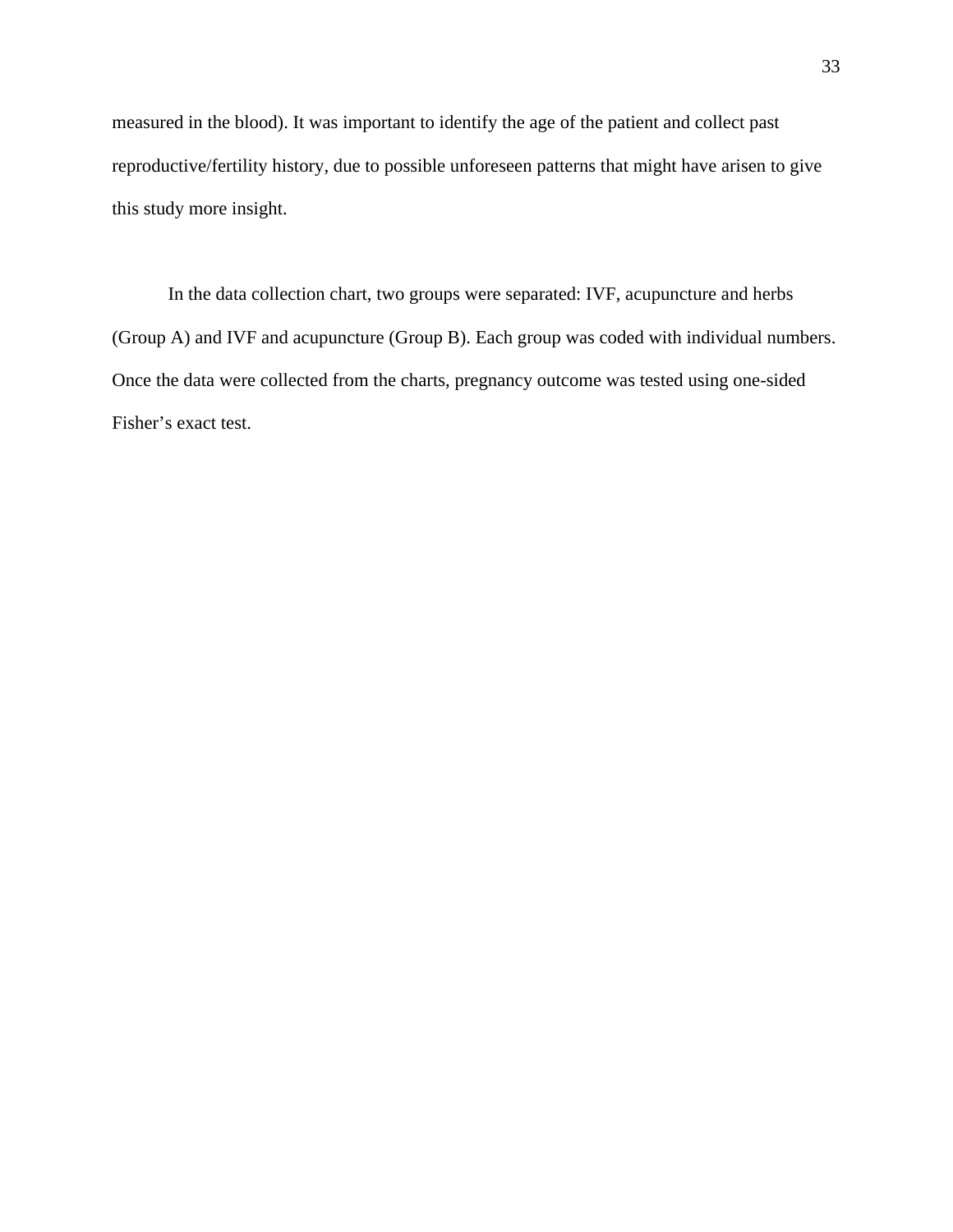measured in the blood). It was important to identify the age of the patient and collect past reproductive/fertility history, due to possible unforeseen patterns that might have arisen to give this study more insight.

In the data collection chart, two groups were separated: IVF, acupuncture and herbs (Group A) and IVF and acupuncture (Group B). Each group was coded with individual numbers. Once the data were collected from the charts, pregnancy outcome was tested using one-sided Fisher's exact test.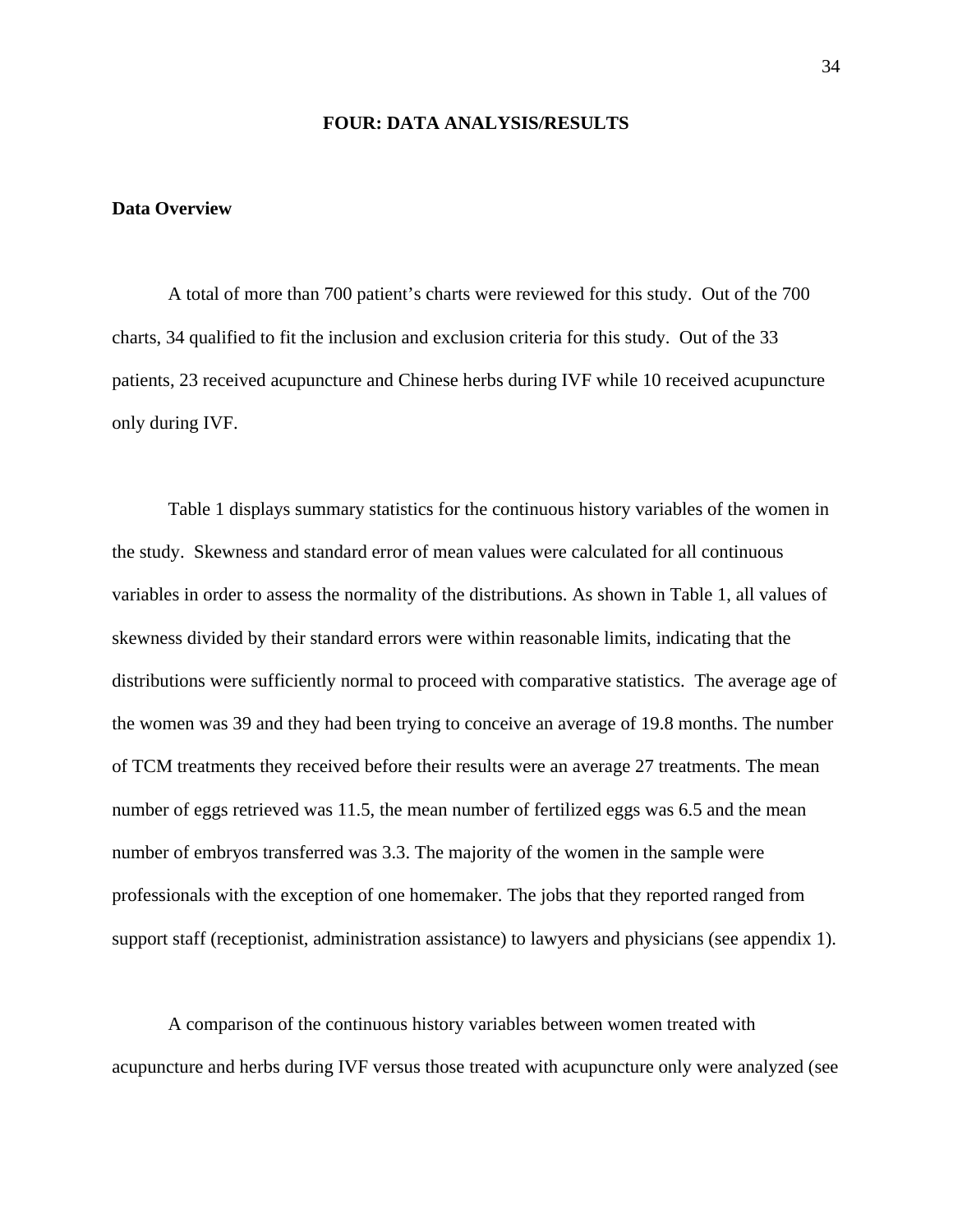# FOUR: DATA ANALYSIS/RESULTS

## Data Overview

A total of more than 700 patient's charts were reviewed for this study. Out of the 700 charts, 34 qualified to fit the inclusion and exclusion criteria for this study. Out of the 33 patients, 23 received acupuncture and Chinese herbs during IVF while 10 received acupuncture only during IVF.

Table 1 displays summary statistics for the continuous history variables of the women in the study. Skewness and standard error of mean values were calculated for all continuous variables in order to assess the normality of the distributions. As shown in Table 1, all values of skewness divided by their standard errors were within reasonable limits, indicating that the distributions were sufficiently normal to proceed with comparative statistics. The average age of the women was 39 and they had been trying to conceive an average of 19.8 months. The number of TCM treatments they received before their results were an average 27 treatments. The mean number of eggs retrieved was 11.5, the mean number of fertilized eggs was 6.5 and the mean number of embryos transferred was 3.3. The majority of the women in the sample were professionals with the exception of one homemaker. The jobs that they reported ranged from support staff (receptionist, administration assistance) to lawyers and physicians (see appendix 1).

A comparison of the continuous history variables between women treated with acupuncture and herbs during IVF versus those treated with acupuncture only were analyzed (see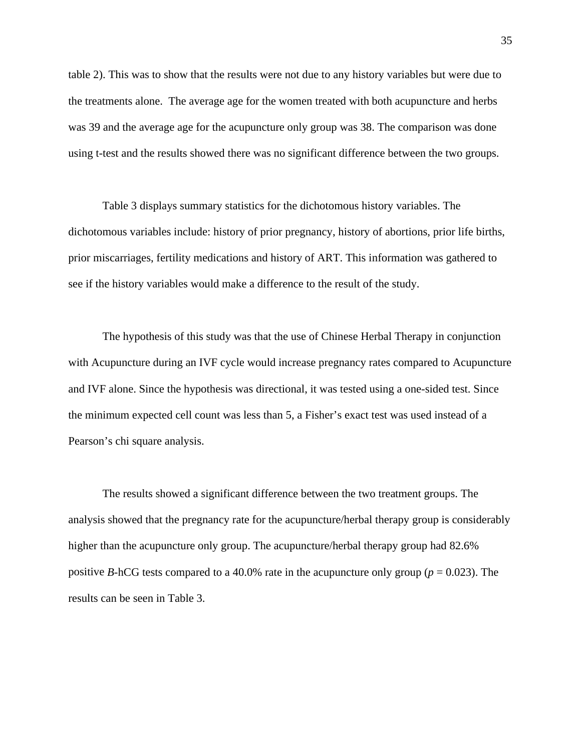table 2). This was to show that the results were not due to any history variables but were due to the treatments alone. The average age for the women treated with both acupuncture and herbs was 39 and the average age for the acupuncture only group was 38. The comparison was done using t-test and the results showed there was no significant difference between the two groups.

Table 3 displays summary statistics for the dichotomous history variables. The dichotomous variables include: history of prior pregnancy, history of abortions, prior life births, prior miscarriages, fertility medications and history of ART. This information was gathered to see if the history variables would make a difference to the result of the study.

The hypothesis of this study was that the use of Chinese Herbal Therapy in conjunction with Acupuncture during an IVF cycle would increase pregnancy rates compared to Acupuncture and IVF alone. Since the hypothesis was directional, it was tested using a one-sided test. Since the minimum expected cell count was less than 5, a Fisher's exact test was used instead of a Pearson's chi square analysis.

The results showed a significant difference between the two treatment groups. The analysis showed that the pregnancy rate for the acupuncture/herbal therapy group is considerably higher than the acupuncture only group. The acupuncture/herbal therapy group had 82.6% positive *B*-hCG tests compared to a 40.0% rate in the acupuncture only group ($p = 0.023$). The results can be seen in Table 3.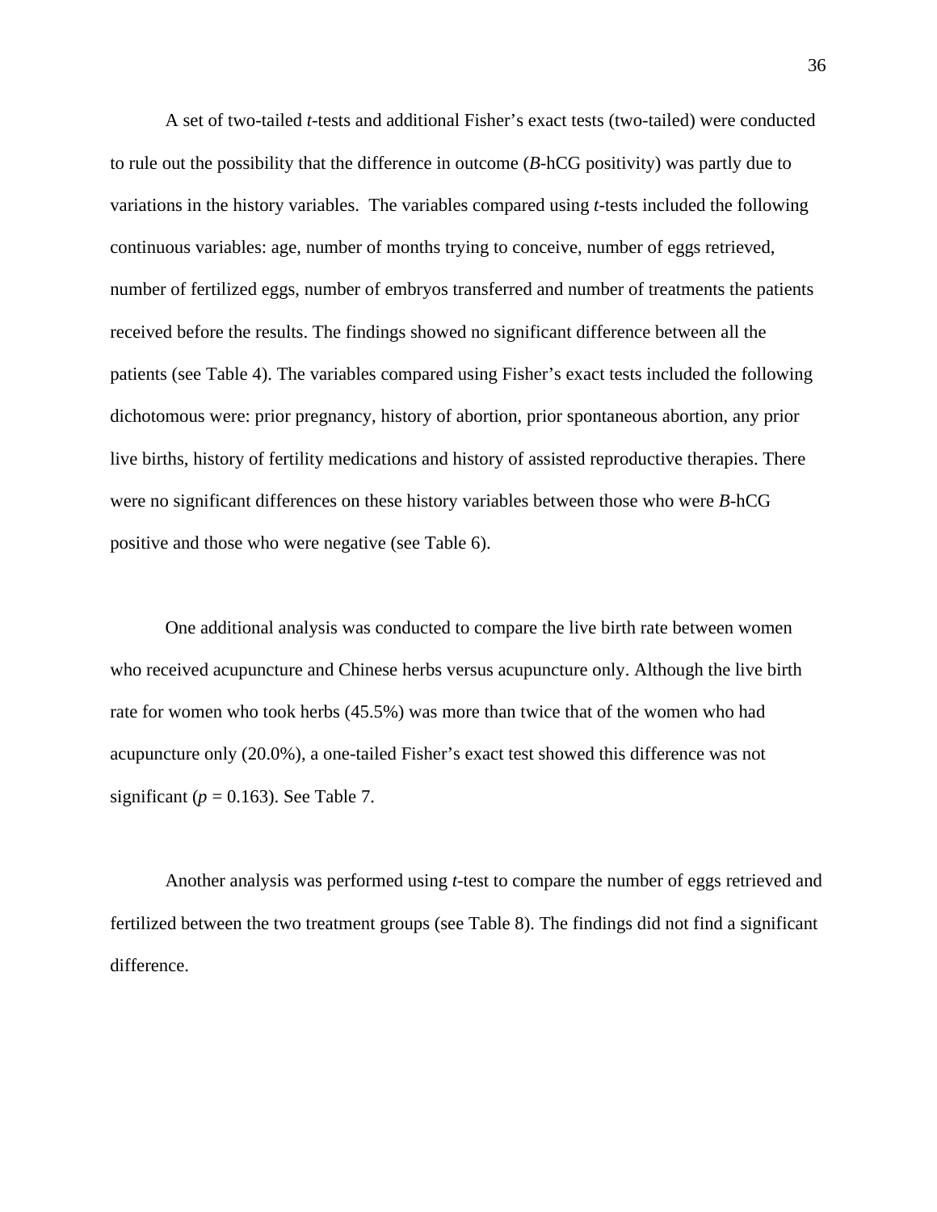A set of two-tailed *t*-tests and additional Fisher's exact tests (two-tailed) were conducted to rule out the possibility that the difference in outcome (*B*-hCG positivity) was partly due to variations in the history variables. The variables compared using *t*-tests included the following continuous variables: age, number of months trying to conceive, number of eggs retrieved, number of fertilized eggs, number of embryos transferred and number of treatments the patients received before the results. The findings showed no significant difference between all the patients (see Table 4). The variables compared using Fisher's exact tests included the following dichotomous were: prior pregnancy, history of abortion, prior spontaneous abortion, any prior live births, history of fertility medications and history of assisted reproductive therapies. There were no significant differences on these history variables between those who were *B*-hCG positive and those who were negative (see Table 6).

One additional analysis was conducted to compare the live birth rate between women who received acupuncture and Chinese herbs versus acupuncture only. Although the live birth rate for women who took herbs (45.5%) was more than twice that of the women who had acupuncture only (20.0%), a one-tailed Fisher's exact test showed this difference was not significant ($p = 0.163$). See Table 7.

Another analysis was performed using *t*-test to compare the number of eggs retrieved and fertilized between the two treatment groups (see Table 8). The findings did not find a significant difference.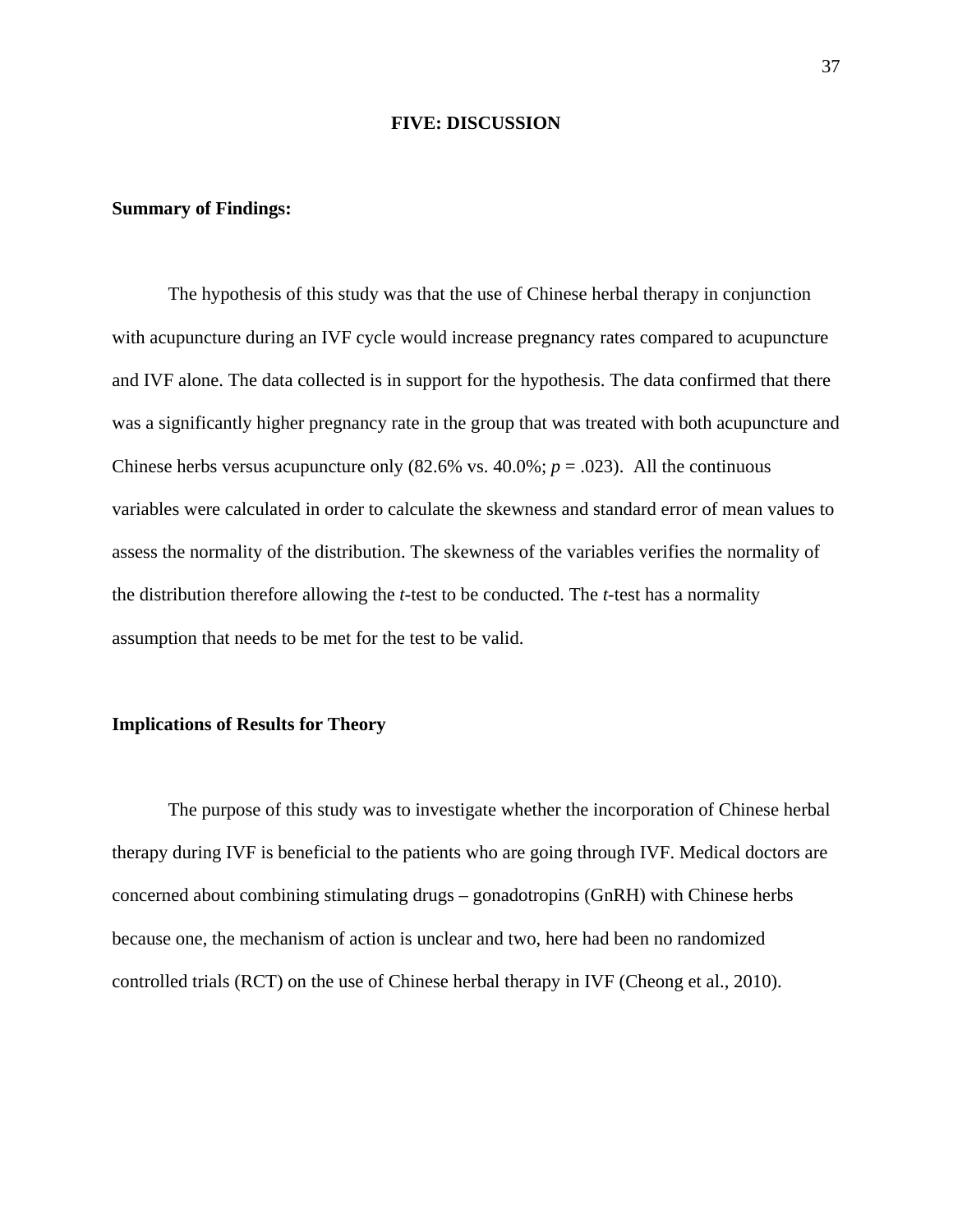## FIVE: DISCUSSION

**Summary of Findings:**

The hypothesis of this study was that the use of Chinese herbal therapy in conjunction with acupuncture during an IVF cycle would increase pregnancy rates compared to acupuncture and IVF alone. The data collected is in support for the hypothesis. The data confirmed that there was a significantly higher pregnancy rate in the group that was treated with both acupuncture and Chinese herbs versus acupuncture only (82.6% vs. 40.0%; $p = .023$). All the continuous variables were calculated in order to calculate the skewness and standard error of mean values to assess the normality of the distribution. The skewness of the variables verifies the normality of the distribution therefore allowing the *t*-test to be conducted. The *t*-test has a normality assumption that needs to be met for the test to be valid.

**Implications of Results for Theory**

The purpose of this study was to investigate whether the incorporation of Chinese herbal therapy during IVF is beneficial to the patients who are going through IVF. Medical doctors are concerned about combining stimulating drugs – gonadotropins (GnRH) with Chinese herbs because one, the mechanism of action is unclear and two, here had been no randomized controlled trials (RCT) on the use of Chinese herbal therapy in IVF (Cheong et al., 2010).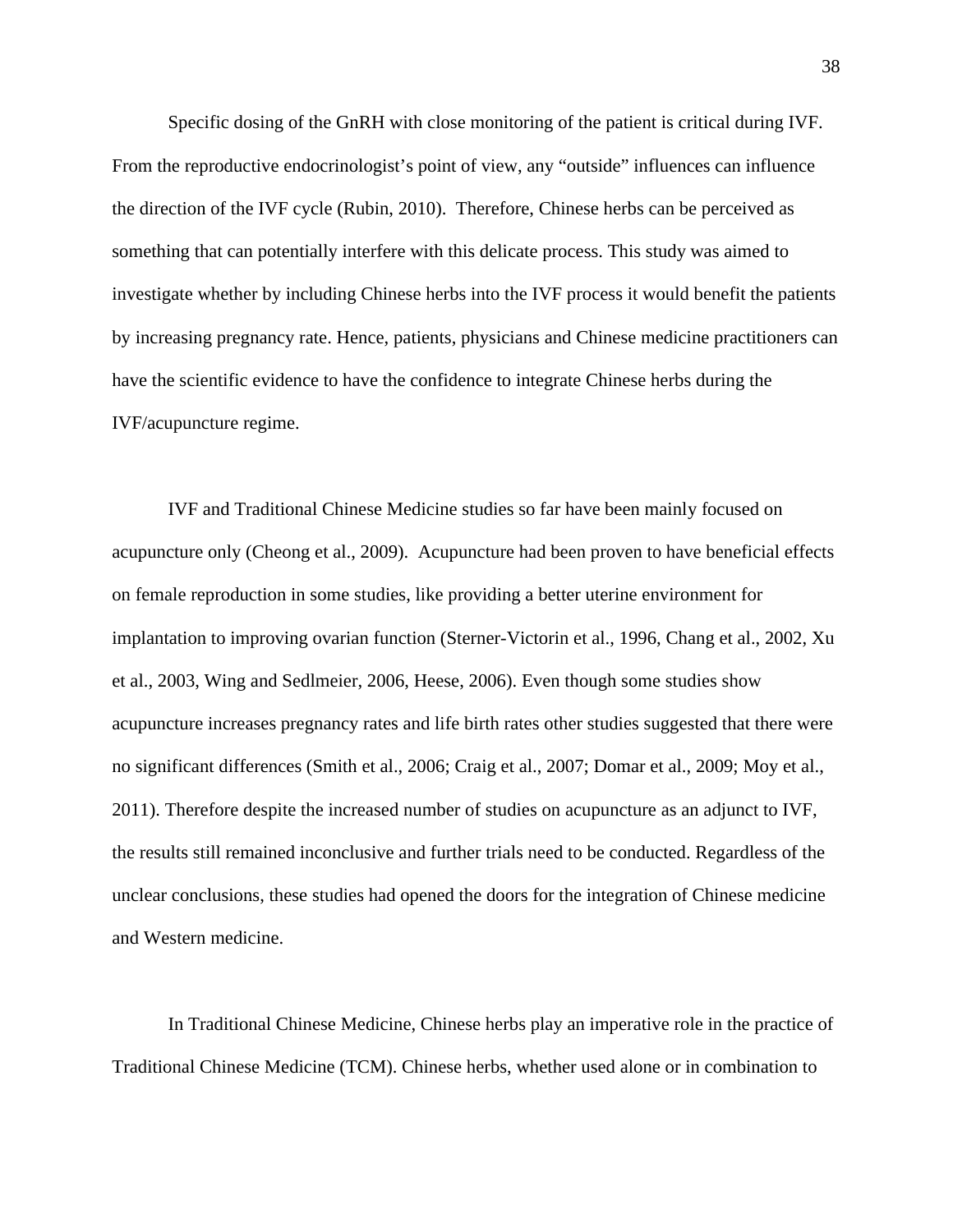Specific dosing of the GnRH with close monitoring of the patient is critical during IVF. From the reproductive endocrinologist's point of view, any "outside" influences can influence the direction of the IVF cycle (Rubin, 2010). Therefore, Chinese herbs can be perceived as something that can potentially interfere with this delicate process. This study was aimed to investigate whether by including Chinese herbs into the IVF process it would benefit the patients by increasing pregnancy rate. Hence, patients, physicians and Chinese medicine practitioners can have the scientific evidence to have the confidence to integrate Chinese herbs during the IVF/acupuncture regime.

IVF and Traditional Chinese Medicine studies so far have been mainly focused on acupuncture only (Cheong et al., 2009). Acupuncture had been proven to have beneficial effects on female reproduction in some studies, like providing a better uterine environment for implantation to improving ovarian function (Sterner-Victorin et al., 1996, Chang et al., 2002, Xu et al., 2003, Wing and Sedlmeier, 2006, Heese, 2006). Even though some studies show acupuncture increases pregnancy rates and life birth rates other studies suggested that there were no significant differences (Smith et al., 2006; Craig et al., 2007; Domar et al., 2009; Moy et al., 2011). Therefore despite the increased number of studies on acupuncture as an adjunct to IVF, the results still remained inconclusive and further trials need to be conducted. Regardless of the unclear conclusions, these studies had opened the doors for the integration of Chinese medicine and Western medicine.

In Traditional Chinese Medicine, Chinese herbs play an imperative role in the practice of Traditional Chinese Medicine (TCM). Chinese herbs, whether used alone or in combination to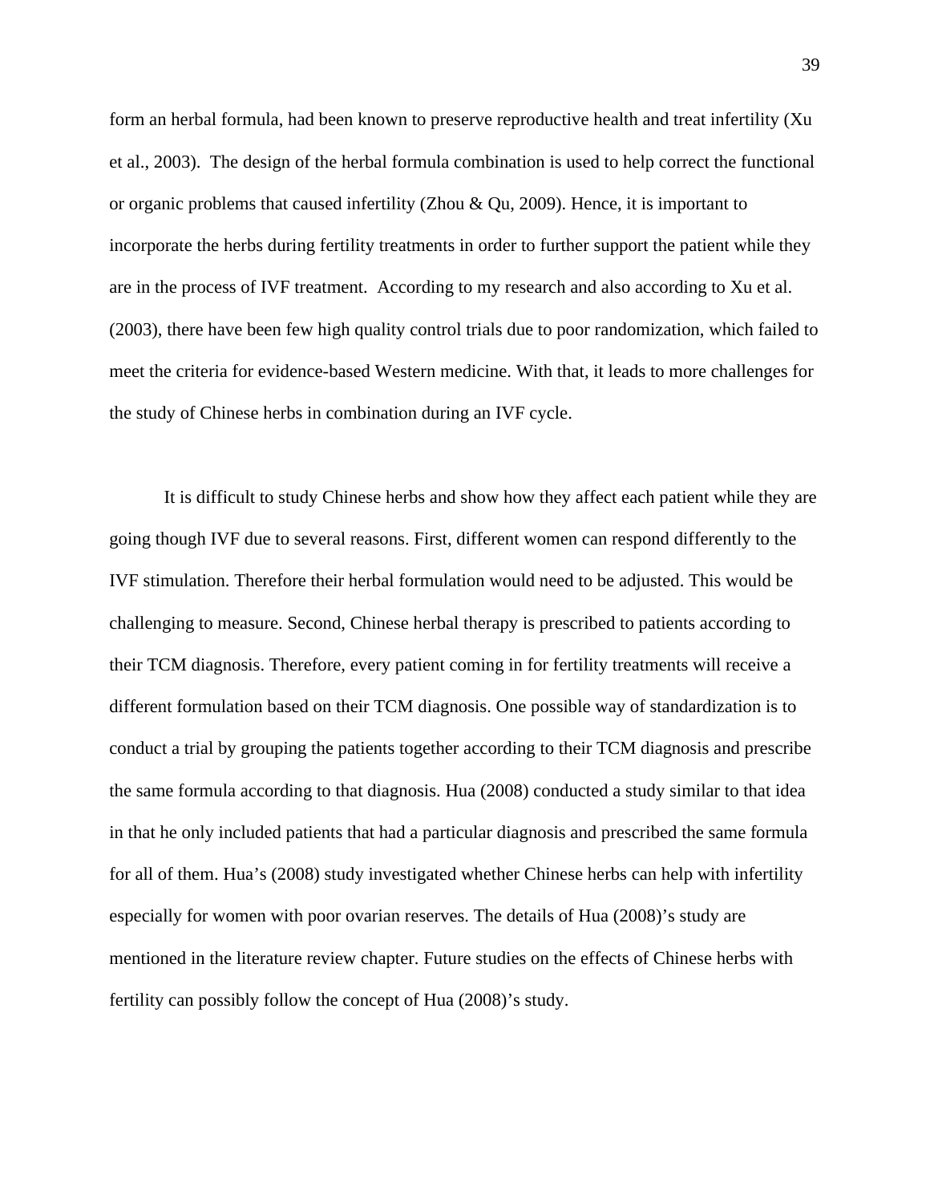form an herbal formula, had been known to preserve reproductive health and treat infertility (Xu et al., 2003). The design of the herbal formula combination is used to help correct the functional or organic problems that caused infertility (Zhou & Qu, 2009). Hence, it is important to incorporate the herbs during fertility treatments in order to further support the patient while they are in the process of IVF treatment. According to my research and also according to Xu et al. (2003), there have been few high quality control trials due to poor randomization, which failed to meet the criteria for evidence-based Western medicine. With that, it leads to more challenges for the study of Chinese herbs in combination during an IVF cycle.

It is difficult to study Chinese herbs and show how they affect each patient while they are going though IVF due to several reasons. First, different women can respond differently to the IVF stimulation. Therefore their herbal formulation would need to be adjusted. This would be challenging to measure. Second, Chinese herbal therapy is prescribed to patients according to their TCM diagnosis. Therefore, every patient coming in for fertility treatments will receive a different formulation based on their TCM diagnosis. One possible way of standardization is to conduct a trial by grouping the patients together according to their TCM diagnosis and prescribe the same formula according to that diagnosis. Hua (2008) conducted a study similar to that idea in that he only included patients that had a particular diagnosis and prescribed the same formula for all of them. Hua's (2008) study investigated whether Chinese herbs can help with infertility especially for women with poor ovarian reserves. The details of Hua (2008)'s study are mentioned in the literature review chapter. Future studies on the effects of Chinese herbs with fertility can possibly follow the concept of Hua (2008)'s study.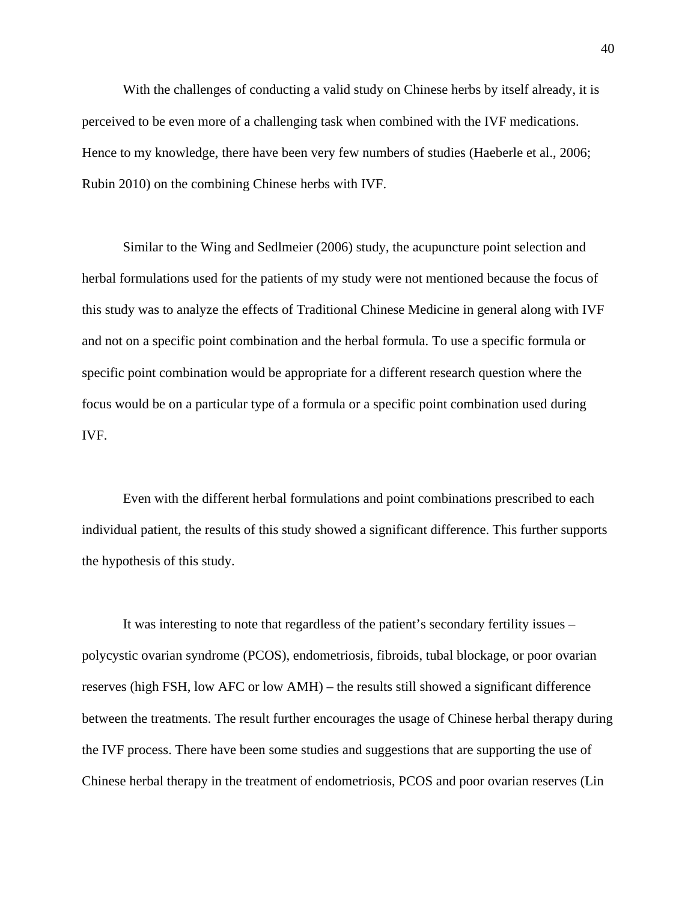With the challenges of conducting a valid study on Chinese herbs by itself already, it is perceived to be even more of a challenging task when combined with the IVF medications. Hence to my knowledge, there have been very few numbers of studies (Haeberle et al., 2006; Rubin 2010) on the combining Chinese herbs with IVF.

Similar to the Wing and Sedlmeier (2006) study, the acupuncture point selection and herbal formulations used for the patients of my study were not mentioned because the focus of this study was to analyze the effects of Traditional Chinese Medicine in general along with IVF and not on a specific point combination and the herbal formula. To use a specific formula or specific point combination would be appropriate for a different research question where the focus would be on a particular type of a formula or a specific point combination used during IVF.

Even with the different herbal formulations and point combinations prescribed to each individual patient, the results of this study showed a significant difference. This further supports the hypothesis of this study.

It was interesting to note that regardless of the patient's secondary fertility issues – polycystic ovarian syndrome (PCOS), endometriosis, fibroids, tubal blockage, or poor ovarian reserves (high FSH, low AFC or low AMH) – the results still showed a significant difference between the treatments. The result further encourages the usage of Chinese herbal therapy during the IVF process. There have been some studies and suggestions that are supporting the use of Chinese herbal therapy in the treatment of endometriosis, PCOS and poor ovarian reserves (Lin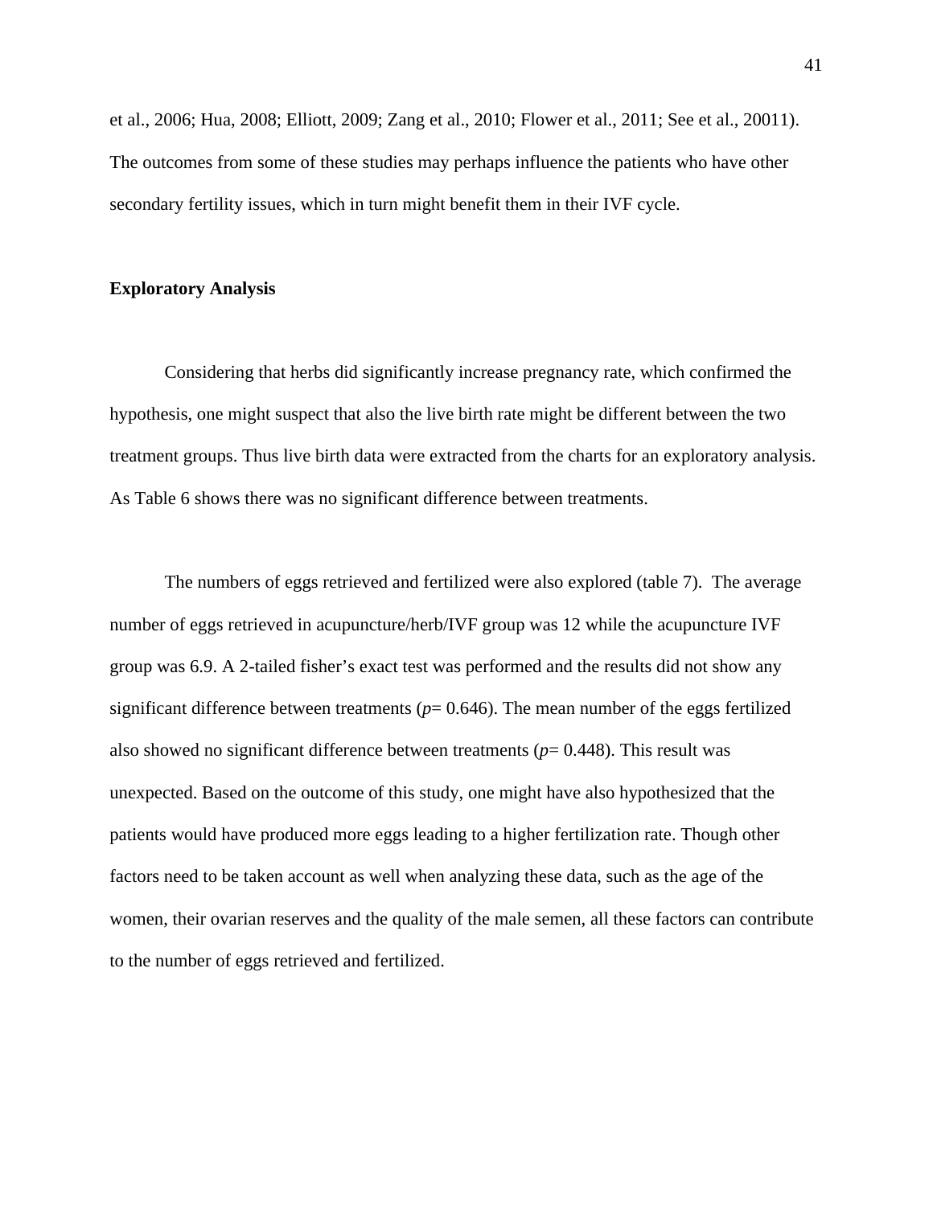et al., 2006; Hua, 2008; Elliott, 2009; Zang et al., 2010; Flower et al., 2011; See et al., 20011). The outcomes from some of these studies may perhaps influence the patients who have other secondary fertility issues, which in turn might benefit them in their IVF cycle.

**Exploratory Analysis**

Considering that herbs did significantly increase pregnancy rate, which confirmed the hypothesis, one might suspect that also the live birth rate might be different between the two treatment groups. Thus live birth data were extracted from the charts for an exploratory analysis. As Table 6 shows there was no significant difference between treatments.

The numbers of eggs retrieved and fertilized were also explored (table 7). The average number of eggs retrieved in acupuncture/herb/IVF group was 12 while the acupuncture IVF group was 6.9. A 2-tailed fisher's exact test was performed and the results did not show any significant difference between treatments ($p$= 0.646). The mean number of the eggs fertilized also showed no significant difference between treatments ($p$= 0.448). This result was unexpected. Based on the outcome of this study, one might have also hypothesized that the patients would have produced more eggs leading to a higher fertilization rate. Though other factors need to be taken account as well when analyzing these data, such as the age of the women, their ovarian reserves and the quality of the male semen, all these factors can contribute to the number of eggs retrieved and fertilized.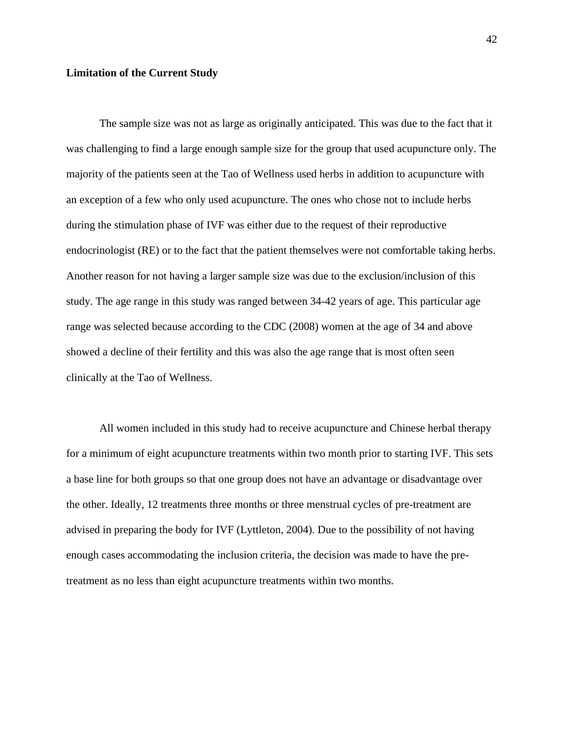**Limitation of the Current Study**

The sample size was not as large as originally anticipated. This was due to the fact that it was challenging to find a large enough sample size for the group that used acupuncture only. The majority of the patients seen at the Tao of Wellness used herbs in addition to acupuncture with an exception of a few who only used acupuncture. The ones who chose not to include herbs during the stimulation phase of IVF was either due to the request of their reproductive endocrinologist (RE) or to the fact that the patient themselves were not comfortable taking herbs. Another reason for not having a larger sample size was due to the exclusion/inclusion of this study. The age range in this study was ranged between 34-42 years of age. This particular age range was selected because according to the CDC (2008) women at the age of 34 and above showed a decline of their fertility and this was also the age range that is most often seen clinically at the Tao of Wellness.

All women included in this study had to receive acupuncture and Chinese herbal therapy for a minimum of eight acupuncture treatments within two month prior to starting IVF. This sets a base line for both groups so that one group does not have an advantage or disadvantage over the other. Ideally, 12 treatments three months or three menstrual cycles of pre-treatment are advised in preparing the body for IVF (Lyttleton, 2004). Due to the possibility of not having enough cases accommodating the inclusion criteria, the decision was made to have the pre-treatment as no less than eight acupuncture treatments within two months.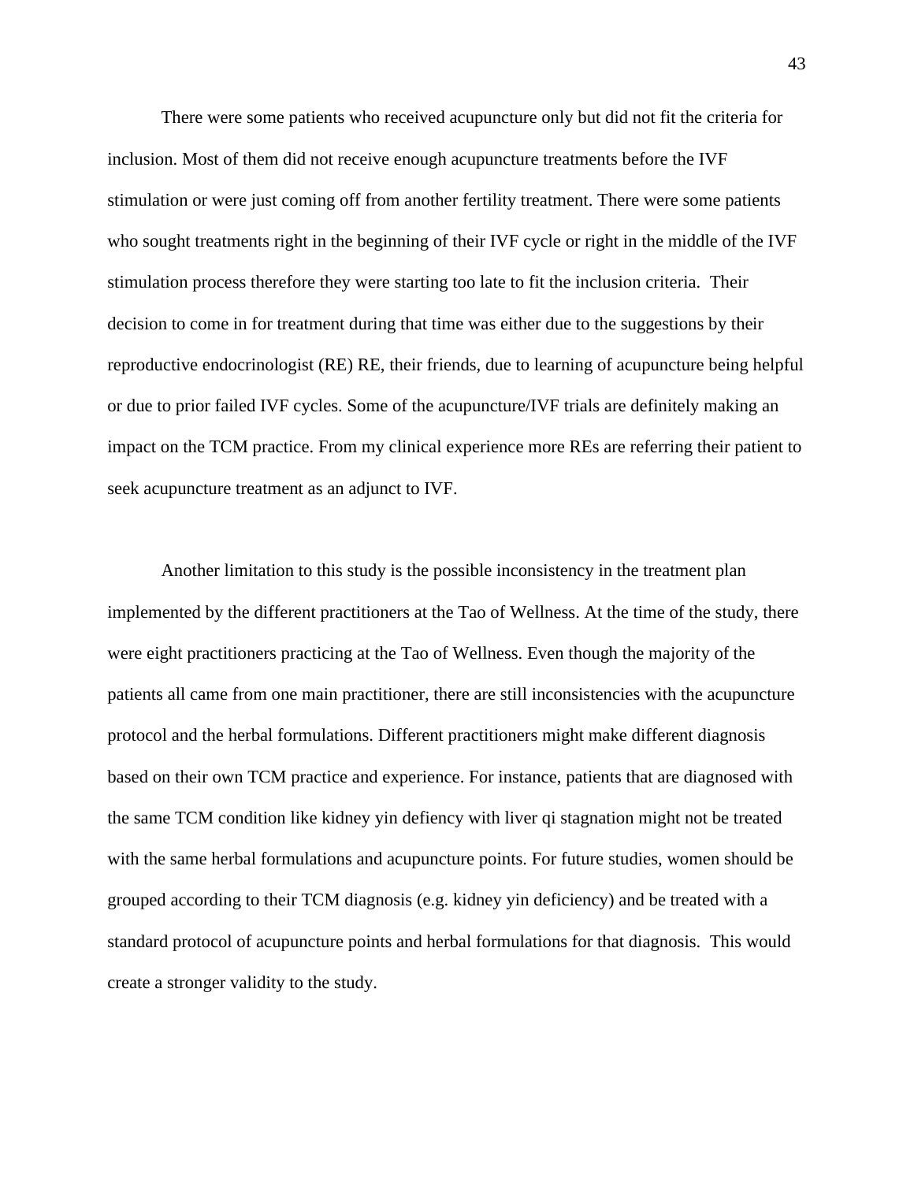There were some patients who received acupuncture only but did not fit the criteria for inclusion. Most of them did not receive enough acupuncture treatments before the IVF stimulation or were just coming off from another fertility treatment. There were some patients who sought treatments right in the beginning of their IVF cycle or right in the middle of the IVF stimulation process therefore they were starting too late to fit the inclusion criteria. Their decision to come in for treatment during that time was either due to the suggestions by their reproductive endocrinologist (RE) RE, their friends, due to learning of acupuncture being helpful or due to prior failed IVF cycles. Some of the acupuncture/IVF trials are definitely making an impact on the TCM practice. From my clinical experience more REs are referring their patient to seek acupuncture treatment as an adjunct to IVF.

Another limitation to this study is the possible inconsistency in the treatment plan implemented by the different practitioners at the Tao of Wellness. At the time of the study, there were eight practitioners practicing at the Tao of Wellness. Even though the majority of the patients all came from one main practitioner, there are still inconsistencies with the acupuncture protocol and the herbal formulations. Different practitioners might make different diagnosis based on their own TCM practice and experience. For instance, patients that are diagnosed with the same TCM condition like kidney yin defiency with liver qi stagnation might not be treated with the same herbal formulations and acupuncture points. For future studies, women should be grouped according to their TCM diagnosis (e.g. kidney yin deficiency) and be treated with a standard protocol of acupuncture points and herbal formulations for that diagnosis. This would create a stronger validity to the study.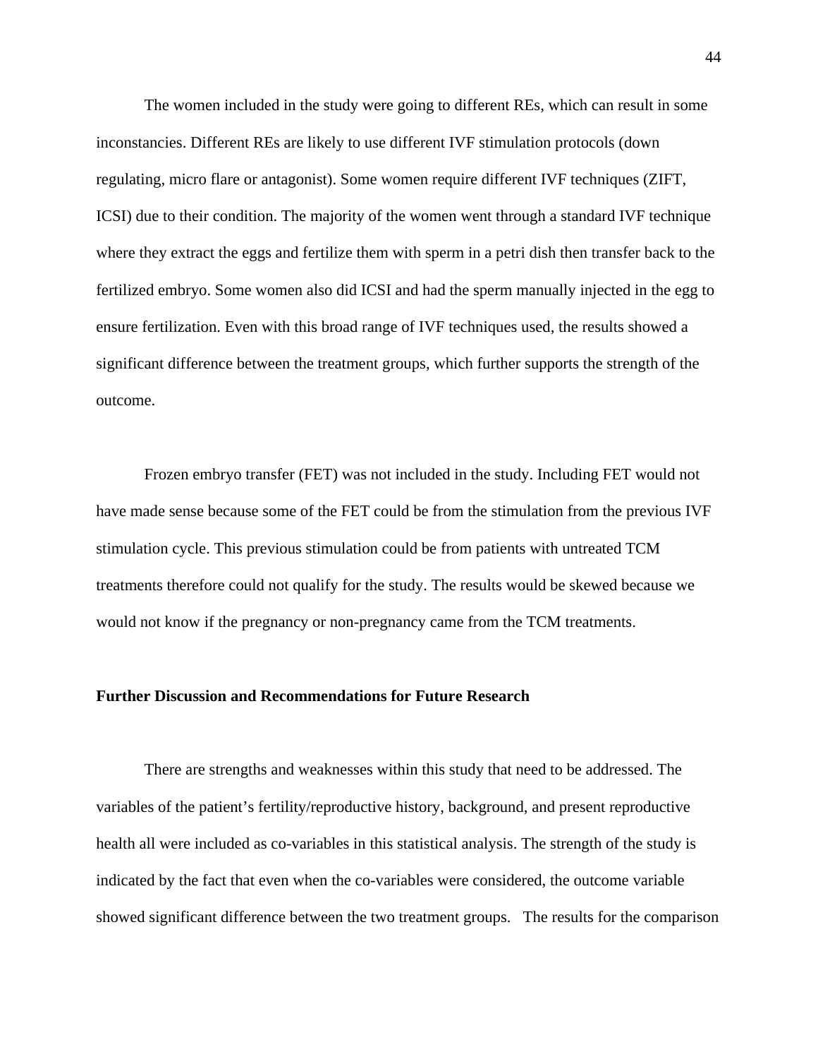The women included in the study were going to different REs, which can result in some inconstancies. Different REs are likely to use different IVF stimulation protocols (down regulating, micro flare or antagonist). Some women require different IVF techniques (ZIFT, ICSI) due to their condition. The majority of the women went through a standard IVF technique where they extract the eggs and fertilize them with sperm in a petri dish then transfer back to the fertilized embryo. Some women also did ICSI and had the sperm manually injected in the egg to ensure fertilization. Even with this broad range of IVF techniques used, the results showed a significant difference between the treatment groups, which further supports the strength of the outcome.

Frozen embryo transfer (FET) was not included in the study. Including FET would not have made sense because some of the FET could be from the stimulation from the previous IVF stimulation cycle. This previous stimulation could be from patients with untreated TCM treatments therefore could not qualify for the study. The results would be skewed because we would not know if the pregnancy or non-pregnancy came from the TCM treatments.

**Further Discussion and Recommendations for Future Research**

There are strengths and weaknesses within this study that need to be addressed. The variables of the patient's fertility/reproductive history, background, and present reproductive health all were included as co-variables in this statistical analysis. The strength of the study is indicated by the fact that even when the co-variables were considered, the outcome variable showed significant difference between the two treatment groups. The results for the comparison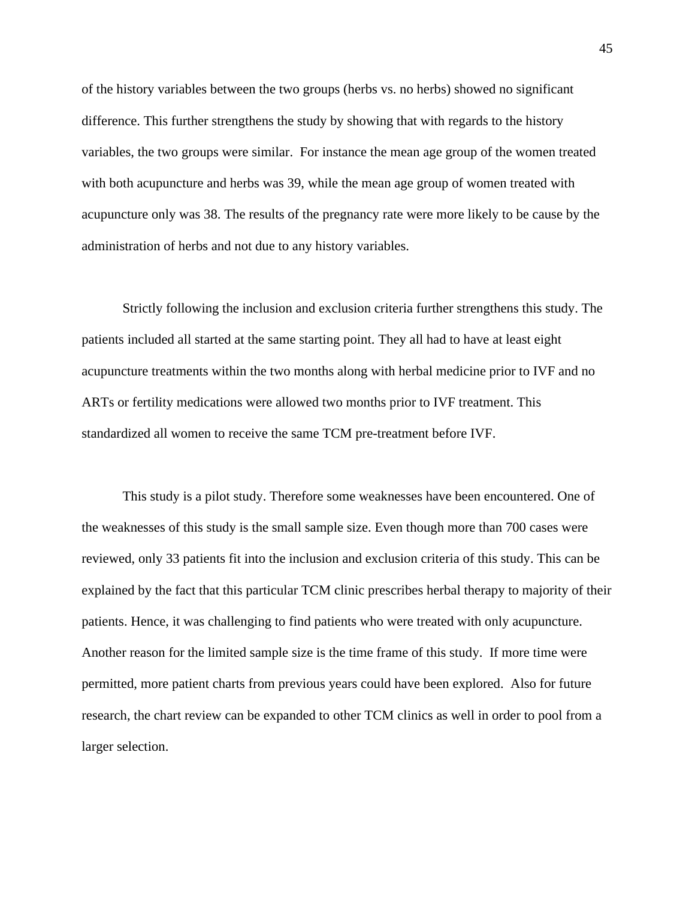of the history variables between the two groups (herbs vs. no herbs) showed no significant difference. This further strengthens the study by showing that with regards to the history variables, the two groups were similar. For instance the mean age group of the women treated with both acupuncture and herbs was 39, while the mean age group of women treated with acupuncture only was 38. The results of the pregnancy rate were more likely to be cause by the administration of herbs and not due to any history variables.

Strictly following the inclusion and exclusion criteria further strengthens this study. The patients included all started at the same starting point. They all had to have at least eight acupuncture treatments within the two months along with herbal medicine prior to IVF and no ARTs or fertility medications were allowed two months prior to IVF treatment. This standardized all women to receive the same TCM pre-treatment before IVF.

This study is a pilot study. Therefore some weaknesses have been encountered. One of the weaknesses of this study is the small sample size. Even though more than 700 cases were reviewed, only 33 patients fit into the inclusion and exclusion criteria of this study. This can be explained by the fact that this particular TCM clinic prescribes herbal therapy to majority of their patients. Hence, it was challenging to find patients who were treated with only acupuncture. Another reason for the limited sample size is the time frame of this study. If more time were permitted, more patient charts from previous years could have been explored. Also for future research, the chart review can be expanded to other TCM clinics as well in order to pool from a larger selection.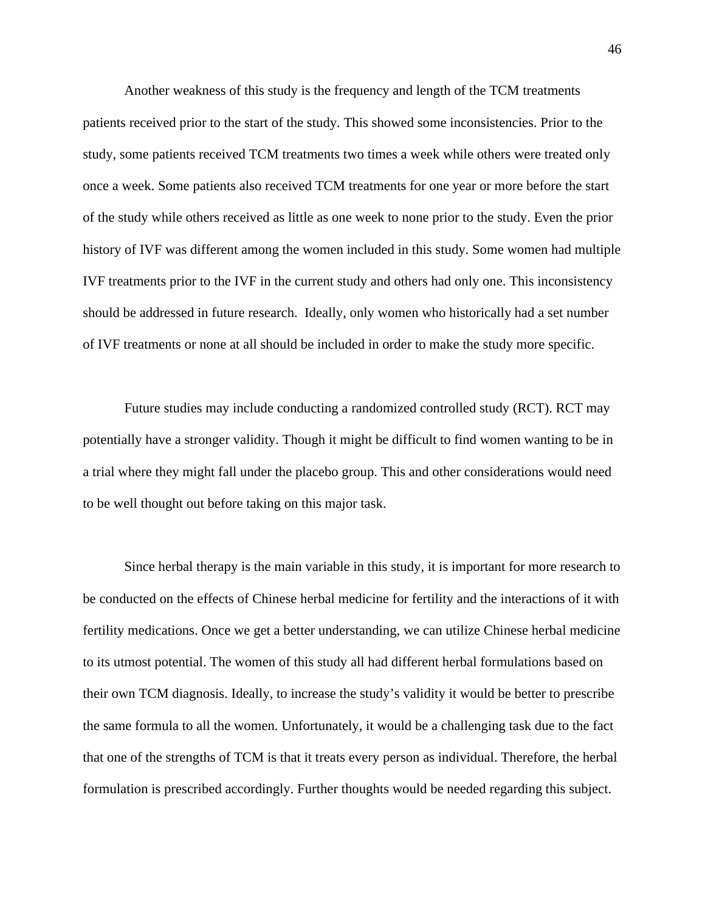Another weakness of this study is the frequency and length of the TCM treatments patients received prior to the start of the study. This showed some inconsistencies. Prior to the study, some patients received TCM treatments two times a week while others were treated only once a week. Some patients also received TCM treatments for one year or more before the start of the study while others received as little as one week to none prior to the study. Even the prior history of IVF was different among the women included in this study. Some women had multiple IVF treatments prior to the IVF in the current study and others had only one. This inconsistency should be addressed in future research. Ideally, only women who historically had a set number of IVF treatments or none at all should be included in order to make the study more specific.

Future studies may include conducting a randomized controlled study (RCT). RCT may potentially have a stronger validity. Though it might be difficult to find women wanting to be in a trial where they might fall under the placebo group. This and other considerations would need to be well thought out before taking on this major task.

Since herbal therapy is the main variable in this study, it is important for more research to be conducted on the effects of Chinese herbal medicine for fertility and the interactions of it with fertility medications. Once we get a better understanding, we can utilize Chinese herbal medicine to its utmost potential. The women of this study all had different herbal formulations based on their own TCM diagnosis. Ideally, to increase the study's validity it would be better to prescribe the same formula to all the women. Unfortunately, it would be a challenging task due to the fact that one of the strengths of TCM is that it treats every person as individual. Therefore, the herbal formulation is prescribed accordingly. Further thoughts would be needed regarding this subject.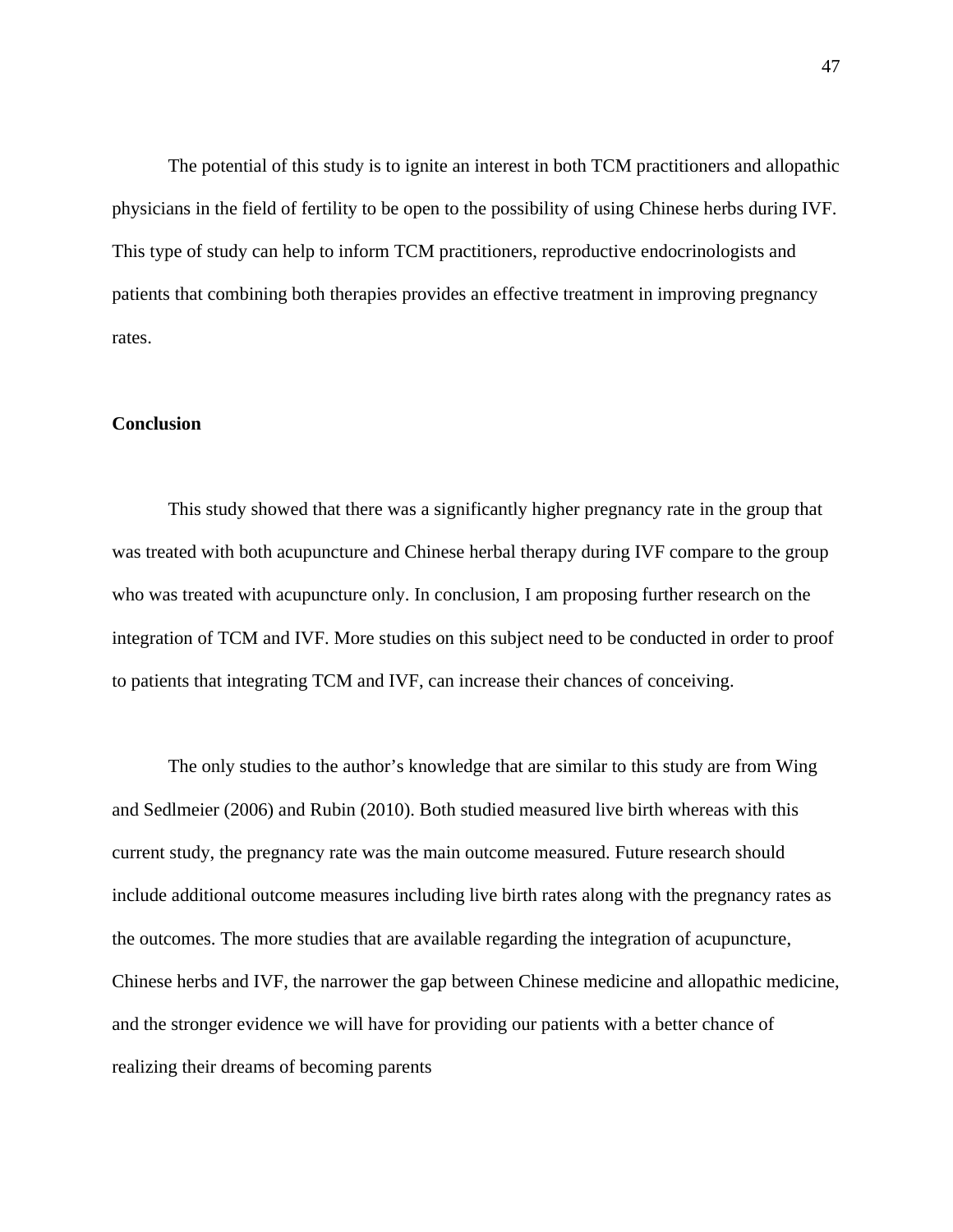The potential of this study is to ignite an interest in both TCM practitioners and allopathic physicians in the field of fertility to be open to the possibility of using Chinese herbs during IVF. This type of study can help to inform TCM practitioners, reproductive endocrinologists and patients that combining both therapies provides an effective treatment in improving pregnancy rates.

**Conclusion**

This study showed that there was a significantly higher pregnancy rate in the group that was treated with both acupuncture and Chinese herbal therapy during IVF compare to the group who was treated with acupuncture only. In conclusion, I am proposing further research on the integration of TCM and IVF. More studies on this subject need to be conducted in order to proof to patients that integrating TCM and IVF, can increase their chances of conceiving.

The only studies to the author's knowledge that are similar to this study are from Wing and Sedlmeier (2006) and Rubin (2010). Both studied measured live birth whereas with this current study, the pregnancy rate was the main outcome measured. Future research should include additional outcome measures including live birth rates along with the pregnancy rates as the outcomes. The more studies that are available regarding the integration of acupuncture, Chinese herbs and IVF, the narrower the gap between Chinese medicine and allopathic medicine, and the stronger evidence we will have for providing our patients with a better chance of realizing their dreams of becoming parents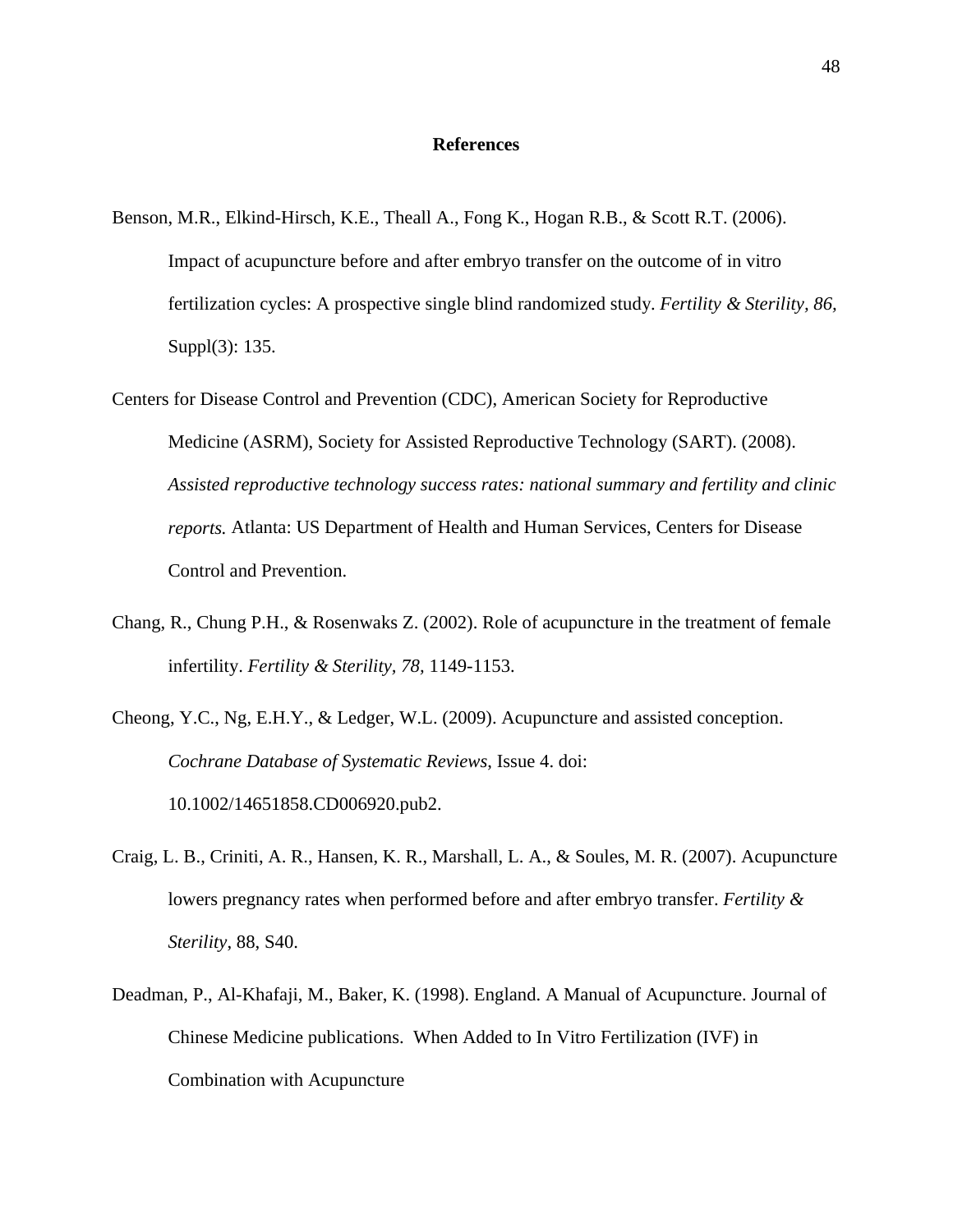# References

Benson, M.R., Elkind-Hirsch, K.E., Theall A., Fong K., Hogan R.B., & Scott R.T. (2006). Impact of acupuncture before and after embryo transfer on the outcome of in vitro fertilization cycles: A prospective single blind randomized study. *Fertility & Sterility, 86,* Suppl(3): 135.

Centers for Disease Control and Prevention (CDC), American Society for Reproductive Medicine (ASRM), Society for Assisted Reproductive Technology (SART). (2008). *Assisted reproductive technology success rates: national summary and fertility and clinic reports.* Atlanta: US Department of Health and Human Services, Centers for Disease Control and Prevention.

Chang, R., Chung P.H., & Rosenwaks Z. (2002). Role of acupuncture in the treatment of female infertility. *Fertility & Sterility, 78,* 1149-1153.

Cheong, Y.C., Ng, E.H.Y., & Ledger, W.L. (2009). Acupuncture and assisted conception. *Cochrane Database of Systematic Reviews*, Issue 4. doi: 10.1002/14651858.CD006920.pub2.

Craig, L. B., Criniti, A. R., Hansen, K. R., Marshall, L. A., & Soules, M. R. (2007). Acupuncture lowers pregnancy rates when performed before and after embryo transfer. *Fertility & Sterility*, 88, S40.

Deadman, P., Al-Khafaji, M., Baker, K. (1998). England. A Manual of Acupuncture. Journal of Chinese Medicine publications. When Added to In Vitro Fertilization (IVF) in Combination with Acupuncture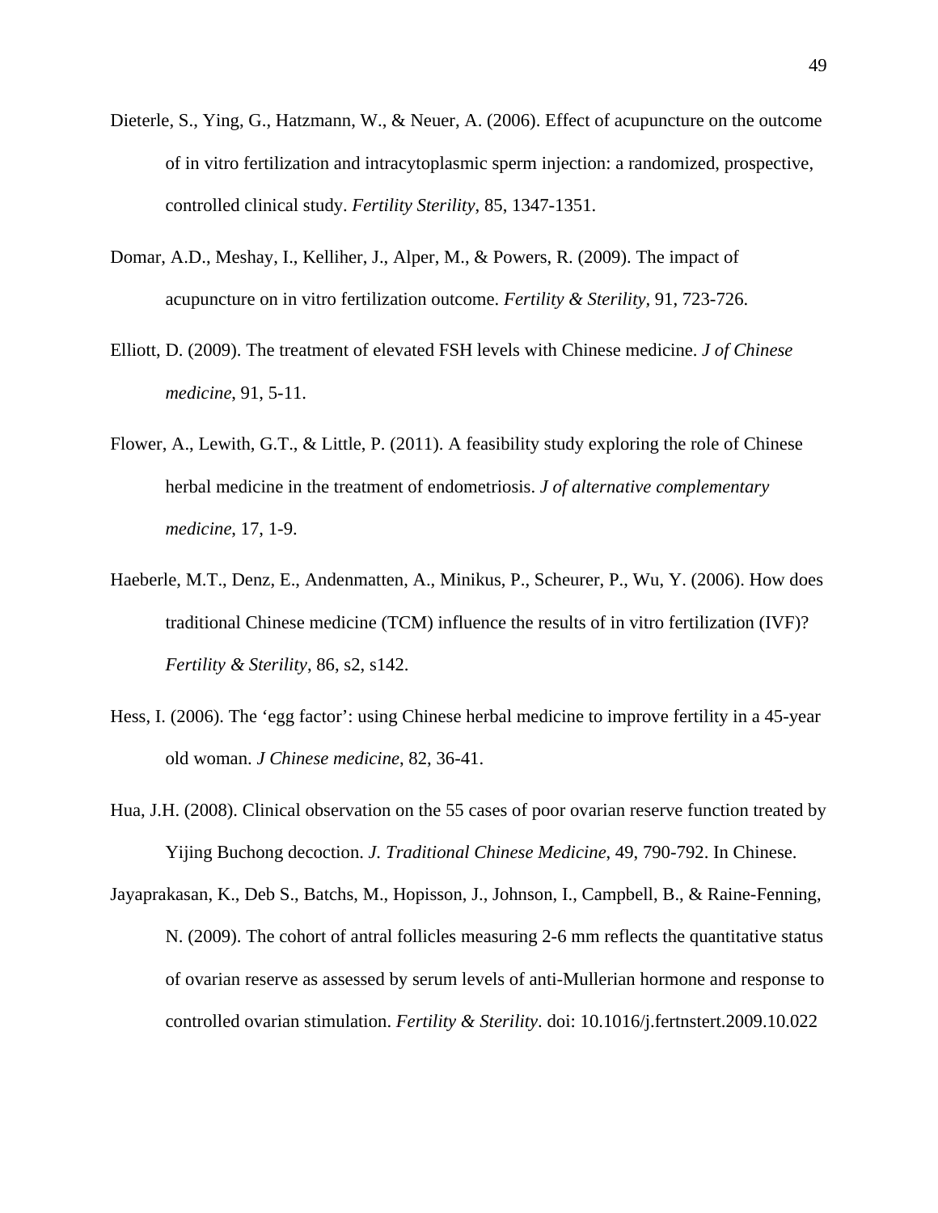Dieterle, S., Ying, G., Hatzmann, W., & Neuer, A. (2006). Effect of acupuncture on the outcome of in vitro fertilization and intracytoplasmic sperm injection: a randomized, prospective, controlled clinical study. *Fertility Sterility*, 85, 1347-1351.

Domar, A.D., Meshay, I., Kelliher, J., Alper, M., & Powers, R. (2009). The impact of acupuncture on in vitro fertilization outcome. *Fertility & Sterility*, 91, 723-726.

Elliott, D. (2009). The treatment of elevated FSH levels with Chinese medicine. *J of Chinese medicine*, 91, 5-11.

Flower, A., Lewith, G.T., & Little, P. (2011). A feasibility study exploring the role of Chinese herbal medicine in the treatment of endometriosis. *J of alternative complementary medicine*, 17, 1-9.

Haeberle, M.T., Denz, E., Andenmatten, A., Minikus, P., Scheurer, P., Wu, Y. (2006). How does traditional Chinese medicine (TCM) influence the results of in vitro fertilization (IVF)? *Fertility & Sterility*, 86, s2, s142.

Hess, I. (2006). The 'egg factor': using Chinese herbal medicine to improve fertility in a 45-year old woman. *J Chinese medicine*, 82, 36-41.

Hua, J.H. (2008). Clinical observation on the 55 cases of poor ovarian reserve function treated by Yijing Buchong decoction. *J. Traditional Chinese Medicine*, 49, 790-792. In Chinese.

Jayaprakasan, K., Deb S., Batchs, M., Hopisson, J., Johnson, I., Campbell, B., & Raine-Fenning, N. (2009). The cohort of antral follicles measuring 2-6 mm reflects the quantitative status of ovarian reserve as assessed by serum levels of anti-Mullerian hormone and response to controlled ovarian stimulation. *Fertility & Sterility*. doi: 10.1016/j.fertnstert.2009.10.022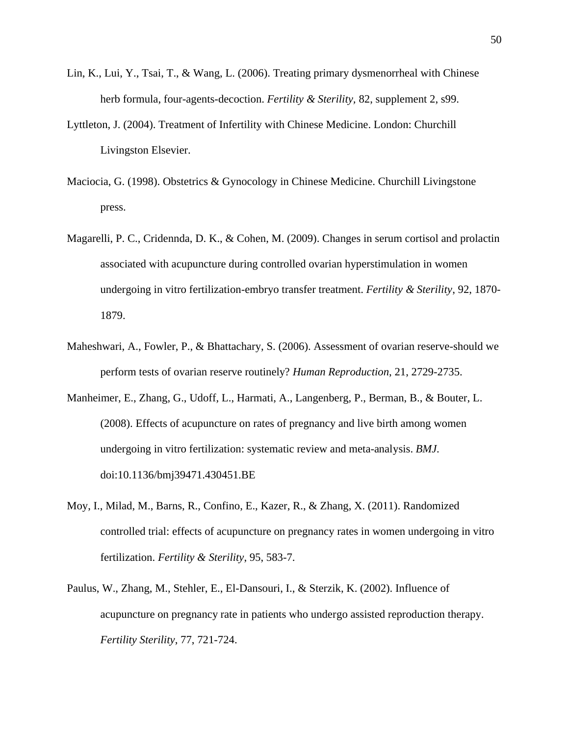Lin, K., Lui, Y., Tsai, T., & Wang, L. (2006). Treating primary dysmenorrheal with Chinese herb formula, four-agents-decoction. *Fertility & Sterility*, 82, supplement 2, s99.

Lyttleton, J. (2004). Treatment of Infertility with Chinese Medicine. London: Churchill Livingston Elsevier.

Maciocia, G. (1998). Obstetrics & Gynocology in Chinese Medicine. Churchill Livingstone press.

Magarelli, P. C., Cridennda, D. K., & Cohen, M. (2009). Changes in serum cortisol and prolactin associated with acupuncture during controlled ovarian hyperstimulation in women undergoing in vitro fertilization-embryo transfer treatment. *Fertility & Sterility*, 92, 1870-1879.

Maheshwari, A., Fowler, P., & Bhattachary, S. (2006). Assessment of ovarian reserve-should we perform tests of ovarian reserve routinely? *Human Reproduction*, 21, 2729-2735.

Manheimer, E., Zhang, G., Udoff, L., Harmati, A., Langenberg, P., Berman, B., & Bouter, L. (2008). Effects of acupuncture on rates of pregnancy and live birth among women undergoing in vitro fertilization: systematic review and meta-analysis. *BMJ*. doi:10.1136/bmj39471.430451.BE

Moy, I., Milad, M., Barns, R., Confino, E., Kazer, R., & Zhang, X. (2011). Randomized controlled trial: effects of acupuncture on pregnancy rates in women undergoing in vitro fertilization. *Fertility & Sterility*, 95, 583-7.

Paulus, W., Zhang, M., Stehler, E., El-Dansouri, I., & Sterzik, K. (2002). Influence of acupuncture on pregnancy rate in patients who undergo assisted reproduction therapy. *Fertility Sterility*, 77, 721-724.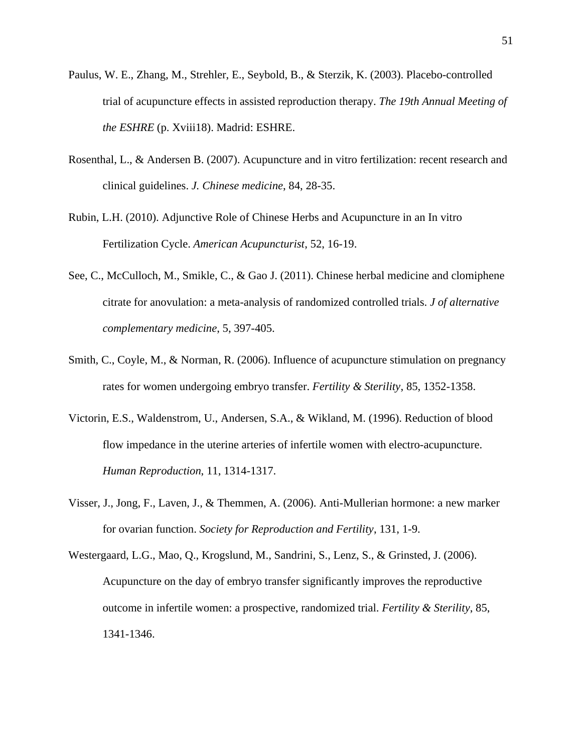Paulus, W. E., Zhang, M., Strehler, E., Seybold, B., & Sterzik, K. (2003). Placebo-controlled trial of acupuncture effects in assisted reproduction therapy. *The 19th Annual Meeting of the ESHRE* (p. Xviii18). Madrid: ESHRE.

Rosenthal, L., & Andersen B. (2007). Acupuncture and in vitro fertilization: recent research and clinical guidelines. *J. Chinese medicine*, 84, 28-35.

Rubin, L.H. (2010). Adjunctive Role of Chinese Herbs and Acupuncture in an In vitro Fertilization Cycle. *American Acupuncturist*, 52, 16-19.

See, C., McCulloch, M., Smikle, C., & Gao J. (2011). Chinese herbal medicine and clomiphene citrate for anovulation: a meta-analysis of randomized controlled trials. *J of alternative complementary medicine*, 5, 397-405.

Smith, C., Coyle, M., & Norman, R. (2006). Influence of acupuncture stimulation on pregnancy rates for women undergoing embryo transfer. *Fertility & Sterility*, 85, 1352-1358.

Victorin, E.S., Waldenstrom, U., Andersen, S.A., & Wikland, M. (1996). Reduction of blood flow impedance in the uterine arteries of infertile women with electro-acupuncture. *Human Reproduction*, 11, 1314-1317.

Visser, J., Jong, F., Laven, J., & Themmen, A. (2006). Anti-Mullerian hormone: a new marker for ovarian function. *Society for Reproduction and Fertility*, 131, 1-9.

Westergaard, L.G., Mao, Q., Krogslund, M., Sandrini, S., Lenz, S., & Grinsted, J. (2006). Acupuncture on the day of embryo transfer significantly improves the reproductive outcome in infertile women: a prospective, randomized trial. *Fertility & Sterility*, 85, 1341-1346.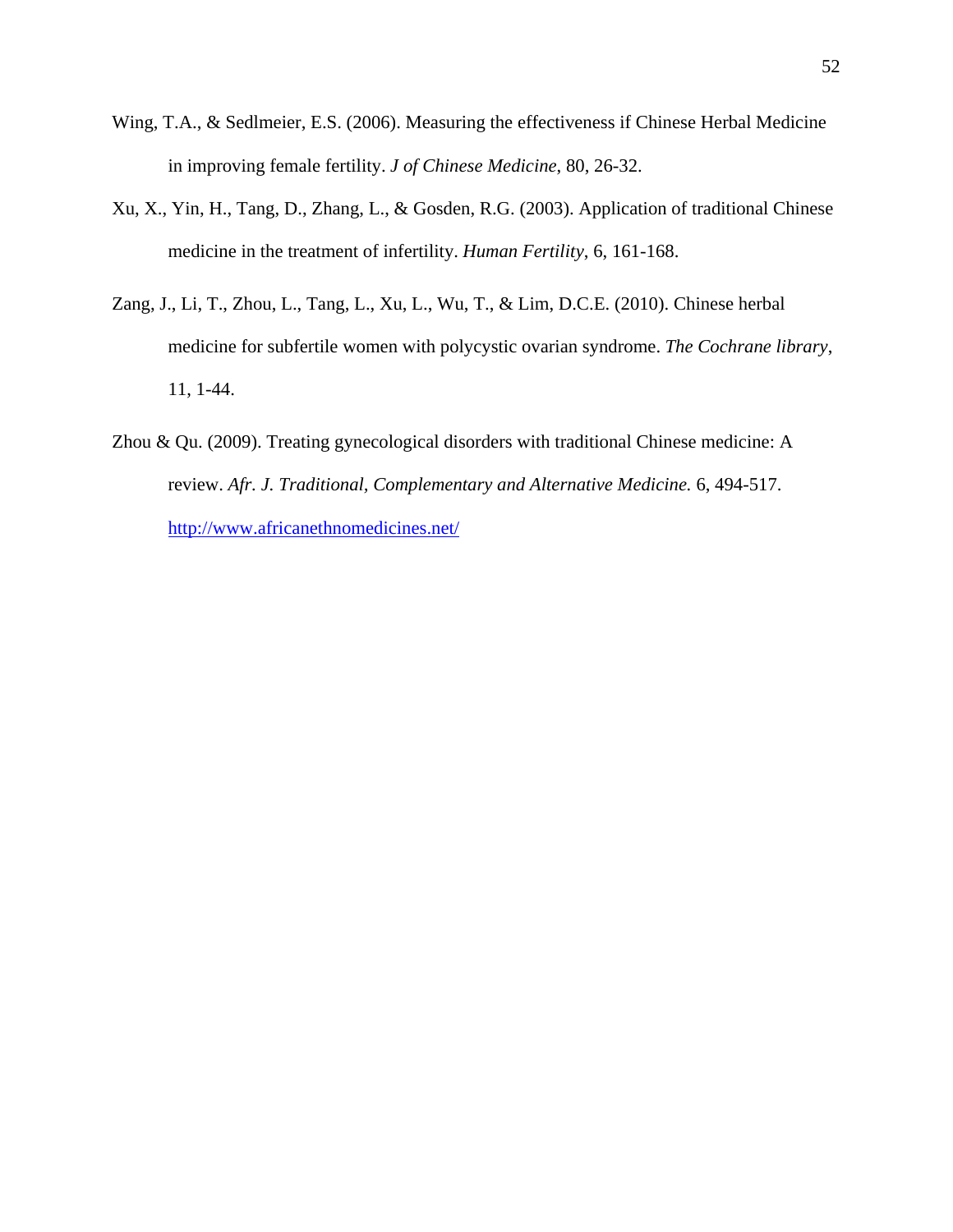Wing, T.A., & Sedlmeier, E.S. (2006). Measuring the effectiveness if Chinese Herbal Medicine in improving female fertility. *J of Chinese Medicine*, 80, 26-32.

Xu, X., Yin, H., Tang, D., Zhang, L., & Gosden, R.G. (2003). Application of traditional Chinese medicine in the treatment of infertility. *Human Fertility*, 6, 161-168.

Zang, J., Li, T., Zhou, L., Tang, L., Xu, L., Wu, T., & Lim, D.C.E. (2010). Chinese herbal medicine for subfertile women with polycystic ovarian syndrome. *The Cochrane library*, 11, 1-44.

Zhou & Qu. (2009). Treating gynecological disorders with traditional Chinese medicine: A review. *Afr. J. Traditional, Complementary and Alternative Medicine.* 6, 494-517. http://www.africanethnomedicines.net/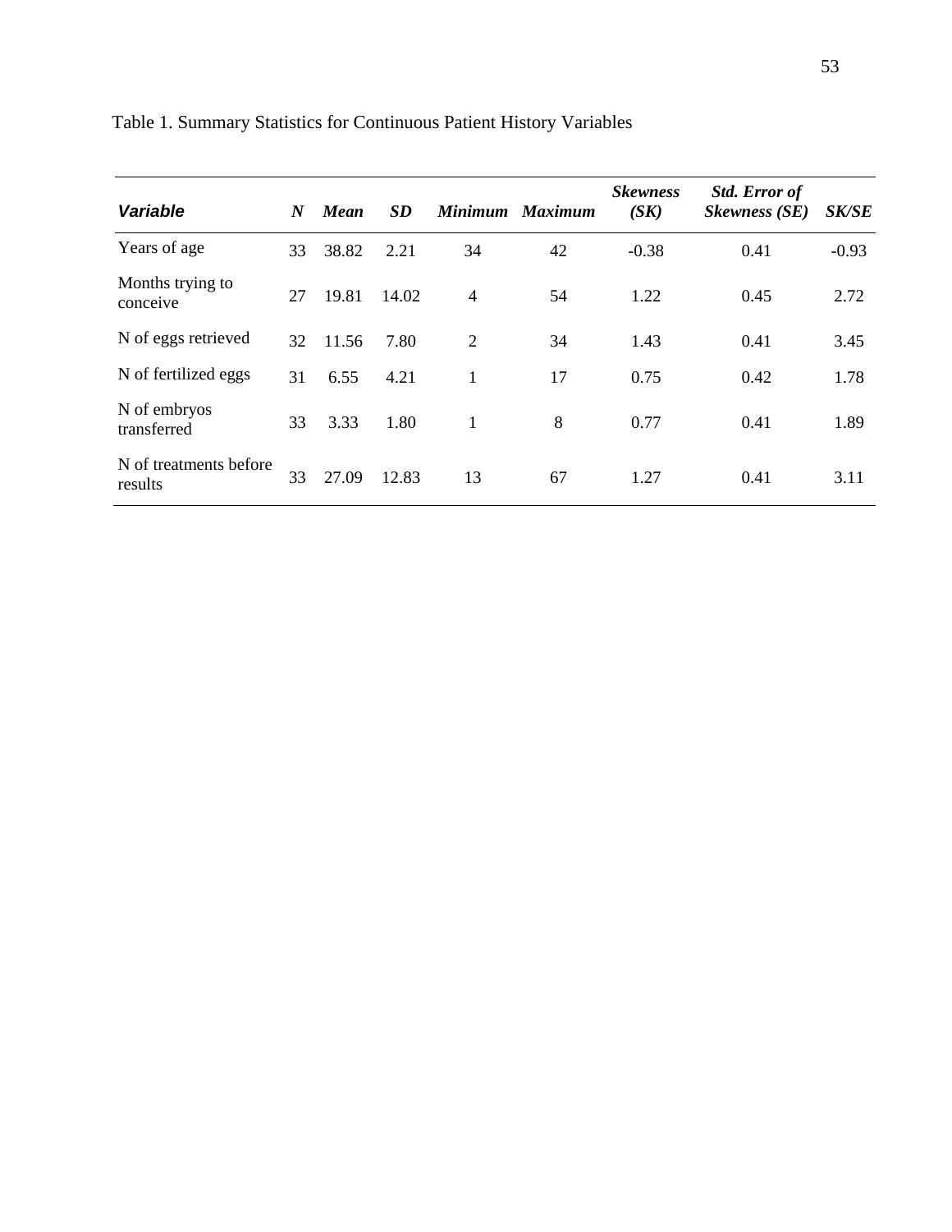Table 1. Summary Statistics for Continuous Patient History Variables

| *Variable* | *N* | *Mean* | *SD* | *Minimum* | *Maximum* | *Skewness (SK)* | *Std. Error of Skewness (SE)* | *SK/SE* |
|---|---|---|---|---|---|---|---|---|
| Years of age | 33 | 38.82 | 2.21 | 34 | 42 | -0.38 | 0.41 | -0.93 |
| Months trying to conceive | 27 | 19.81 | 14.02 | 4 | 54 | 1.22 | 0.45 | 2.72 |
| N of eggs retrieved | 32 | 11.56 | 7.80 | 2 | 34 | 1.43 | 0.41 | 3.45 |
| N of fertilized eggs | 31 | 6.55 | 4.21 | 1 | 17 | 0.75 | 0.42 | 1.78 |
| N of embryos transferred | 33 | 3.33 | 1.80 | 1 | 8 | 0.77 | 0.41 | 1.89 |
| N of treatments before results | 33 | 27.09 | 12.83 | 13 | 67 | 1.27 | 0.41 | 3.11 |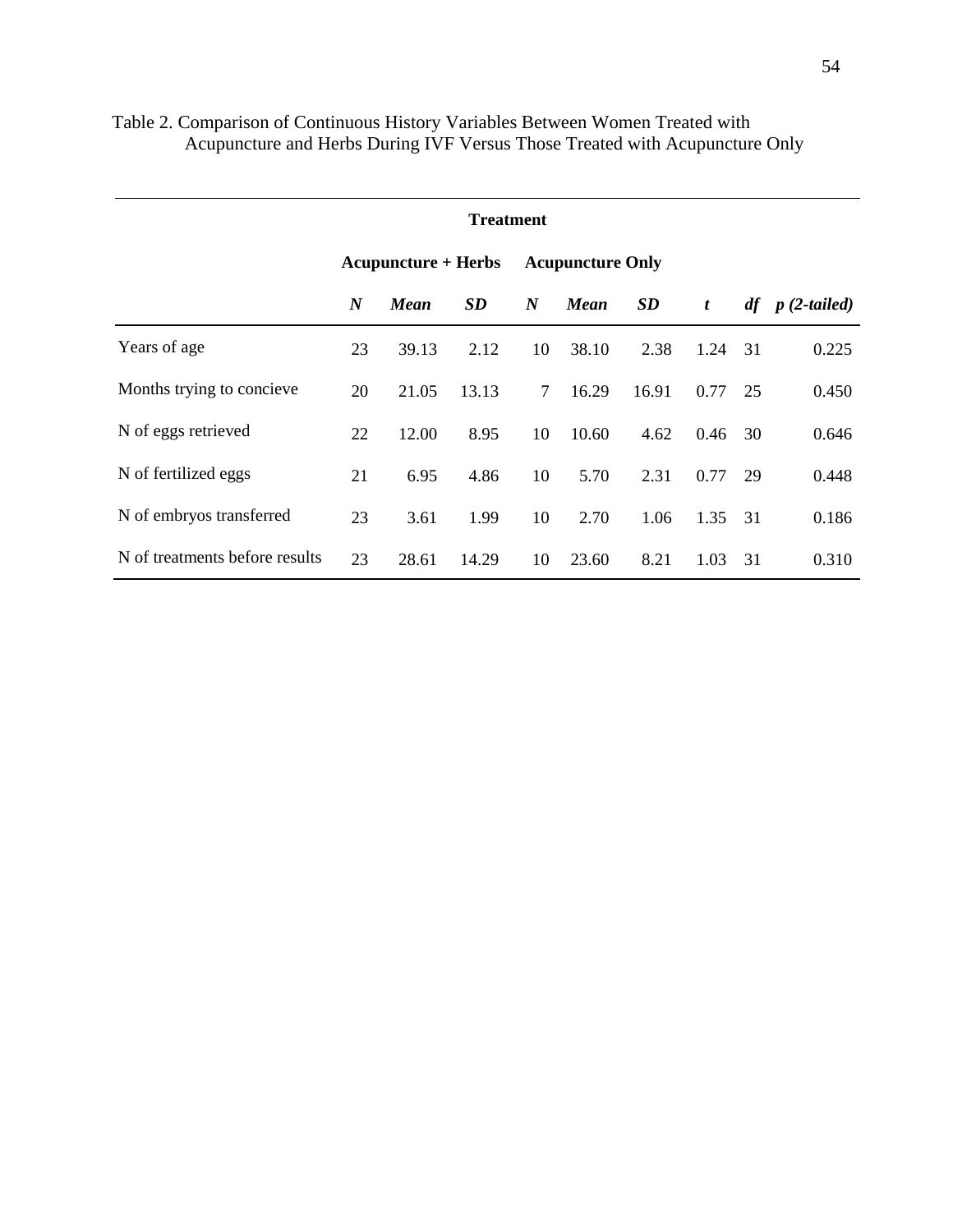Table 2. Comparison of Continuous History Variables Between Women Treated with Acupuncture and Herbs During IVF Versus Those Treated with Acupuncture Only

| | Treatment | | | | | | | | |
|---|---|---|---|---|---|---|---|---|---|
| | Acupuncture + Herbs | | | Acupuncture Only | | | | | |
| | ***N*** | ***Mean*** | ***SD*** | ***N*** | ***Mean*** | ***SD*** | ***t*** | ***df*** | ***p (2-tailed)*** |
| Years of age | 23 | 39.13 | 2.12 | 10 | 38.10 | 2.38 | 1.24 | 31 | 0.225 |
| Months trying to concieve | 20 | 21.05 | 13.13 | 7 | 16.29 | 16.91 | 0.77 | 25 | 0.450 |
| N of eggs retrieved | 22 | 12.00 | 8.95 | 10 | 10.60 | 4.62 | 0.46 | 30 | 0.646 |
| N of fertilized eggs | 21 | 6.95 | 4.86 | 10 | 5.70 | 2.31 | 0.77 | 29 | 0.448 |
| N of embryos transferred | 23 | 3.61 | 1.99 | 10 | 2.70 | 1.06 | 1.35 | 31 | 0.186 |
| N of treatments before results | 23 | 28.61 | 14.29 | 10 | 23.60 | 8.21 | 1.03 | 31 | 0.310 |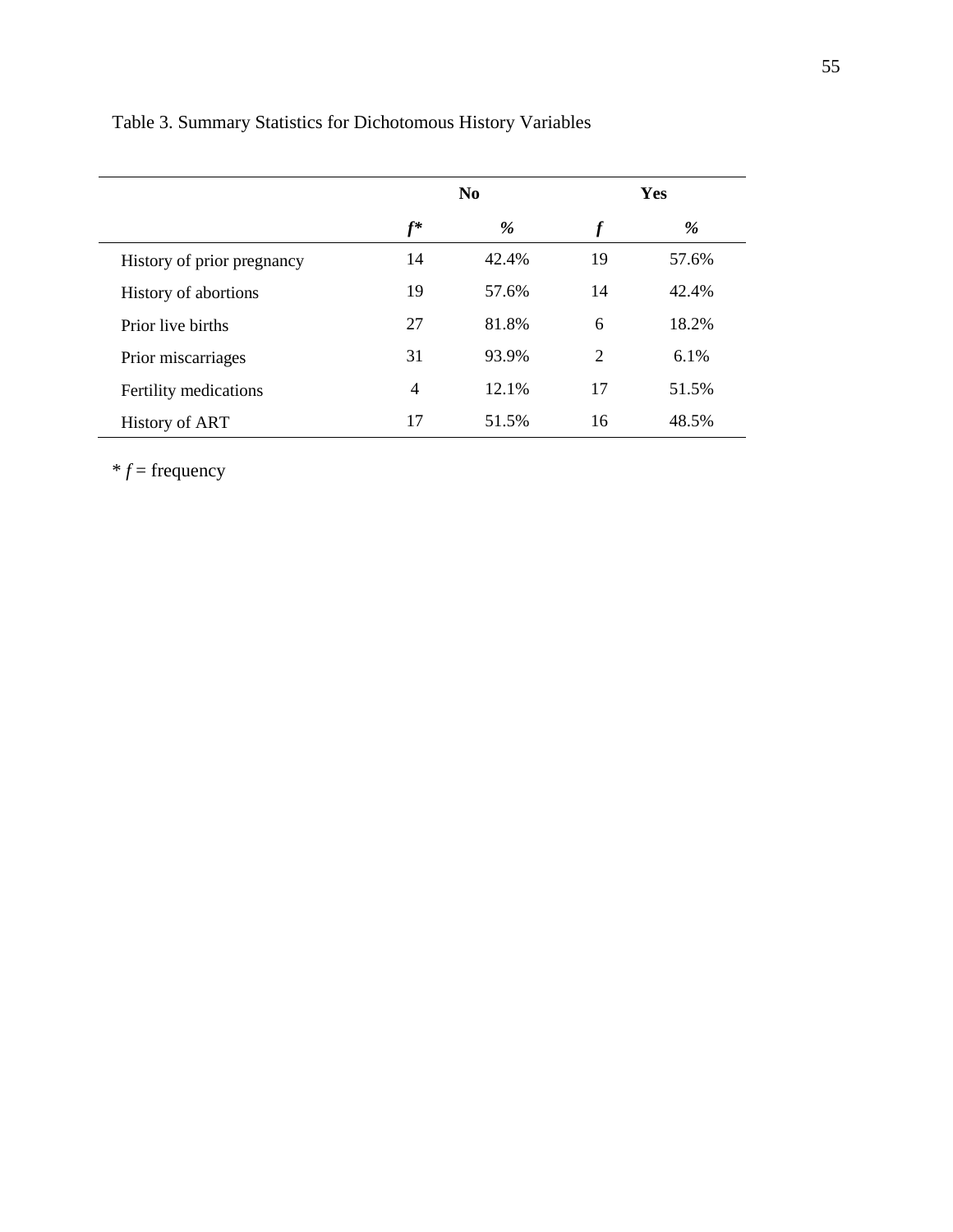Table 3. Summary Statistics for Dichotomous History Variables

| | No | | Yes | |
|---|---|---|---|---|
| | ***f**** | ***%*** | ***f*** | ***%*** |
| History of prior pregnancy | 14 | 42.4% | 19 | 57.6% |
| History of abortions | 19 | 57.6% | 14 | 42.4% |
| Prior live births | 27 | 81.8% | 6 | 18.2% |
| Prior miscarriages | 31 | 93.9% | 2 | 6.1% |
| Fertility medications | 4 | 12.1% | 17 | 51.5% |
| History of ART | 17 | 51.5% | 16 | 48.5% |

* *f* = frequency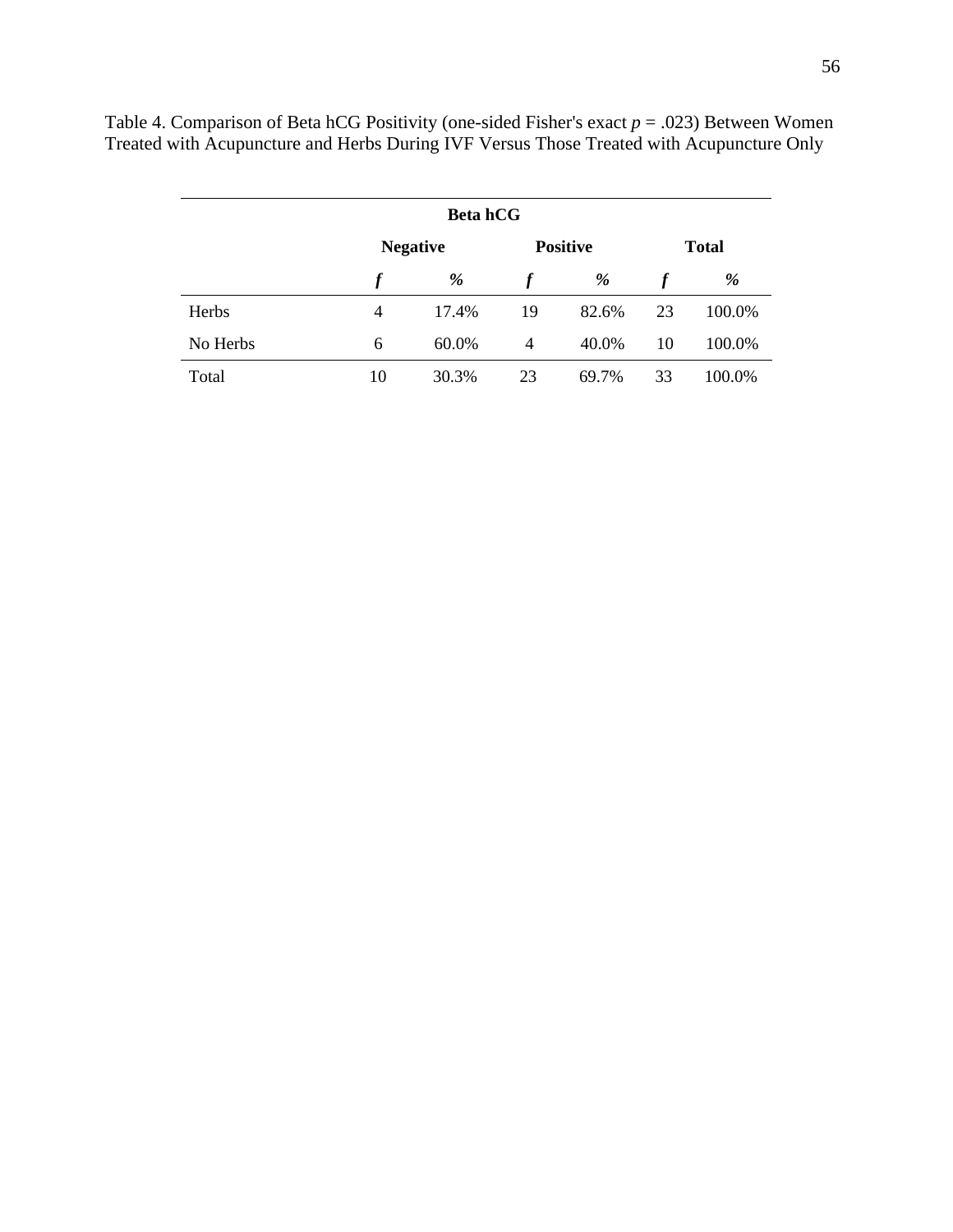Table 4. Comparison of Beta hCG Positivity (one-sided Fisher's exact $p$ = .023) Between Women Treated with Acupuncture and Herbs During IVF Versus Those Treated with Acupuncture Only

| | Beta hCG | | | | | |
|---|---|---|---|---|---|---|
| | **Negative** | | **Positive** | | **Total** | |
| | ***f*** | ***%*** | ***f*** | ***%*** | ***f*** | ***%*** |
| Herbs | 4 | 17.4% | 19 | 82.6% | 23 | 100.0% |
| No Herbs | 6 | 60.0% | 4 | 40.0% | 10 | 100.0% |
| Total | 10 | 30.3% | 23 | 69.7% | 33 | 100.0% |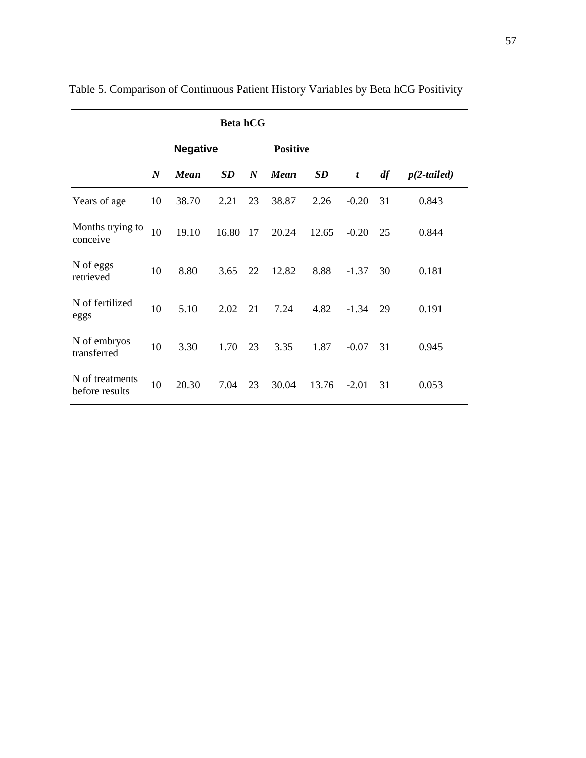Table 5. Comparison of Continuous Patient History Variables by Beta hCG Positivity

| | Beta hCG | | | | | | | | |
|---|---|---|---|---|---|---|---|---|---|
| | Negative | | | Positive | | | | | |
| | ***N*** | ***Mean*** | ***SD*** | ***N*** | ***Mean*** | ***SD*** | ***t*** | ***df*** | ***p(2-tailed)*** |
| Years of age | 10 | 38.70 | 2.21 | 23 | 38.87 | 2.26 | -0.20 | 31 | 0.843 |
| Months trying to conceive | 10 | 19.10 | 16.80 | 17 | 20.24 | 12.65 | -0.20 | 25 | 0.844 |
| N of eggs retrieved | 10 | 8.80 | 3.65 | 22 | 12.82 | 8.88 | -1.37 | 30 | 0.181 |
| N of fertilized eggs | 10 | 5.10 | 2.02 | 21 | 7.24 | 4.82 | -1.34 | 29 | 0.191 |
| N of embryos transferred | 10 | 3.30 | 1.70 | 23 | 3.35 | 1.87 | -0.07 | 31 | 0.945 |
| N of treatments before results | 10 | 20.30 | 7.04 | 23 | 30.04 | 13.76 | -2.01 | 31 | 0.053 |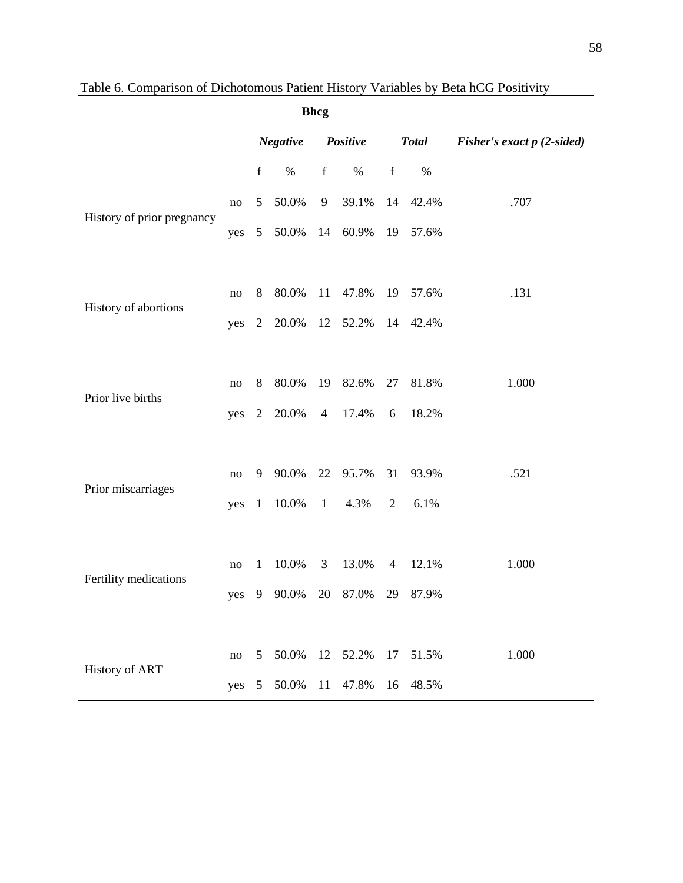Table 6. Comparison of Dichotomous Patient History Variables by Beta hCG Positivity

| | | Bhcg | | | | | | |
|---|---|---|---|---|---|---|---|---|
| | | *Negative* | | *Positive* | | *Total* | | *Fisher's exact p (2-sided)* |
| | | f | % | f | % | f | % | |
| History of prior pregnancy | no | 5 | 50.0% | 9 | 39.1% | 14 | 42.4% | .707 |
| | yes | 5 | 50.0% | 14 | 60.9% | 19 | 57.6% | |
| History of abortions | no | 8 | 80.0% | 11 | 47.8% | 19 | 57.6% | .131 |
| | yes | 2 | 20.0% | 12 | 52.2% | 14 | 42.4% | |
| Prior live births | no | 8 | 80.0% | 19 | 82.6% | 27 | 81.8% | 1.000 |
| | yes | 2 | 20.0% | 4 | 17.4% | 6 | 18.2% | |
| Prior miscarriages | no | 9 | 90.0% | 22 | 95.7% | 31 | 93.9% | .521 |
| | yes | 1 | 10.0% | 1 | 4.3% | 2 | 6.1% | |
| Fertility medications | no | 1 | 10.0% | 3 | 13.0% | 4 | 12.1% | 1.000 |
| | yes | 9 | 90.0% | 20 | 87.0% | 29 | 87.9% | |
| History of ART | no | 5 | 50.0% | 12 | 52.2% | 17 | 51.5% | 1.000 |
| | yes | 5 | 50.0% | 11 | 47.8% | 16 | 48.5% | |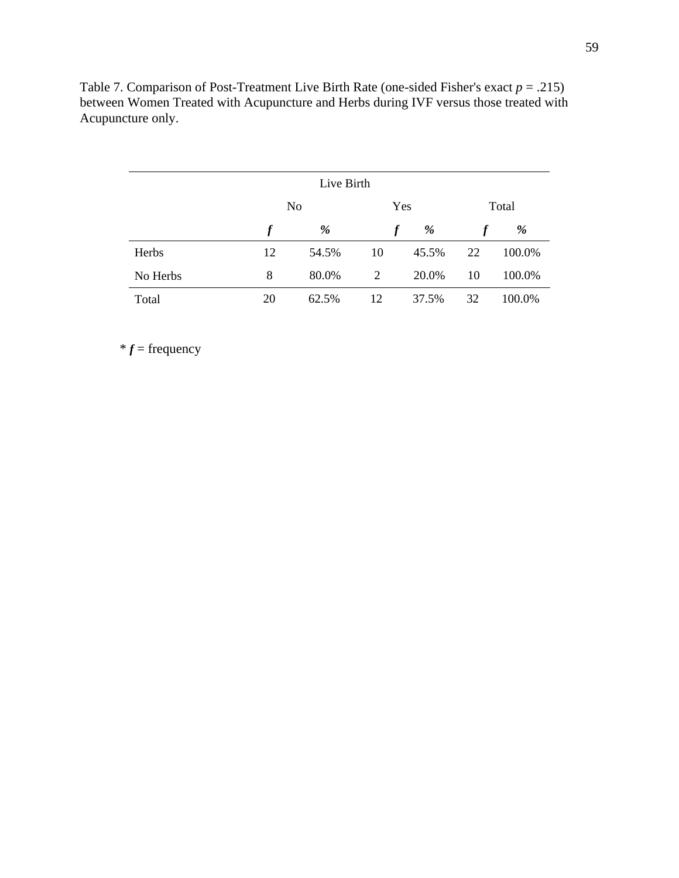Table 7. Comparison of Post-Treatment Live Birth Rate (one-sided Fisher's exact $p = .215$) between Women Treated with Acupuncture and Herbs during IVF versus those treated with Acupuncture only.

| | Live Birth | | | | | |
|---|---|---|---|---|---|---|
| | No | | Yes | | Total | |
| | ***f*** | ***%*** | ***f*** | ***%*** | ***f*** | ***%*** |
| Herbs | 12 | 54.5% | 10 | 45.5% | 22 | 100.0% |
| No Herbs | 8 | 80.0% | 2 | 20.0% | 10 | 100.0% |
| Total | 20 | 62.5% | 12 | 37.5% | 32 | 100.0% |

* ***f*** = frequency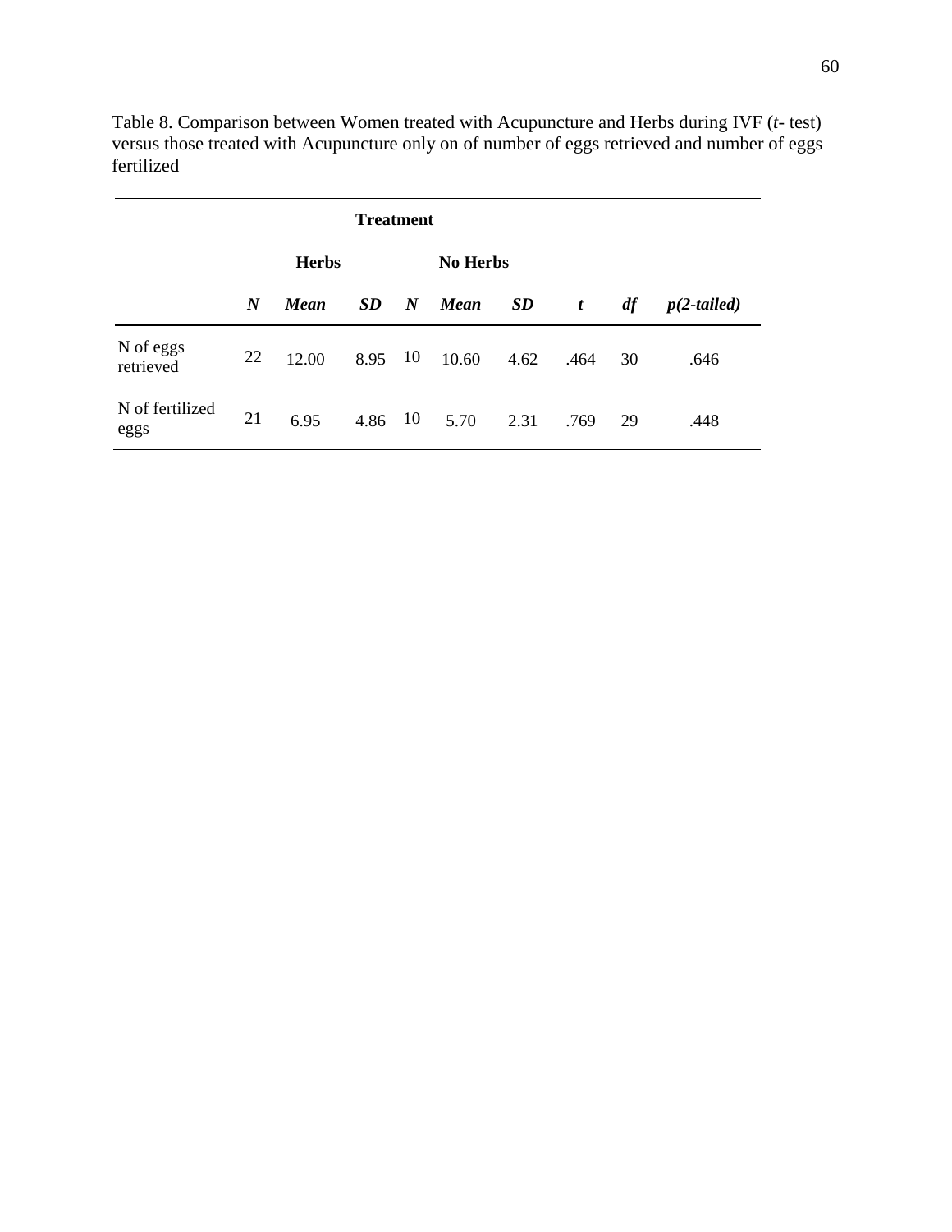Table 8. Comparison between Women treated with Acupuncture and Herbs during IVF (*t*- test) versus those treated with Acupuncture only on of number of eggs retrieved and number of eggs fertilized

| | **Treatment** | | | | | | | | |
|---|---|---|---|---|---|---|---|---|---|
| | **Herbs** | | | **No Herbs** | | | | | |
| | ***N*** | ***Mean*** | ***SD*** | ***N*** | ***Mean*** | ***SD*** | ***t*** | ***df*** | ***p(2-tailed)*** |
| N of eggs retrieved | 22 | 12.00 | 8.95 | 10 | 10.60 | 4.62 | .464 | 30 | .646 |
| N of fertilized eggs | 21 | 6.95 | 4.86 | 10 | 5.70 | 2.31 | .769 | 29 | .448 |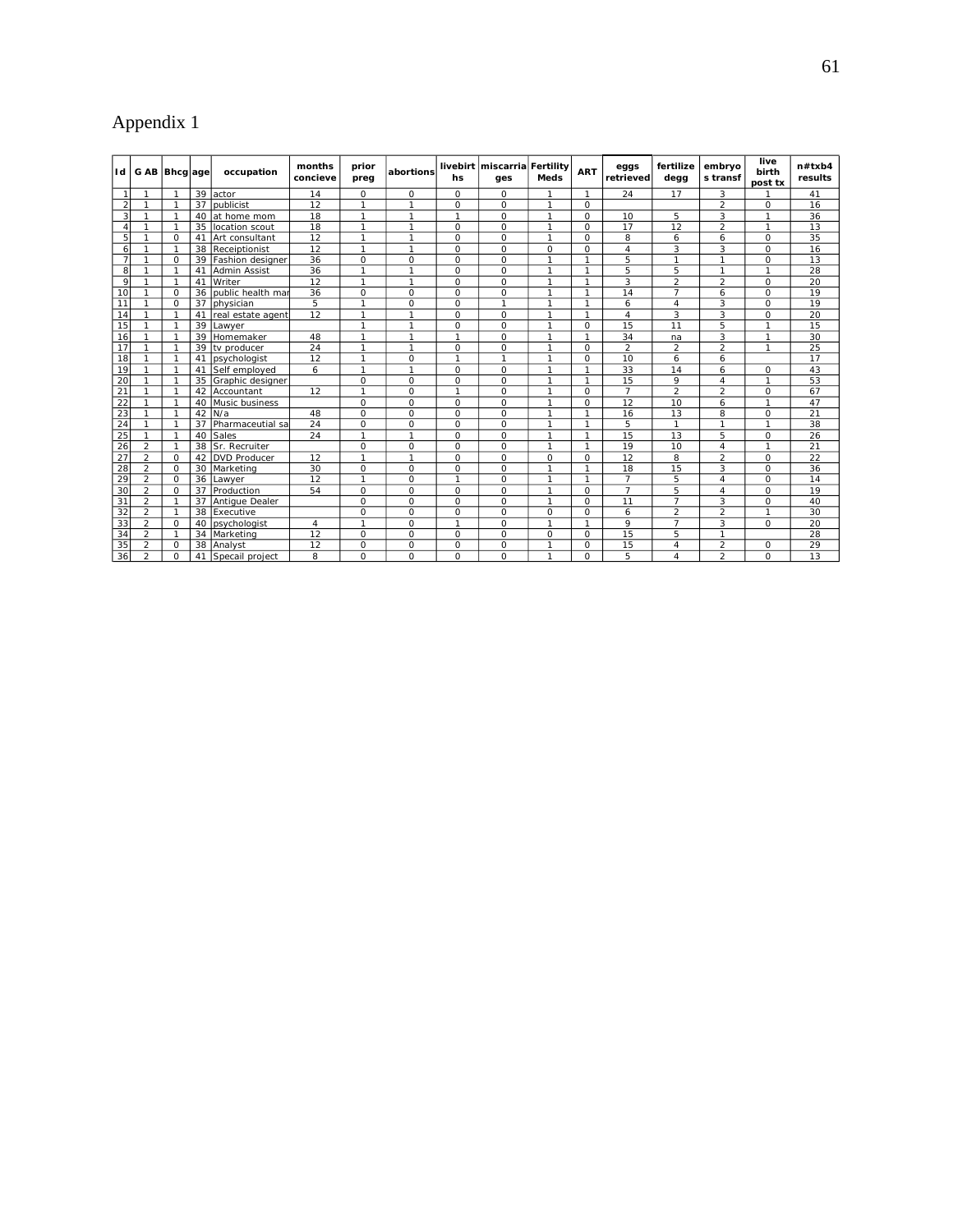# Appendix 1

| Id | G AB | Bhcg | age | occupation | months concieve | prior preg | abortions | livebirths | miscarriages | Fertility Meds | ART | eggs retrieved | fertilizedegg | embryos transf | live birth post tx | n#txb4 results |
|---|---|---|---|---|---|---|---|---|---|---|---|---|---|---|---|---|
| 1 | 1 | 1 | 39 | actor | 14 | 0 | 0 | 0 | 0 | 1 | 1 | 24 | 17 | 3 | 1 | 41 |
| 2 | 1 | 1 | 37 | publicist | 12 | 1 | 1 | 0 | 0 | 1 | 0 | | | 2 | 0 | 16 |
| 3 | 1 | 1 | 40 | at home mom | 18 | 1 | 1 | 1 | 0 | 1 | 0 | 10 | 5 | 3 | 1 | 36 |
| 4 | 1 | 1 | 35 | location scout | 18 | 1 | 1 | 0 | 0 | 1 | 0 | 17 | 12 | 2 | 1 | 13 |
| 5 | 1 | 0 | 41 | Art consultant | 12 | 1 | 1 | 0 | 0 | 1 | 0 | 8 | 6 | 6 | 0 | 35 |
| 6 | 1 | 1 | 38 | Receiptionist | 12 | 1 | 1 | 0 | 0 | 0 | 0 | 4 | 3 | 3 | 0 | 16 |
| 7 | 1 | 0 | 39 | Fashion designer | 36 | 0 | 0 | 0 | 0 | 1 | 1 | 5 | 1 | 1 | 0 | 13 |
| 8 | 1 | 1 | 41 | Admin Assist | 36 | 1 | 1 | 0 | 0 | 1 | 1 | 5 | 5 | 1 | 1 | 28 |
| 9 | 1 | 1 | 41 | Writer | 12 | 1 | 1 | 0 | 0 | 1 | 1 | 3 | 2 | 2 | 0 | 20 |
| 10 | 1 | 0 | 36 | public health mar | 36 | 0 | 0 | 0 | 0 | 1 | 1 | 14 | 7 | 6 | 0 | 19 |
| 11 | 1 | 0 | 37 | physician | 5 | 1 | 0 | 0 | 1 | 1 | 1 | 6 | 4 | 3 | 0 | 19 |
| 14 | 1 | 1 | 41 | real estate agent | 12 | 1 | 1 | 0 | 0 | 1 | 1 | 4 | 3 | 3 | 0 | 20 |
| 15 | 1 | 1 | 39 | Lawyer | | 1 | 1 | 0 | 0 | 1 | 0 | 15 | 11 | 5 | 1 | 15 |
| 16 | 1 | 1 | 39 | Homemaker | 48 | 1 | 1 | 1 | 0 | 1 | 1 | 34 | na | 3 | 1 | 30 |
| 17 | 1 | 1 | 39 | tv producer | 24 | 1 | 1 | 0 | 0 | 1 | 0 | 2 | 2 | 2 | 1 | 25 |
| 18 | 1 | 1 | 41 | psychologist | 12 | 1 | 0 | 1 | 1 | 1 | 0 | 10 | 6 | 6 | | 17 |
| 19 | 1 | 1 | 41 | Self employed | 6 | 1 | 1 | 0 | 0 | 1 | 1 | 33 | 14 | 6 | 0 | 43 |
| 20 | 1 | 1 | 35 | Graphic designer | | 0 | 0 | 0 | 0 | 1 | 1 | 15 | 9 | 4 | 1 | 53 |
| 21 | 1 | 1 | 42 | Accountant | 12 | 1 | 0 | 1 | 0 | 1 | 0 | 7 | 2 | 2 | 0 | 67 |
| 22 | 1 | 1 | 40 | Music business | | 0 | 0 | 0 | 0 | 1 | 0 | 12 | 10 | 6 | 1 | 47 |
| 23 | 1 | 1 | 42 | N/a | 48 | 0 | 0 | 0 | 0 | 1 | 1 | 16 | 13 | 8 | 0 | 21 |
| 24 | 1 | 1 | 37 | Pharmaceutial sa | 24 | 0 | 0 | 0 | 0 | 1 | 1 | 5 | 1 | 1 | 1 | 38 |
| 25 | 1 | 1 | 40 | Sales | 24 | 1 | 1 | 0 | 0 | 1 | 1 | 15 | 13 | 5 | 0 | 26 |
| 26 | 2 | 1 | 38 | Sr. Recruiter | | 0 | 0 | 0 | 0 | 1 | 1 | 19 | 10 | 4 | 1 | 21 |
| 27 | 2 | 0 | 42 | DVD Producer | 12 | 1 | 1 | 0 | 0 | 0 | 0 | 12 | 8 | 2 | 0 | 22 |
| 28 | 2 | 0 | 30 | Marketing | 30 | 0 | 0 | 0 | 0 | 1 | 1 | 18 | 15 | 3 | 0 | 36 |
| 29 | 2 | 0 | 36 | Lawyer | 12 | 1 | 0 | 1 | 0 | 1 | 1 | 7 | 5 | 4 | 0 | 14 |
| 30 | 2 | 0 | 37 | Production | 54 | 0 | 0 | 0 | 0 | 1 | 0 | 7 | 5 | 4 | 0 | 19 |
| 31 | 2 | 1 | 37 | Antique Dealer | | 0 | 0 | 0 | 0 | 1 | 0 | 11 | 7 | 3 | 0 | 40 |
| 32 | 2 | 1 | 38 | Executive | | 0 | 0 | 0 | 0 | 0 | 0 | 6 | 2 | 2 | 1 | 30 |
| 33 | 2 | 0 | 40 | psychologist | 4 | 1 | 0 | 1 | 0 | 1 | 1 | 9 | 7 | 3 | 0 | 20 |
| 34 | 2 | 1 | 34 | Marketing | 12 | 0 | 0 | 0 | 0 | 0 | 0 | 15 | 5 | 1 | | 28 |
| 35 | 2 | 0 | 38 | Analyst | 12 | 0 | 0 | 0 | 0 | 1 | 0 | 15 | 4 | 2 | 0 | 29 |
| 36 | 2 | 0 | 41 | Specail project | 8 | 0 | 0 | 0 | 0 | 1 | 0 | 5 | 4 | 2 | 0 | 13 |